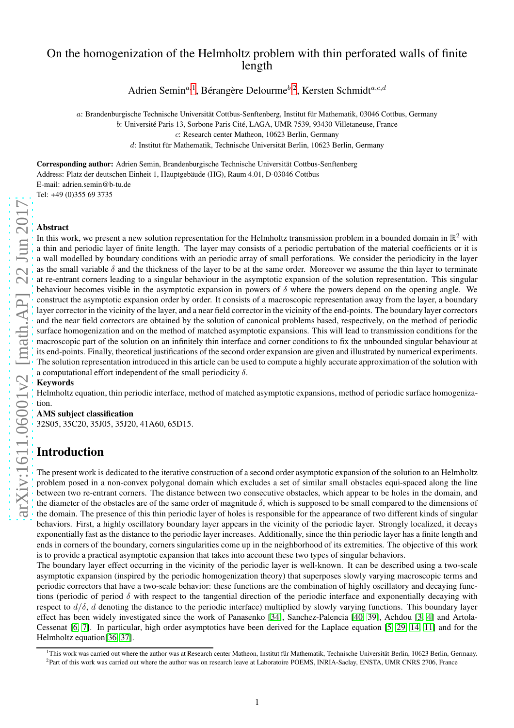# On the homogenization of the Helmholtz problem with thin perforated walls of finite length

Adrien Semin[a,1], Bérangère Delourme[b,2], Kersten Schmidt[a,c,d]

[a]: Brandenburgische Technische Universität Cottbus-Senftenberg, Institut für Mathematik, 03046 Cottbus, Germany

[b]: Université Paris 13, Sorbone Paris Cité, LAGA, UMR 7539, 93430 Villetaneuse, France

[c]: Research center Matheon, 10623 Berlin, Germany

[d]: Institut für Mathematik, Technische Universität Berlin, 10623 Berlin, Germany

**Corresponding author:** Adrien Semin, Brandenburgische Technische Universität Cottbus-Senftenberg
Address: Platz der deutschen Einheit 1, Hauptgebäude (HG), Raum 4.01, D-03046 Cottbus
E-mail: adrien.semin@b-tu.de
Tel: +49 (0)355 69 3735

**Abstract**

In this work, we present a new solution representation for the Helmholtz transmission problem in a bounded domain in $\mathbb{R}^2$ with a thin and periodic layer of finite length. The layer may consists of a periodic pertubation of the material coefficients or it is a wall modelled by boundary conditions with an periodic array of small perforations. We consider the periodicity in the layer as the small variable $\delta$ and the thickness of the layer to be at the same order. Moreover we assume the thin layer to terminate at re-entrant corners leading to a singular behaviour in the asymptotic expansion of the solution representation. This singular behaviour becomes visible in the asymptotic expansion in powers of $\delta$ where the powers depend on the opening angle. We construct the asymptotic expansion order by order. It consists of a macroscopic representation away from the layer, a boundary layer corrector in the vicinity of the layer, and a near field corrector in the vicinity of the end-points. The boundary layer correctors and the near field correctors are obtained by the solution of canonical problems based, respectively, on the method of periodic surface homogenization and on the method of matched asymptotic expansions. This will lead to transmission conditions for the macroscopic part of the solution on an infinitely thin interface and corner conditions to fix the unbounded singular behaviour at its end-points. Finally, theoretical justifications of the second order expansion are given and illustrated by numerical experiments. The solution representation introduced in this article can be used to compute a highly accurate approximation of the solution with a computational effort independent of the small periodicity $\delta$.

**Keywords**

Helmholtz equation, thin periodic interface, method of matched asymptotic expansions, method of periodic surface homogenization.

**AMS subject classification**

32S05, 35C20, 35J05, 35J20, 41A60, 65D15.

# Introduction

The present work is dedicated to the iterative construction of a second order asymptotic expansion of the solution to an Helmholtz problem posed in a non-convex polygonal domain which excludes a set of similar small obstacles equi-spaced along the line between two re-entrant corners. The distance between two consecutive obstacles, which appear to be holes in the domain, and the diameter of the obstacles are of the same order of magnitude $\delta$, which is supposed to be small compared to the dimensions of the domain. The presence of this thin periodic layer of holes is responsible for the appearance of two different kinds of singular behaviors. First, a highly oscillatory boundary layer appears in the vicinity of the periodic layer. Strongly localized, it decays exponentially fast as the distance to the periodic layer increases. Additionally, since the thin periodic layer has a finite length and ends in corners of the boundary, corners singularities come up in the neighborhood of its extremities. The objective of this work is to provide a practical asymptotic expansion that takes into account these two types of singular behaviors.

The boundary layer effect occurring in the vicinity of the periodic layer is well-known. It can be described using a two-scale asymptotic expansion (inspired by the periodic homogenization theory) that superposes slowly varying macroscopic terms and periodic correctors that have a two-scale behavior: these functions are the combination of highly oscillatory and decaying functions (periodic of period $\delta$ with respect to the tangential direction of the periodic interface and exponentially decaying with respect to $d/\delta$, $d$ denoting the distance to the periodic interface) multiplied by slowly varying functions. This boundary layer effect has been widely investigated since the work of Panasenko [34], Sanchez-Palencia [40, 39], Achdou [3, 4] and Artola-Cessenat [6, 7]. In particular, high order asymptotics have been derived for the Laplace equation [5, 29, 14, 11] and for the Helmholtz equation[36, 37].

---

[1] This work was carried out where the author was at Research center Matheon, Institut für Mathematik, Technische Universität Berlin, 10623 Berlin, Germany.

[2] Part of this work was carried out where the author was on research leave at Laboratoire POEMS, INRIA-Saclay, ENSTA, UMR CNRS 2706, France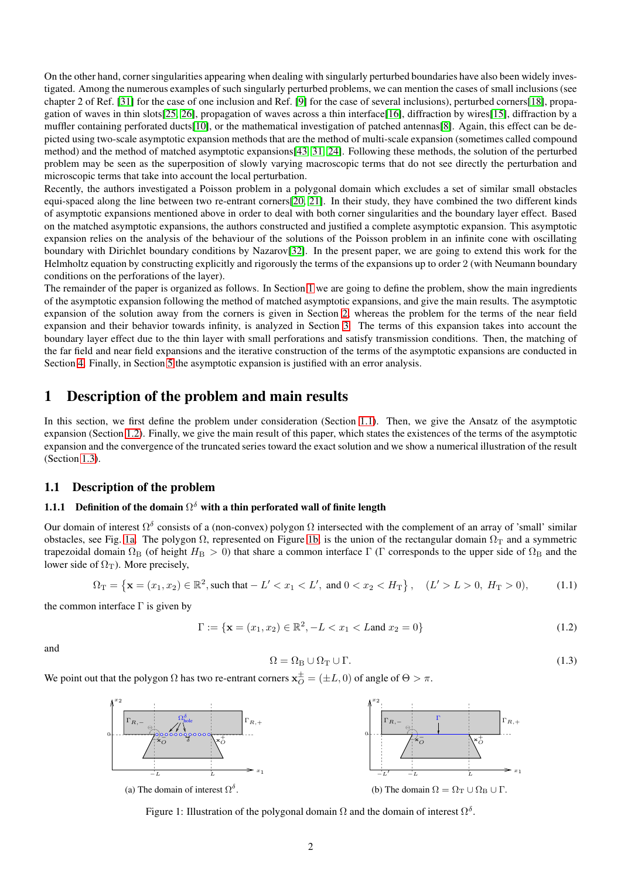On the other hand, corner singularities appearing when dealing with singularly perturbed boundaries have also been widely investigated. Among the numerous examples of such singularly perturbed problems, we can mention the cases of small inclusions (see chapter 2 of Ref. [31] for the case of one inclusion and Ref. [9] for the case of several inclusions), perturbed corners[18], propagation of waves in thin slots[25, 26], propagation of waves across a thin interface[16], diffraction by wires[15], diffraction by a muffler containing perforated ducts[10], or the mathematical investigation of patched antennas[8]. Again, this effect can be depicted using two-scale asymptotic expansion methods that are the method of multi-scale expansion (sometimes called compound method) and the method of matched asymptotic expansions[43, 31, 24]. Following these methods, the solution of the perturbed problem may be seen as the superposition of slowly varying macroscopic terms that do not see directly the perturbation and microscopic terms that take into account the local perturbation.

Recently, the authors investigated a Poisson problem in a polygonal domain which excludes a set of similar small obstacles equi-spaced along the line between two re-entrant corners[20, 21]. In their study, they have combined the two different kinds of asymptotic expansions mentioned above in order to deal with both corner singularities and the boundary layer effect. Based on the matched asymptotic expansions, the authors constructed and justified a complete asymptotic expansion. This asymptotic expansion relies on the analysis of the behaviour of the solutions of the Poisson problem in an infinite cone with oscillating boundary with Dirichlet boundary conditions by Nazarov[32]. In the present paper, we are going to extend this work for the Helmholtz equation by constructing explicitly and rigorously the terms of the expansions up to order 2 (with Neumann boundary conditions on the perforations of the layer).

The remainder of the paper is organized as follows. In Section 1 we are going to define the problem, show the main ingredients of the asymptotic expansion following the method of matched asymptotic expansions, and give the main results. The asymptotic expansion of the solution away from the corners is given in Section 2, whereas the problem for the terms of the near field expansion and their behavior towards infinity, is analyzed in Section 3. The terms of this expansion takes into account the boundary layer effect due to the thin layer with small perforations and satisfy transmission conditions. Then, the matching of the far field and near field expansions and the iterative construction of the terms of the asymptotic expansions are conducted in Section 4. Finally, in Section 5 the asymptotic expansion is justified with an error analysis.

# 1 Description of the problem and main results

In this section, we first define the problem under consideration (Section 1.1). Then, we give the Ansatz of the asymptotic expansion (Section 1.2). Finally, we give the main result of this paper, which states the existences of the terms of the asymptotic expansion and the convergence of the truncated series toward the exact solution and we show a numerical illustration of the result (Section 1.3).

## 1.1 Description of the problem

### 1.1.1 Definition of the domain $\Omega^\delta$ with a thin perforated wall of finite length

Our domain of interest $\Omega^\delta$ consists of a (non-convex) polygon $\Omega$ intersected with the complement of an array of 'small' similar obstacles, see Fig. 1a. The polygon $\Omega$, represented on Figure 1b, is the union of the rectangular domain $\Omega_{\rm T}$ and a symmetric trapezoidal domain $\Omega_{\rm B}$ (of height $H_{\rm B} > 0$) that share a common interface $\Gamma$ ($\Gamma$ corresponds to the upper side of $\Omega_{\rm B}$ and the lower side of $\Omega_{\rm T}$). More precisely,

$$\Omega_{\rm T} = \left\{\mathbf{x} = (x_1, x_2) \in \mathbb{R}^2, \text{such that } -L' < x_1 < L', \text{ and } 0 < x_2 < H_{\rm T}\right\}, \quad (L' > L > 0,\ H_{\rm T} > 0), \tag{1.1}$$

the common interface $\Gamma$ is given by

$$\Gamma := \{\mathbf{x} = (x_1, x_2) \in \mathbb{R}^2, -L < x_1 < L \text{ and } x_2 = 0\} \tag{1.2}$$

and

$$\Omega = \Omega_{\rm B} \cup \Omega_{\rm T} \cup \Gamma. \tag{1.3}$$

We point out that the polygon $\Omega$ has two re-entrant corners $\mathbf{x}_O^{\pm} = (\pm L, 0)$ of angle of $\Theta > \pi$.

(a) The domain of interest $\Omega^\delta$.

(b) The domain $\Omega = \Omega_{\rm T} \cup \Omega_{\rm B} \cup \Gamma$.

Figure 1: Illustration of the polygonal domain $\Omega$ and the domain of interest $\Omega^\delta$.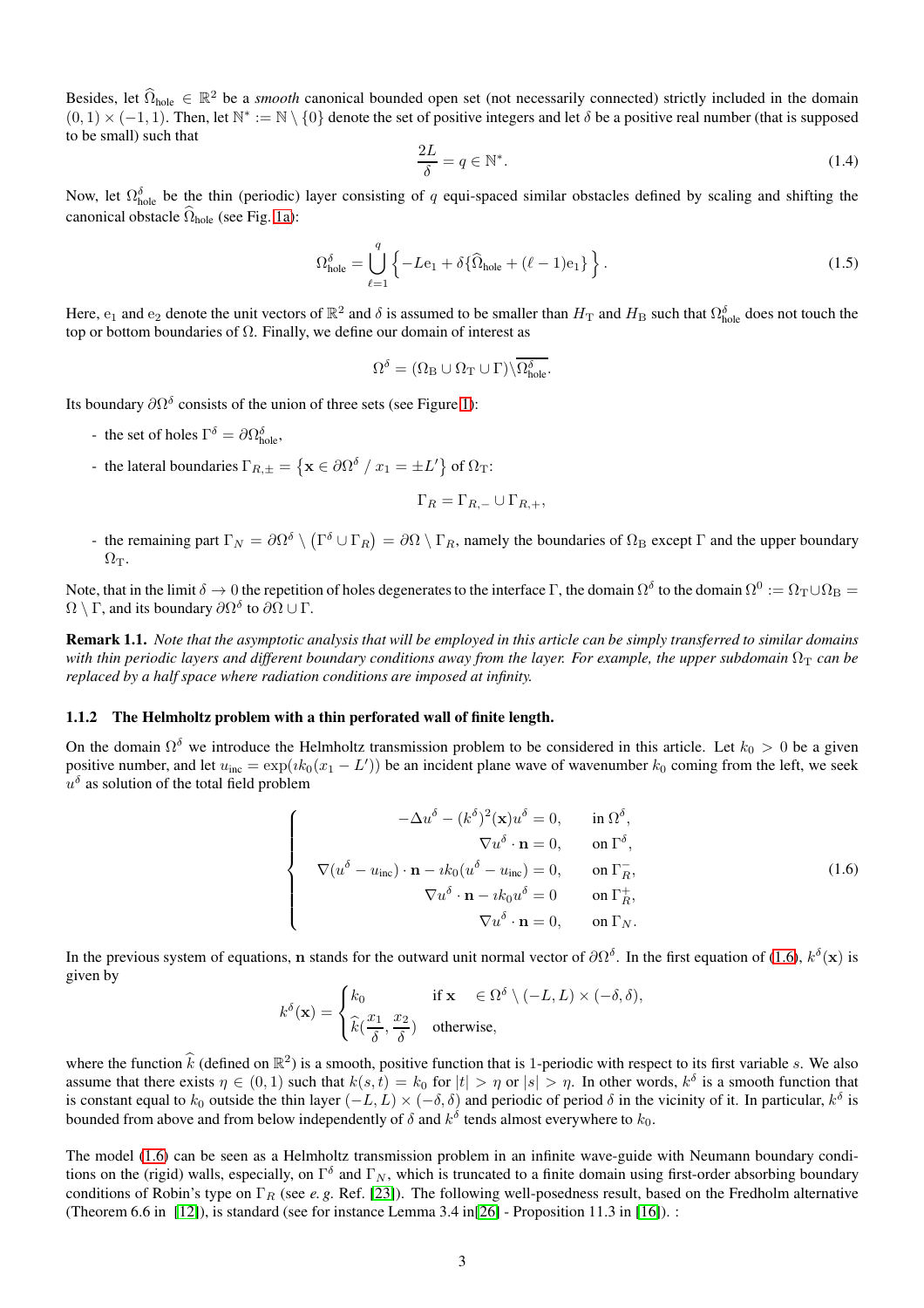Besides, let $\widehat{\Omega}_{\text{hole}} \in \mathbb{R}^2$ be a *smooth* canonical bounded open set (not necessarily connected) strictly included in the domain $(0,1)\times(-1,1)$. Then, let $\mathbb{N}^* := \mathbb{N}\setminus\{0\}$ denote the set of positive integers and let $\delta$ be a positive real number (that is supposed to be small) such that

$$
\frac{2L}{\delta} = q \in \mathbb{N}^*. \tag{1.4}
$$

Now, let $\Omega^\delta_{\text{hole}}$ be the thin (periodic) layer consisting of $q$ equi-spaced similar obstacles defined by scaling and shifting the canonical obstacle $\widehat{\Omega}_{\text{hole}}$ (see Fig. 1a):

$$
\Omega^\delta_{\text{hole}} = \bigcup_{\ell=1}^{q} \left\{ -L\mathrm{e}_1 + \delta\{\widehat{\Omega}_{\text{hole}} + (\ell-1)\mathrm{e}_1\} \right\}. \tag{1.5}
$$

Here, $\mathrm{e}_1$ and $\mathrm{e}_2$ denote the unit vectors of $\mathbb{R}^2$ and $\delta$ is assumed to be smaller than $H_{\mathrm{T}}$ and $H_{\mathrm{B}}$ such that $\Omega^\delta_{\text{hole}}$ does not touch the top or bottom boundaries of $\Omega$. Finally, we define our domain of interest as

$$
\Omega^\delta = (\Omega_{\mathrm{B}} \cup \Omega_{\mathrm{T}} \cup \Gamma)\backslash\overline{\Omega^\delta_{\text{hole}}}.
$$

Its boundary $\partial\Omega^\delta$ consists of the union of three sets (see Figure 1):

- the set of holes $\Gamma^\delta = \partial\Omega^\delta_{\text{hole}}$,
- the lateral boundaries $\Gamma_{R,\pm} = \left\{\mathbf{x} \in \partial\Omega^\delta \;/\; x_1 = \pm L'\right\}$ of $\Omega_{\mathrm{T}}$:

$$
\Gamma_R = \Gamma_{R,-} \cup \Gamma_{R,+},
$$

- the remaining part $\Gamma_N = \partial\Omega^\delta \setminus \left(\Gamma^\delta \cup \Gamma_R\right) = \partial\Omega \setminus \Gamma_R$, namely the boundaries of $\Omega_{\mathrm{B}}$ except $\Gamma$ and the upper boundary $\Omega_{\mathrm{T}}$.

Note, that in the limit $\delta \to 0$ the repetition of holes degenerates to the interface $\Gamma$, the domain $\Omega^\delta$ to the domain $\Omega^0 := \Omega_{\mathrm{T}} \cup \Omega_{\mathrm{B}} = \Omega\setminus\Gamma$, and its boundary $\partial\Omega^\delta$ to $\partial\Omega \cup \Gamma$.

**Remark 1.1.** *Note that the asymptotic analysis that will be employed in this article can be simply transferred to similar domains with thin periodic layers and different boundary conditions away from the layer. For example, the upper subdomain $\Omega_{\mathrm{T}}$ can be replaced by a half space where radiation conditions are imposed at infinity.*

### 1.1.2 The Helmholtz problem with a thin perforated wall of finite length.

On the domain $\Omega^\delta$ we introduce the Helmholtz transmission problem to be considered in this article. Let $k_0 > 0$ be a given positive number, and let $u_{\text{inc}} = \exp(\imath k_0(x_1 - L'))$ be an incident plane wave of wavenumber $k_0$ coming from the left, we seek $u^\delta$ as solution of the total field problem

$$
\left\{
\begin{aligned}
-\Delta u^\delta - (k^\delta)^2(\mathbf{x})u^\delta &= 0, && \text{in } \Omega^\delta,\\
\nabla u^\delta \cdot \mathbf{n} &= 0, && \text{on } \Gamma^\delta,\\
\nabla(u^\delta - u_{\text{inc}})\cdot\mathbf{n} - \imath k_0(u^\delta - u_{\text{inc}}) &= 0, && \text{on } \Gamma_R^-,\\
\nabla u^\delta\cdot\mathbf{n} - \imath k_0 u^\delta &= 0 && \text{on } \Gamma_R^+,\\
\nabla u^\delta \cdot \mathbf{n} &= 0, && \text{on } \Gamma_N.
\end{aligned}
\right. \tag{1.6}
$$

In the previous system of equations, $\mathbf{n}$ stands for the outward unit normal vector of $\partial\Omega^\delta$. In the first equation of (1.6), $k^\delta(\mathbf{x})$ is given by

$$
k^\delta(\mathbf{x}) = \begin{cases} k_0 & \text{if } \mathbf{x} \quad \in \Omega^\delta \setminus (-L,L)\times(-\delta,\delta),\\ \widehat{k}\left(\dfrac{x_1}{\delta}, \dfrac{x_2}{\delta}\right) & \text{otherwise,}\end{cases}
$$

where the function $\widehat{k}$ (defined on $\mathbb{R}^2$) is a smooth, positive function that is 1-periodic with respect to its first variable $s$. We also assume that there exists $\eta \in (0,1)$ such that $k(s,t) = k_0$ for $|t| > \eta$ or $|s| > \eta$. In other words, $k^\delta$ is a smooth function that is constant equal to $k_0$ outside the thin layer $(-L,L)\times(-\delta,\delta)$ and periodic of period $\delta$ in the vicinity of it. In particular, $k^\delta$ is bounded from above and from below independently of $\delta$ and $k^\delta$ tends almost everywhere to $k_0$.

The model (1.6) can be seen as a Helmholtz transmission problem in an infinite wave-guide with Neumann boundary conditions on the (rigid) walls, especially, on $\Gamma^\delta$ and $\Gamma_N$, which is truncated to a finite domain using first-order absorbing boundary conditions of Robin's type on $\Gamma_R$ (see *e. g.* Ref. [23]). The following well-posedness result, based on the Fredholm alternative (Theorem 6.6 in [12]), is standard (see for instance Lemma 3.4 in[26] - Proposition 11.3 in [16]). :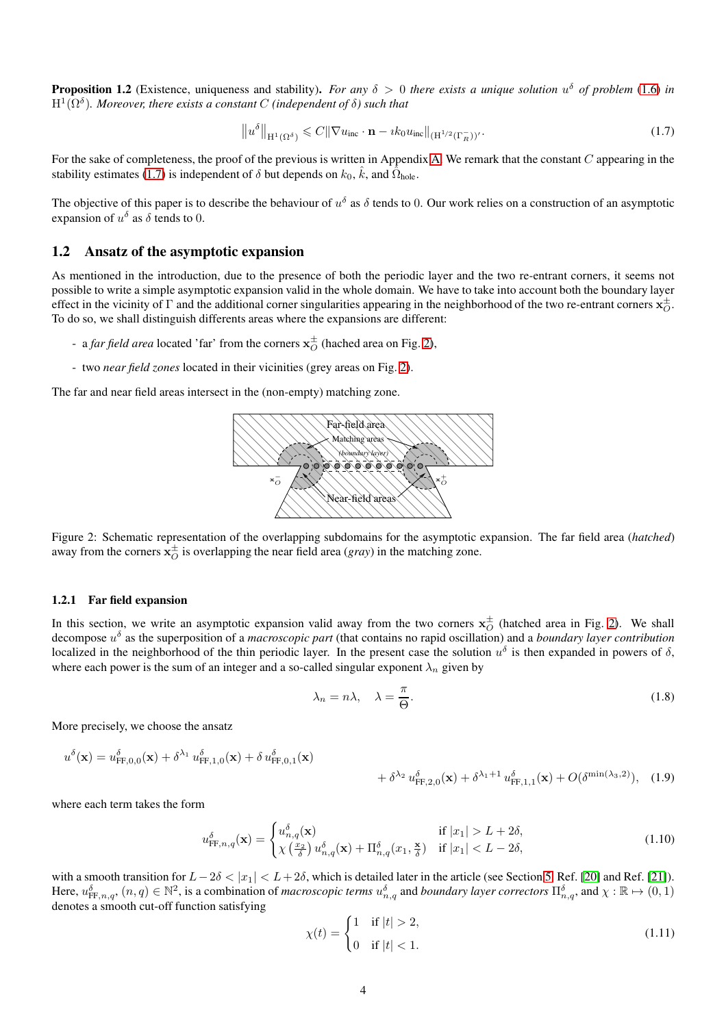**Proposition 1.2** (Existence, uniqueness and stability)**.** *For any $\delta > 0$ there exists a unique solution $u^\delta$ of problem (1.6) in $\mathrm{H}^1(\Omega^\delta)$. Moreover, there exists a constant $C$ (independent of $\delta$) such that*

$$\left\| u^\delta \right\|_{\mathrm{H}^1(\Omega^\delta)} \leqslant C \| \nabla u_{\text{inc}} \cdot \mathbf{n} - \imath k_0 u_{\text{inc}} \|_{(\mathrm{H}^{1/2}(\Gamma_R^-))'}. \tag{1.7}$$

For the sake of completeness, the proof of the previous is written in Appendix A. We remark that the constant $C$ appearing in the stability estimates (1.7) is independent of $\delta$ but depends on $k_0$, $\hat{k}$, and $\hat{\Omega}_{\text{hole}}$.

The objective of this paper is to describe the behaviour of $u^\delta$ as $\delta$ tends to 0. Our work relies on a construction of an asymptotic expansion of $u^\delta$ as $\delta$ tends to 0.

## 1.2 Ansatz of the asymptotic expansion

As mentioned in the introduction, due to the presence of both the periodic layer and the two re-entrant corners, it seems not possible to write a simple asymptotic expansion valid in the whole domain. We have to take into account both the boundary layer effect in the vicinity of $\Gamma$ and the additional corner singularities appearing in the neighborhood of the two re-entrant corners $\mathbf{x}_O^\pm$. To do so, we shall distinguish differents areas where the expansions are different:

- a *far field area* located 'far' from the corners $\mathbf{x}_O^\pm$ (hached area on Fig. 2),
- two *near field zones* located in their vicinities (grey areas on Fig. 2).

The far and near field areas intersect in the (non-empty) matching zone.

Figure 2: Schematic representation of the overlapping subdomains for the asymptotic expansion. The far field area (*hatched*) away from the corners $\mathbf{x}_O^\pm$ is overlapping the near field area (*gray*) in the matching zone.

### 1.2.1 Far field expansion

In this section, we write an asymptotic expansion valid away from the two corners $\mathbf{x}_O^\pm$ (hatched area in Fig. 2). We shall decompose $u^\delta$ as the superposition of a *macroscopic part* (that contains no rapid oscillation) and a *boundary layer contribution* localized in the neighborhood of the thin periodic layer. In the present case the solution $u^\delta$ is then expanded in powers of $\delta$, where each power is the sum of an integer and a so-called singular exponent $\lambda_n$ given by

$$\lambda_n = n\lambda, \quad \lambda = \frac{\pi}{\Theta}. \tag{1.8}$$

More precisely, we choose the ansatz

$$u^\delta(\mathbf{x}) = u^\delta_{\text{FF},0,0}(\mathbf{x}) + \delta^{\lambda_1}\, u^\delta_{\text{FF},1,0}(\mathbf{x}) + \delta\, u^\delta_{\text{FF},0,1}(\mathbf{x}) + \delta^{\lambda_2}\, u^\delta_{\text{FF},2,0}(\mathbf{x}) + \delta^{\lambda_1+1}\, u^\delta_{\text{FF},1,1}(\mathbf{x}) + O(\delta^{\min(\lambda_3,2)}), \tag{1.9}$$

where each term takes the form

$$u^\delta_{\text{FF},n,q}(\mathbf{x}) = \begin{cases} u^\delta_{n,q}(\mathbf{x}) & \text{if } |x_1| > L + 2\delta, \\ \chi\left(\frac{x_2}{\delta}\right) u^\delta_{n,q}(\mathbf{x}) + \Pi^\delta_{n,q}(x_1, \frac{\mathbf{x}}{\delta}) & \text{if } |x_1| < L - 2\delta, \end{cases} \tag{1.10}$$

with a smooth transition for $L - 2\delta < |x_1| < L + 2\delta$, which is detailed later in the article (see Section 5, Ref. [20] and Ref. [21]). Here, $u^\delta_{\text{FF},n,q}$, $(n,q) \in \mathbb{N}^2$, is a combination of *macroscopic terms* $u^\delta_{n,q}$ and *boundary layer correctors* $\Pi^\delta_{n,q}$, and $\chi : \mathbb{R} \mapsto (0,1)$ denotes a smooth cut-off function satisfying

$$\chi(t) = \begin{cases} 1 & \text{if } |t| > 2, \\ 0 & \text{if } |t| < 1. \end{cases} \tag{1.11}$$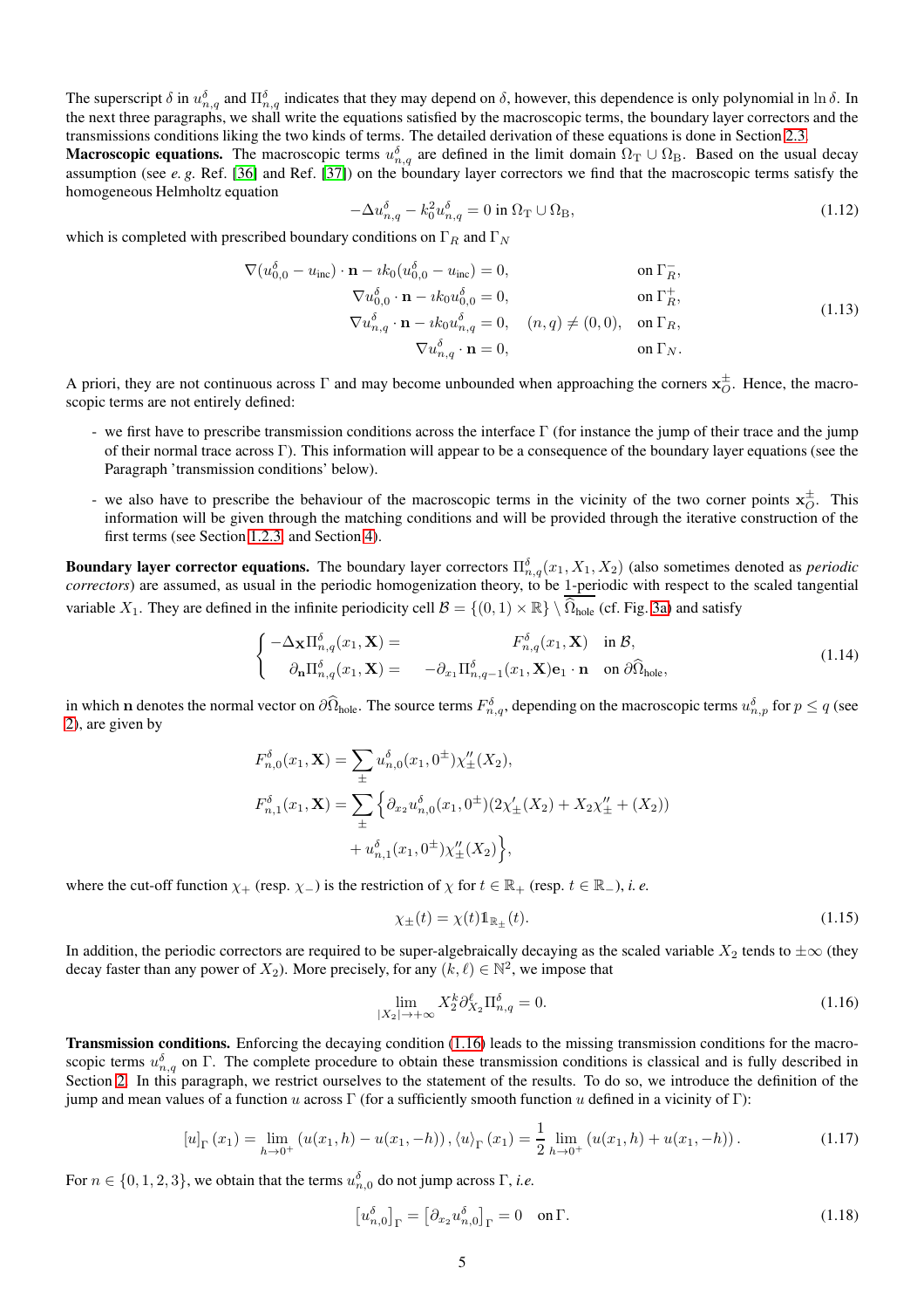The superscript $\delta$ in $u^\delta_{n,q}$ and $\Pi^\delta_{n,q}$ indicates that they may depend on $\delta$, however, this dependence is only polynomial in $\ln\delta$. In the next three paragraphs, we shall write the equations satisfied by the macroscopic terms, the boundary layer correctors and the transmissions conditions liking the two kinds of terms. The detailed derivation of these equations is done in Section 2.3.

**Macroscopic equations.** The macroscopic terms $u^\delta_{n,q}$ are defined in the limit domain $\Omega_{\mathrm{T}} \cup \Omega_{\mathrm{B}}$. Based on the usual decay assumption (see *e. g.* Ref. [36] and Ref. [37]) on the boundary layer correctors we find that the macroscopic terms satisfy the homogeneous Helmholtz equation

$$-\Delta u^\delta_{n,q} - k_0^2 u^\delta_{n,q} = 0 \text{ in } \Omega_{\mathrm{T}} \cup \Omega_{\mathrm{B}}, \tag{1.12}$$

which is completed with prescribed boundary conditions on $\Gamma_R$ and $\Gamma_N$

$$\begin{aligned}
\nabla(u^\delta_{0,0} - u_{\mathrm{inc}}) \cdot \mathbf{n} - \imath k_0 (u^\delta_{0,0} - u_{\mathrm{inc}}) &= 0, && \text{on } \Gamma_R^-,\\
\nabla u^\delta_{0,0} \cdot \mathbf{n} - \imath k_0 u^\delta_{0,0} &= 0, && \text{on } \Gamma_R^+,\\
\nabla u^\delta_{n,q} \cdot \mathbf{n} - \imath k_0 u^\delta_{n,q} &= 0, \quad (n,q) \neq (0,0), && \text{on } \Gamma_R,\\
\nabla u^\delta_{n,q} \cdot \mathbf{n} &= 0, && \text{on } \Gamma_N.
\end{aligned} \tag{1.13}$$

A priori, they are not continuous across $\Gamma$ and may become unbounded when approaching the corners $\mathbf{x}_O^\pm$. Hence, the macroscopic terms are not entirely defined:

- we first have to prescribe transmission conditions across the interface $\Gamma$ (for instance the jump of their trace and the jump of their normal trace across $\Gamma$). This information will appear to be a consequence of the boundary layer equations (see the Paragraph 'transmission conditions' below).
- we also have to prescribe the behaviour of the macroscopic terms in the vicinity of the two corner points $\mathbf{x}_O^\pm$. This information will be given through the matching conditions and will be provided through the iterative construction of the first terms (see Section 1.2.3 and Section 4).

**Boundary layer corrector equations.** The boundary layer correctors $\Pi^\delta_{n,q}(x_1, X_1, X_2)$ (also sometimes denoted as *periodic correctors*) are assumed, as usual in the periodic homogenization theory, to be 1-periodic with respect to the scaled tangential variable $X_1$. They are defined in the infinite periodicity cell $\mathcal{B} = \{(0,1) \times \mathbb{R}\} \setminus \overline{\widehat{\Omega}_{\mathrm{hole}}}$ (cf. Fig. 3a) and satisfy

$$\begin{cases}
-\Delta_{\mathbf{X}} \Pi^\delta_{n,q}(x_1, \mathbf{X}) = & F^\delta_{n,q}(x_1, \mathbf{X}) \quad \text{in } \mathcal{B},\\
\partial_{\mathbf{n}} \Pi^\delta_{n,q}(x_1, \mathbf{X}) = & -\partial_{x_1} \Pi^\delta_{n,q-1}(x_1, \mathbf{X}) \mathbf{e}_1 \cdot \mathbf{n} \quad \text{on } \partial\widehat{\Omega}_{\mathrm{hole}},
\end{cases} \tag{1.14}$$

in which $\mathbf{n}$ denotes the normal vector on $\partial\widehat{\Omega}_{\mathrm{hole}}$. The source terms $F^\delta_{n,q}$, depending on the macroscopic terms $u^\delta_{n,p}$ for $p \leq q$ (see 2), are given by

$$\begin{aligned}
F^\delta_{n,0}(x_1, \mathbf{X}) &= \sum_{\pm} u^\delta_{n,0}(x_1, 0^\pm) \chi''_\pm(X_2),\\
F^\delta_{n,1}(x_1, \mathbf{X}) &= \sum_{\pm} \Big\{ \partial_{x_2} u^\delta_{n,0}(x_1, 0^\pm)(2\chi'_\pm(X_2) + X_2 \chi''_\pm + (X_2))\\
&\qquad + u^\delta_{n,1}(x_1, 0^\pm) \chi''_\pm(X_2) \Big\},
\end{aligned}$$

where the cut-off function $\chi_+$ (resp. $\chi_-$) is the restriction of $\chi$ for $t \in \mathbb{R}_+$ (resp. $t \in \mathbb{R}_-$), *i. e.*

$$\chi_\pm(t) = \chi(t) \mathbb{1}_{\mathbb{R}_\pm}(t). \tag{1.15}$$

In addition, the periodic correctors are required to be super-algebraically decaying as the scaled variable $X_2$ tends to $\pm\infty$ (they decay faster than any power of $X_2$). More precisely, for any $(k, \ell) \in \mathbb{N}^2$, we impose that

$$\lim_{|X_2| \to +\infty} X_2^k \partial^\ell_{X_2} \Pi^\delta_{n,q} = 0. \tag{1.16}$$

**Transmission conditions.** Enforcing the decaying condition (1.16) leads to the missing transmission conditions for the macroscopic terms $u^\delta_{n,q}$ on $\Gamma$. The complete procedure to obtain these transmission conditions is classical and is fully described in Section 2. In this paragraph, we restrict ourselves to the statement of the results. To do so, we introduce the definition of the jump and mean values of a function $u$ across $\Gamma$ (for a sufficiently smooth function $u$ defined in a vicinity of $\Gamma$):

$$[u]_\Gamma(x_1) = \lim_{h \to 0^+} \left(u(x_1, h) - u(x_1, -h)\right), \langle u \rangle_\Gamma(x_1) = \frac{1}{2} \lim_{h \to 0^+} \left(u(x_1, h) + u(x_1, -h)\right). \tag{1.17}$$

For $n \in \{0, 1, 2, 3\}$, we obtain that the terms $u^\delta_{n,0}$ do not jump across $\Gamma$, *i.e.*

$$\left[u^\delta_{n,0}\right]_\Gamma = \left[\partial_{x_2} u^\delta_{n,0}\right]_\Gamma = 0 \quad \text{on } \Gamma. \tag{1.18}$$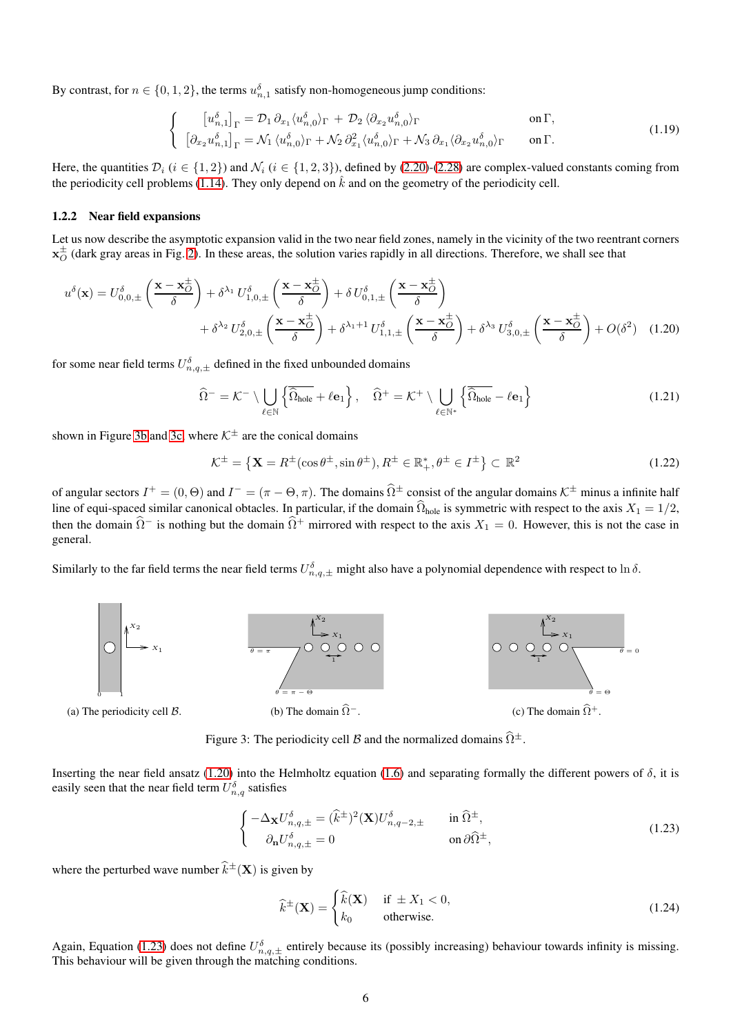By contrast, for $n \in \{0,1,2\}$, the terms $u^\delta_{n,1}$ satisfy non-homogeneous jump conditions:

$$
\begin{cases} \left[u^\delta_{n,1}\right]_\Gamma = \mathcal{D}_1\, \partial_{x_1} \langle u^\delta_{n,0}\rangle_\Gamma + \mathcal{D}_2\, \langle \partial_{x_2} u^\delta_{n,0}\rangle_\Gamma & \text{on}\, \Gamma, \\ \left[\partial_{x_2} u^\delta_{n,1}\right]_\Gamma = \mathcal{N}_1\, \langle u^\delta_{n,0}\rangle_\Gamma + \mathcal{N}_2\, \partial^2_{x_1} \langle u^\delta_{n,0}\rangle_\Gamma + \mathcal{N}_3\, \partial_{x_1} \langle \partial_{x_2} u^\delta_{n,0}\rangle_\Gamma & \text{on}\, \Gamma. \end{cases} \tag{1.19}
$$

Here, the quantities $\mathcal{D}_i$ ($i \in \{1,2\}$) and $\mathcal{N}_i$ ($i \in \{1,2,3\}$), defined by (2.20)-(2.28) are complex-valued constants coming from the periodicity cell problems (1.14). They only depend on $\hat{k}$ and on the geometry of the periodicity cell.

### 1.2.2 Near field expansions

Let us now describe the asymptotic expansion valid in the two near field zones, namely in the vicinity of the two reentrant corners $\mathbf{x}^\pm_O$ (dark gray areas in Fig. 2). In these areas, the solution varies rapidly in all directions. Therefore, we shall see that

$$
\begin{aligned} u^\delta(\mathbf{x}) = U^\delta_{0,0,\pm}\left(\frac{\mathbf{x}-\mathbf{x}^\pm_O}{\delta}\right) + \delta^{\lambda_1}\, U^\delta_{1,0,\pm}\left(\frac{\mathbf{x}-\mathbf{x}^\pm_O}{\delta}\right) + \delta\, U^\delta_{0,1,\pm}\left(\frac{\mathbf{x}-\mathbf{x}^\pm_O}{\delta}\right) \\ + \delta^{\lambda_2}\, U^\delta_{2,0,\pm}\left(\frac{\mathbf{x}-\mathbf{x}^\pm_O}{\delta}\right) + \delta^{\lambda_1+1}\, U^\delta_{1,1,\pm}\left(\frac{\mathbf{x}-\mathbf{x}^\pm_O}{\delta}\right) + \delta^{\lambda_3}\, U^\delta_{3,0,\pm}\left(\frac{\mathbf{x}-\mathbf{x}^\pm_O}{\delta}\right) + O(\delta^2) \end{aligned} \tag{1.20}
$$

for some near field terms $U^\delta_{n,q,\pm}$ defined in the fixed unbounded domains

$$
\widehat{\Omega}^- = \mathcal{K}^- \setminus \bigcup_{\ell \in \mathbb{N}} \left\{\overline{\widehat{\Omega}_{\text{hole}}} + \ell \mathbf{e}_1\right\}, \quad \widehat{\Omega}^+ = \mathcal{K}^+ \setminus \bigcup_{\ell \in \mathbb{N}^*} \left\{\overline{\widehat{\Omega}_{\text{hole}}} - \ell \mathbf{e}_1\right\} \tag{1.21}
$$

shown in Figure 3b and 3c, where $\mathcal{K}^\pm$ are the conical domains

$$
\mathcal{K}^\pm = \left\{\mathbf{X} = R^\pm(\cos\theta^\pm, \sin\theta^\pm), R^\pm \in \mathbb{R}^*_+, \theta^\pm \in I^\pm\right\} \subset \mathbb{R}^2 \tag{1.22}
$$

of angular sectors $I^+ = (0,\Theta)$ and $I^- = (\pi - \Theta, \pi)$. The domains $\widehat{\Omega}^\pm$ consist of the angular domains $\mathcal{K}^\pm$ minus a infinite half line of equi-spaced similar canonical obtacles. In particular, if the domain $\widehat{\Omega}_{\text{hole}}$ is symmetric with respect to the axis $X_1 = 1/2$, then the domain $\widehat{\Omega}^-$ is nothing but the domain $\widehat{\Omega}^+$ mirrored with respect to the axis $X_1 = 0$. However, this is not the case in general.

Similarly to the far field terms the near field terms $U^\delta_{n,q,\pm}$ might also have a polynomial dependence with respect to $\ln\delta$.

(a) The periodicity cell $\mathcal{B}$.

(b) The domain $\widehat{\Omega}^-$.

(c) The domain $\widehat{\Omega}^+$.

Figure 3: The periodicity cell $\mathcal{B}$ and the normalized domains $\widehat{\Omega}^\pm$.

Inserting the near field ansatz (1.20) into the Helmholtz equation (1.6) and separating formally the different powers of $\delta$, it is easily seen that the near field term $U^\delta_{n,q}$ satisfies

$$
\begin{cases} -\Delta_{\mathbf{X}} U^\delta_{n,q,\pm} = (\widehat{k}^\pm)^2(\mathbf{X}) U^\delta_{n,q-2,\pm} & \text{in}\, \widehat{\Omega}^\pm, \\ \partial_{\mathbf{n}} U^\delta_{n,q,\pm} = 0 & \text{on}\, \partial\widehat{\Omega}^\pm, \end{cases} \tag{1.23}
$$

where the perturbed wave number $\widehat{k}^\pm(\mathbf{X})$ is given by

$$
\widehat{k}^\pm(\mathbf{X}) = \begin{cases} \widehat{k}(\mathbf{X}) & \text{if } \pm X_1 < 0, \\ k_0 & \text{otherwise.} \end{cases} \tag{1.24}
$$

Again, Equation (1.23) does not define $U^\delta_{n,q,\pm}$ entirely because its (possibly increasing) behaviour towards infinity is missing. This behaviour will be given through the matching conditions.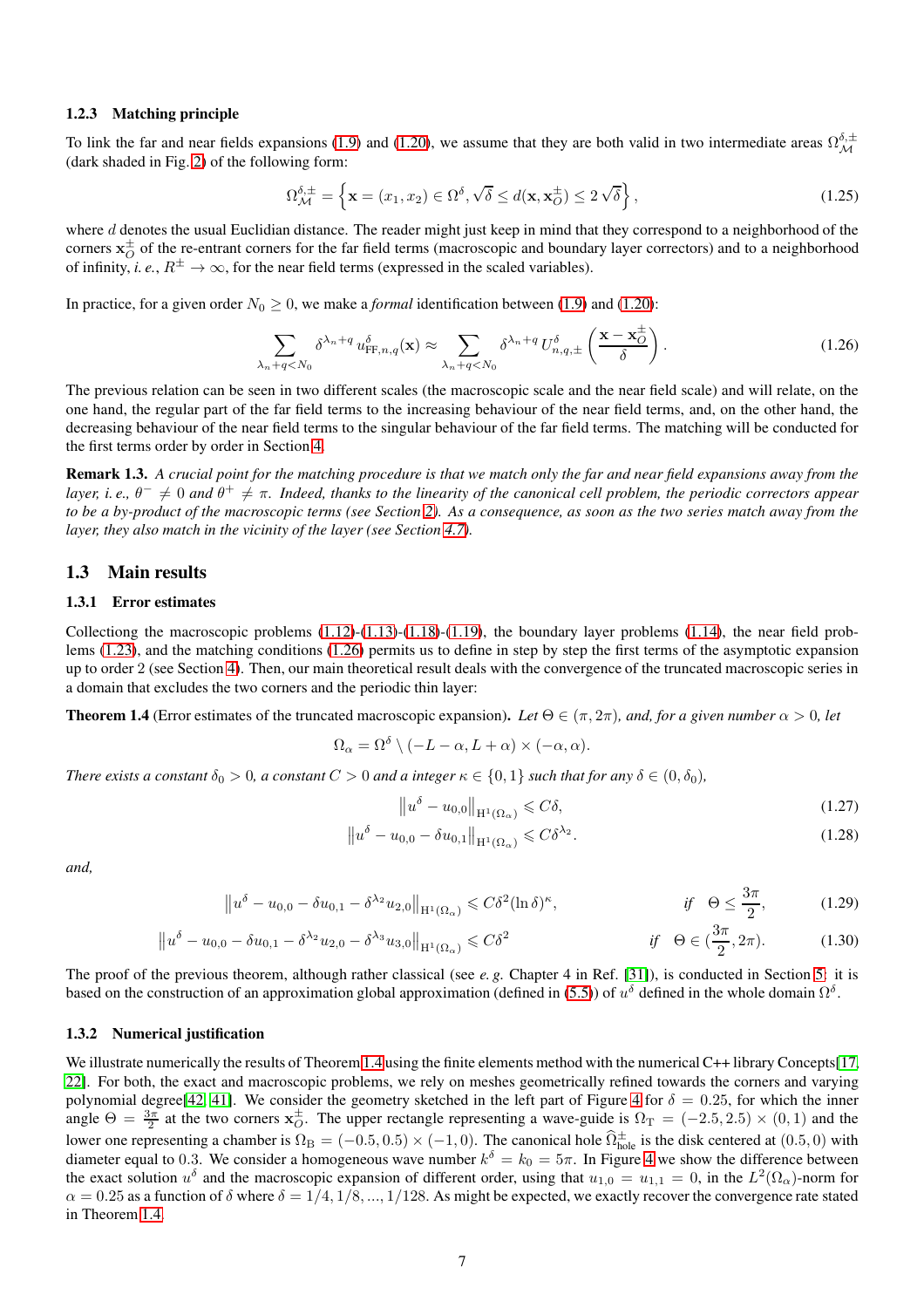### 1.2.3 Matching principle

To link the far and near fields expansions (1.9) and (1.20), we assume that they are both valid in two intermediate areas $\Omega_{\mathcal{M}}^{\delta,\pm}$ (dark shaded in Fig. 2) of the following form:

$$\Omega_{\mathcal{M}}^{\delta,\pm} = \left\{ \mathbf{x} = (x_1, x_2) \in \Omega^\delta, \sqrt{\delta} \leq d(\mathbf{x}, \mathbf{x}_O^\pm) \leq 2\sqrt{\delta} \right\}, \tag{1.25}$$

where $d$ denotes the usual Euclidian distance. The reader might just keep in mind that they correspond to a neighborhood of the corners $\mathbf{x}_O^\pm$ of the re-entrant corners for the far field terms (macroscopic and boundary layer correctors) and to a neighborhood of infinity, *i. e.*, $R^\pm \to \infty$, for the near field terms (expressed in the scaled variables).

In practice, for a given order $N_0 \geq 0$, we make a *formal* identification between (1.9) and (1.20):

$$\sum_{\lambda_n + q < N_0} \delta^{\lambda_n + q} \, u_{\mathrm{FF},n,q}^\delta(\mathbf{x}) \approx \sum_{\lambda_n + q < N_0} \delta^{\lambda_n + q} \, U_{n,q,\pm}^\delta \left( \frac{\mathbf{x} - \mathbf{x}_O^\pm}{\delta} \right). \tag{1.26}$$

The previous relation can be seen in two different scales (the macroscopic scale and the near field scale) and will relate, on the one hand, the regular part of the far field terms to the increasing behaviour of the near field terms, and, on the other hand, the decreasing behaviour of the near field terms to the singular behaviour of the far field terms. The matching will be conducted for the first terms order by order in Section 4.

**Remark 1.3.** *A crucial point for the matching procedure is that we match only the far and near field expansions away from the layer, i. e.,* $\theta^- \neq 0$ *and* $\theta^+ \neq \pi$. *Indeed, thanks to the linearity of the canonical cell problem, the periodic correctors appear to be a by-product of the macroscopic terms (see Section 2). As a consequence, as soon as the two series match away from the layer, they also match in the vicinity of the layer (see Section 4.7).*

## 1.3 Main results

### 1.3.1 Error estimates

Collectiong the macroscopic problems (1.12)-(1.13)-(1.18)-(1.19), the boundary layer problems (1.14), the near field problems (1.23), and the matching conditions (1.26) permits us to define in step by step the first terms of the asymptotic expansion up to order 2 (see Section 4). Then, our main theoretical result deals with the convergence of the truncated macroscopic series in a domain that excludes the two corners and the periodic thin layer:

**Theorem 1.4** (Error estimates of the truncated macroscopic expansion)**.** *Let* $\Theta \in (\pi, 2\pi)$*, and, for a given number* $\alpha > 0$*, let*

$$\Omega_\alpha = \Omega^\delta \setminus (-L - \alpha, L + \alpha) \times (-\alpha, \alpha).$$

*There exists a constant* $\delta_0 > 0$*, a constant* $C > 0$ *and a integer* $\kappa \in \{0, 1\}$ *such that for any* $\delta \in (0, \delta_0)$*,*

$$\left\| u^\delta - u_{0,0} \right\|_{\mathrm{H}^1(\Omega_\alpha)} \leqslant C\delta, \tag{1.27}$$

$$\left\| u^\delta - u_{0,0} - \delta u_{0,1} \right\|_{\mathrm{H}^1(\Omega_\alpha)} \leqslant C\delta^{\lambda_2}. \tag{1.28}$$

*and,*

$$\left\| u^\delta - u_{0,0} - \delta u_{0,1} - \delta^{\lambda_2} u_{2,0} \right\|_{\mathrm{H}^1(\Omega_\alpha)} \leqslant C\delta^2 (\ln \delta)^\kappa, \qquad \text{if} \quad \Theta \leq \frac{3\pi}{2}, \tag{1.29}$$

$$\left\| u^\delta - u_{0,0} - \delta u_{0,1} - \delta^{\lambda_2} u_{2,0} - \delta^{\lambda_3} u_{3,0} \right\|_{\mathrm{H}^1(\Omega_\alpha)} \leqslant C\delta^2 \qquad \text{if} \quad \Theta \in (\frac{3\pi}{2}, 2\pi). \tag{1.30}$$

The proof of the previous theorem, although rather classical (see *e. g.* Chapter 4 in Ref. [31]), is conducted in Section 5: it is based on the construction of an approximation global approximation (defined in (5.5)) of $u^\delta$ defined in the whole domain $\Omega^\delta$.

### 1.3.2 Numerical justification

We illustrate numerically the results of Theorem 1.4 using the finite elements method with the numerical C++ library Concepts[17, 22]. For both, the exact and macroscopic problems, we rely on meshes geometrically refined towards the corners and varying polynomial degree[42, 41]. We consider the geometry sketched in the left part of Figure 4 for $\delta = 0.25$, for which the inner angle $\Theta = \frac{3\pi}{2}$ at the two corners $\mathbf{x}_O^\pm$. The upper rectangle representing a wave-guide is $\Omega_{\mathrm{T}} = (-2.5, 2.5) \times (0, 1)$ and the lower one representing a chamber is $\Omega_{\mathrm{B}} = (-0.5, 0.5) \times (-1, 0)$. The canonical hole $\widehat{\Omega}_{\mathrm{hole}}^\pm$ is the disk centered at $(0.5, 0)$ with diameter equal to 0.3. We consider a homogeneous wave number $k^\delta = k_0 = 5\pi$. In Figure 4 we show the difference between the exact solution $u^\delta$ and the macroscopic expansion of different order, using that $u_{1,0} = u_{1,1} = 0$, in the $L^2(\Omega_\alpha)$-norm for $\alpha = 0.25$ as a function of $\delta$ where $\delta = 1/4, 1/8, ..., 1/128$. As might be expected, we exactly recover the convergence rate stated in Theorem 1.4.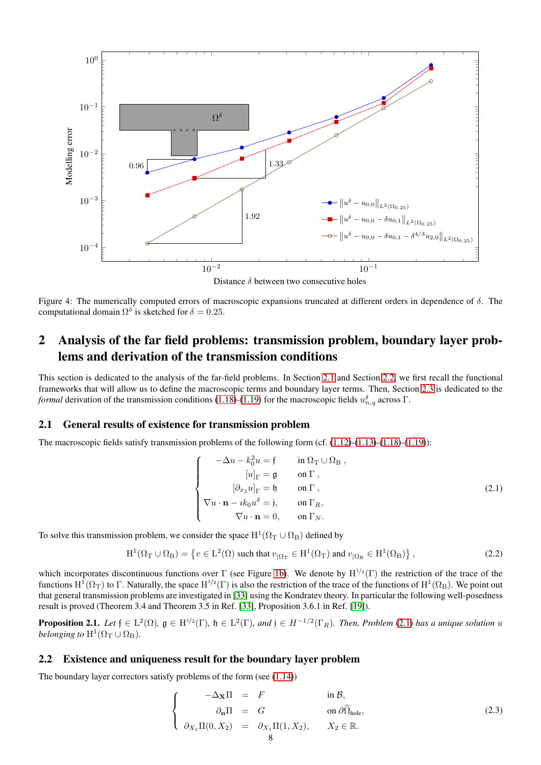Figure 4: The numerically computed errors of macroscopic expansions truncated at different orders in dependence of $\delta$. The computational domain $\Omega^\delta$ is sketched for $\delta = 0.25$.

# 2 Analysis of the far field problems: transmission problem, boundary layer problems and derivation of the transmission conditions

This section is dedicated to the analysis of the far-field problems. In Section 2.1 and Section 2.2, we first recall the functional frameworks that will allow us to define the macroscopic terms and boundary layer terms. Then, Section 2.3 is dedicated to the *formal* derivation of the transmission conditions (1.18)-(1.19) for the macroscopic fields $u^\delta_{n,q}$ across $\Gamma$.

## 2.1 General results of existence for transmission problem

The macroscopic fields satisfy transmission problems of the following form (cf. (1.12)-(1.13)-(1.18)-(1.19)):

$$
\begin{cases}
-\Delta u - k_0^2 u = \mathfrak{f} & \text{in } \Omega_{\mathrm{T}} \cup \Omega_{\mathrm{B}} \,, \\
[u]_\Gamma = \mathfrak{g} & \text{on } \Gamma \,, \\
[\partial_{x_2} u]_\Gamma = \mathfrak{h} & \text{on } \Gamma \,, \\
\nabla u \cdot \mathbf{n} - \imath k_0 u^\delta = \mathfrak{j}, & \text{on } \Gamma_R, \\
\nabla u \cdot \mathbf{n} = 0, & \text{on } \Gamma_N.
\end{cases}
\tag{2.1}
$$

To solve this transmission problem, we consider the space $\mathrm{H}^1(\Omega_{\mathrm{T}} \cup \Omega_{\mathrm{B}})$ defined by

$$
\mathrm{H}^1(\Omega_{\mathrm{T}} \cup \Omega_{\mathrm{B}}) = \left\{ v \in \mathrm{L}^2(\Omega) \text{ such that } v_{|\Omega_{\mathrm{T}}} \in \mathrm{H}^1(\Omega_{\mathrm{T}}) \text{ and } v_{|\Omega_{\mathrm{B}}} \in \mathrm{H}^1(\Omega_{\mathrm{B}}) \right\}, \tag{2.2}
$$

which incorporates discontinuous functions over $\Gamma$ (see Figure 1b). We denote by $\mathrm{H}^{1/2}(\Gamma)$ the restriction of the trace of the functions $\mathrm{H}^1(\Omega_{\mathrm{T}})$ to $\Gamma$. Naturally, the space $\mathrm{H}^{1/2}(\Gamma)$ is also the restriction of the trace of the functions of $\mathrm{H}^1(\Omega_{\mathrm{B}})$. We point out that general transmission problems are investigated in [33] using the Kondratev theory. In particular the following well-posedness result is proved (Theorem 3.4 and Theorem 3.5 in Ref. [33], Proposition 3.6.1 in Ref. [19]).

**Proposition 2.1.** *Let $\mathfrak{f} \in \mathrm{L}^2(\Omega)$, $\mathfrak{g} \in \mathrm{H}^{1/2}(\Gamma)$, $\mathfrak{h} \in \mathrm{L}^2(\Gamma)$, and $\mathfrak{j} \in H^{-1/2}(\Gamma_R)$. Then, Problem (2.1) has a unique solution $u$ belonging to $\mathrm{H}^1(\Omega_{\mathrm{T}} \cup \Omega_{\mathrm{B}})$.*

## 2.2 Existence and uniqueness result for the boundary layer problem

The boundary layer correctors satisfy problems of the form (see (1.14))

$$
\begin{cases}
-\Delta_{\mathbf{X}} \Pi = F & \text{in } \mathcal{B}, \\
\partial_{\mathbf{n}} \Pi = G & \text{on } \partial\widehat{\Omega}_{\text{hole}}, \\
\partial_{X_1} \Pi(0, X_2) = \partial_{X_1} \Pi(1, X_2), & X_2 \in \mathbb{R}.
\end{cases}
\tag{2.3}
$$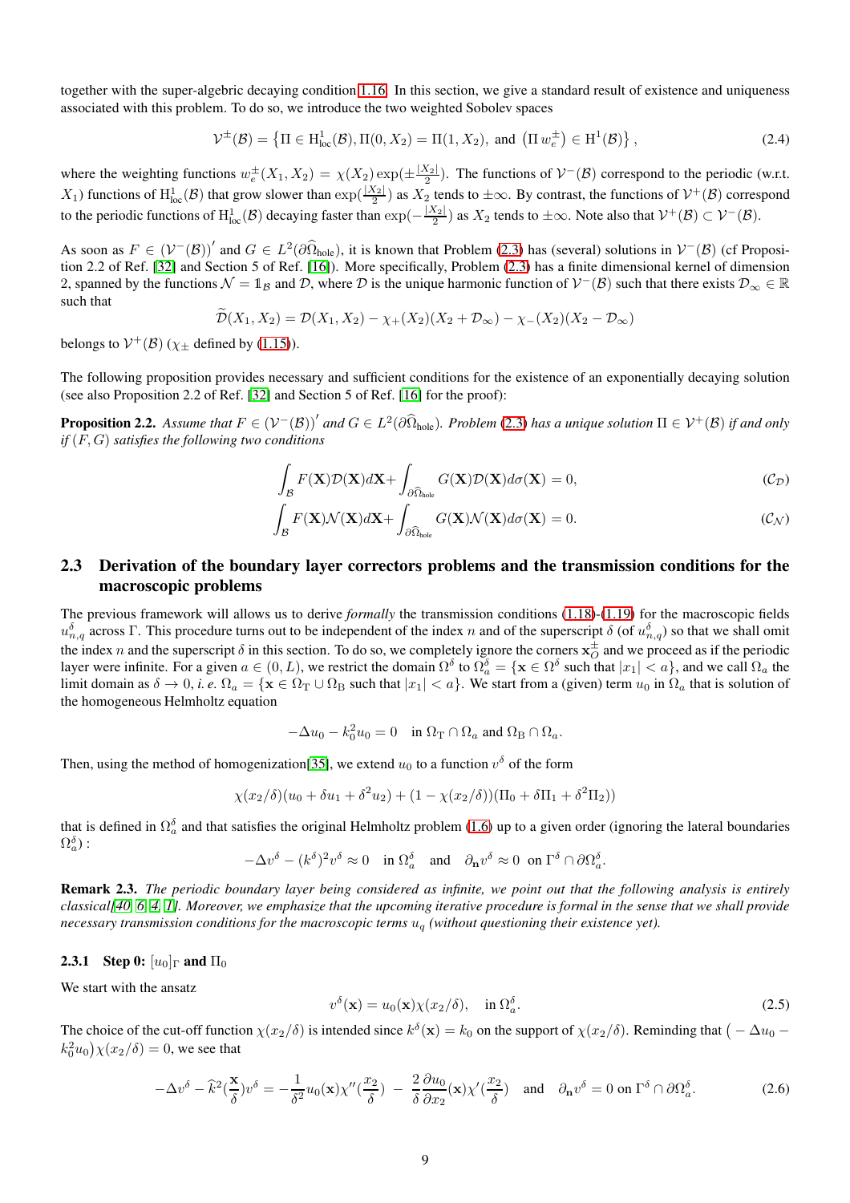together with the super-algebric decaying condition 1.16. In this section, we give a standard result of existence and uniqueness associated with this problem. To do so, we introduce the two weighted Sobolev spaces

$$\mathcal{V}^{\pm}(\mathcal{B}) = \left\{ \Pi \in \mathrm{H}^1_{\mathrm{loc}}(\mathcal{B}), \Pi(0, X_2) = \Pi(1, X_2), \text{ and } \left(\Pi\, w_e^{\pm}\right) \in \mathrm{H}^1(\mathcal{B}) \right\}, \tag{2.4}$$

where the weighting functions $w_e^{\pm}(X_1, X_2) = \chi(X_2) \exp(\pm \frac{|X_2|}{2})$. The functions of $\mathcal{V}^-(\mathcal{B})$ correspond to the periodic (w.r.t. $X_1$) functions of $\mathrm{H}^1_{\mathrm{loc}}(\mathcal{B})$ that grow slower than $\exp(\frac{|X_2|}{2})$ as $X_2$ tends to $\pm\infty$. By contrast, the functions of $\mathcal{V}^+(\mathcal{B})$ correspond to the periodic functions of $\mathrm{H}^1_{\mathrm{loc}}(\mathcal{B})$ decaying faster than $\exp(-\frac{|X_2|}{2})$ as $X_2$ tends to $\pm\infty$. Note also that $\mathcal{V}^+(\mathcal{B}) \subset \mathcal{V}^-(\mathcal{B})$.

As soon as $F \in \left(\mathcal{V}^-(\mathcal{B})\right)'$ and $G \in L^2(\partial\widehat{\Omega}_{\mathrm{hole}})$, it is known that Problem (2.3) has (several) solutions in $\mathcal{V}^-(\mathcal{B})$ (cf Proposition 2.2 of Ref. [32] and Section 5 of Ref. [16]). More specifically, Problem (2.3) has a finite dimensional kernel of dimension 2, spanned by the functions $\mathcal{N} = \mathbb{1}_{\mathcal{B}}$ and $\mathcal{D}$, where $\mathcal{D}$ is the unique harmonic function of $\mathcal{V}^-(\mathcal{B})$ such that there exists $\mathcal{D}_\infty \in \mathbb{R}$ such that

$$\widetilde{\mathcal{D}}(X_1, X_2) = \mathcal{D}(X_1, X_2) - \chi_+(X_2)(X_2 + \mathcal{D}_\infty) - \chi_-(X_2)(X_2 - \mathcal{D}_\infty)$$

belongs to $\mathcal{V}^+(\mathcal{B})$ ($\chi_\pm$ defined by (1.15)).

The following proposition provides necessary and sufficient conditions for the existence of an exponentially decaying solution (see also Proposition 2.2 of Ref. [32] and Section 5 of Ref. [16] for the proof):

**Proposition 2.2.** *Assume that $F \in (\mathcal{V}^-(\mathcal{B}))'$ and $G \in L^2(\partial\widehat{\Omega}_{\mathrm{hole}})$. Problem (2.3) has a unique solution $\Pi \in \mathcal{V}^+(\mathcal{B})$ if and only if $(F, G)$ satisfies the following two conditions*

$$\int_{\mathcal{B}} F(\mathbf{X})\mathcal{D}(\mathbf{X}) d\mathbf{X} + \int_{\partial\widehat{\Omega}_{\mathrm{hole}}} G(\mathbf{X})\mathcal{D}(\mathbf{X}) d\sigma(\mathbf{X}) = 0, \tag{$\mathcal{C}_{\mathcal{D}}$}$$

$$\int_{\mathcal{B}} F(\mathbf{X})\mathcal{N}(\mathbf{X}) d\mathbf{X} + \int_{\partial\widehat{\Omega}_{\mathrm{hole}}} G(\mathbf{X})\mathcal{N}(\mathbf{X}) d\sigma(\mathbf{X}) = 0. \tag{$\mathcal{C}_{\mathcal{N}}$}$$

## 2.3 Derivation of the boundary layer correctors problems and the transmission conditions for the macroscopic problems

The previous framework will allows us to derive *formally* the transmission conditions (1.18)-(1.19) for the macroscopic fields $u^\delta_{n,q}$ across $\Gamma$. This procedure turns out to be independent of the index $n$ and of the superscript $\delta$ (of $u^\delta_{n,q}$) so that we shall omit the index $n$ and the superscript $\delta$ in this section. To do so, we completely ignore the corners $\mathbf{x}_O^\pm$ and we proceed as if the periodic layer were infinite. For a given $a \in (0, L)$, we restrict the domain $\Omega^\delta$ to $\Omega^\delta_a = \{\mathbf{x} \in \Omega^\delta$ such that $|x_1| < a\}$, and we call $\Omega_a$ the limit domain as $\delta \to 0$, *i. e.* $\Omega_a = \{\mathbf{x} \in \Omega_{\mathrm{T}} \cup \Omega_{\mathrm{B}}$ such that $|x_1| < a\}$. We start from a (given) term $u_0$ in $\Omega_a$ that is solution of the homogeneous Helmholtz equation

$$-\Delta u_0 - k_0^2 u_0 = 0 \quad \text{in } \Omega_{\mathrm{T}} \cap \Omega_a \text{ and } \Omega_{\mathrm{B}} \cap \Omega_a.$$

Then, using the method of homogenization[35], we extend $u_0$ to a function $v^\delta$ of the form

$$\chi(x_2/\delta)(u_0 + \delta u_1 + \delta^2 u_2) + (1 - \chi(x_2/\delta))(\Pi_0 + \delta\Pi_1 + \delta^2\Pi_2))$$

that is defined in $\Omega^\delta_a$ and that satisfies the original Helmholtz problem (1.6) up to a given order (ignoring the lateral boundaries $\Omega^\delta_a$) :

$$-\Delta v^\delta - (k^\delta)^2 v^\delta \approx 0 \quad \text{in } \Omega^\delta_a \quad \text{and} \quad \partial_{\mathbf{n}} v^\delta \approx 0 \ \text{ on } \Gamma^\delta \cap \partial\Omega^\delta_a.$$

**Remark 2.3.** *The periodic boundary layer being considered as infinite, we point out that the following analysis is entirely classical[40, 6, 4, 1]. Moreover, we emphasize that the upcoming iterative procedure is formal in the sense that we shall provide necessary transmission conditions for the macroscopic terms $u_q$ (without questioning their existence yet).*

### 2.3.1 Step 0: $[u_0]_\Gamma$ and $\Pi_0$

We start with the ansatz

$$v^\delta(\mathbf{x}) = u_0(\mathbf{x})\chi(x_2/\delta), \quad \text{in } \Omega^\delta_a. \tag{2.5}$$

The choice of the cut-off function $\chi(x_2/\delta)$ is intended since $k^\delta(\mathbf{x}) = k_0$ on the support of $\chi(x_2/\delta)$. Reminding that $\big(-\Delta u_0 - k_0^2 u_0\big)\chi(x_2/\delta) = 0$, we see that

$$-\Delta v^\delta - \widehat{k}^2(\frac{\mathbf{x}}{\delta})v^\delta = -\frac{1}{\delta^2} u_0(\mathbf{x})\chi''(\frac{x_2}{\delta}) - \frac{2}{\delta}\frac{\partial u_0}{\partial x_2}(\mathbf{x})\chi'(\frac{x_2}{\delta}) \quad \text{and} \quad \partial_{\mathbf{n}} v^\delta = 0 \text{ on } \Gamma^\delta \cap \partial\Omega^\delta_a. \tag{2.6}$$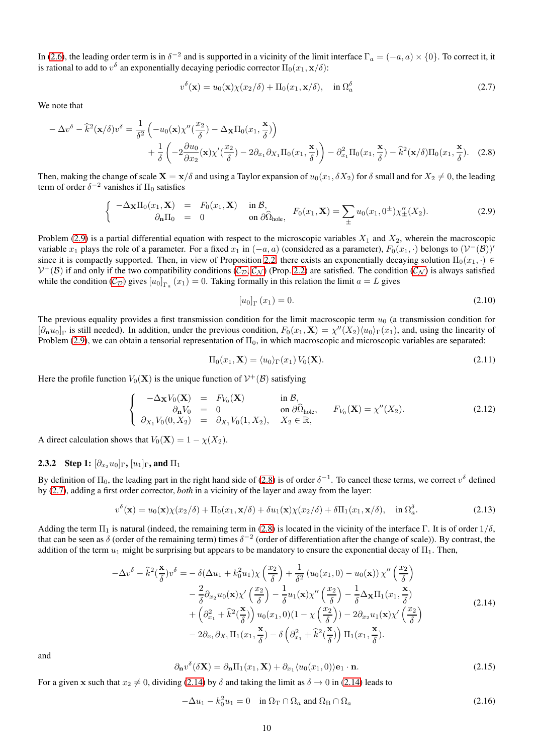In (2.6), the leading order term is in $\delta^{-2}$ and is supported in a vicinity of the limit interface $\Gamma_a = (-a,a)\times\{0\}$. To correct it, it is rational to add to $v^\delta$ an exponentially decaying periodic corrector $\Pi_0(x_1, \mathbf{x}/\delta)$:

$$v^\delta(\mathbf{x}) = u_0(\mathbf{x})\chi(x_2/\delta) + \Pi_0(x_1, \mathbf{x}/\delta), \quad \text{in } \Omega_a^\delta \tag{2.7}$$

We note that

$$\begin{aligned} -\Delta v^\delta - \widehat{k}^2(\mathbf{x}/\delta)v^\delta = \frac{1}{\delta^2}\left(-u_0(\mathbf{x})\chi''(\frac{x_2}{\delta}) - \Delta_{\mathbf{X}}\Pi_0(x_1, \frac{\mathbf{x}}{\delta})\right) \\ + \frac{1}{\delta}\left(-2\frac{\partial u_0}{\partial x_2}(\mathbf{x})\chi'(\frac{x_2}{\delta}) - 2\partial_{x_1}\partial_{X_1}\Pi_0(x_1, \frac{\mathbf{x}}{\delta})\right) - \partial_{x_1}^2\Pi_0(x_1, \frac{\mathbf{x}}{\delta}) - \widehat{k}^2(\mathbf{x}/\delta)\Pi_0(x_1, \frac{\mathbf{x}}{\delta}). \end{aligned} \tag{2.8}$$

Then, making the change of scale $\mathbf{X} = \mathbf{x}/\delta$ and using a Taylor expansion of $u_0(x_1, \delta X_2)$ for $\delta$ small and for $X_2 \neq 0$, the leading term of order $\delta^{-2}$ vanishes if $\Pi_0$ satisfies

$$\left\{\begin{array}{rcll} -\Delta_{\mathbf{X}}\Pi_0(x_1, \mathbf{X}) &=& F_0(x_1, \mathbf{X}) & \text{in } \mathcal{B}, \\ \partial_{\mathbf{n}}\Pi_0 &=& 0 & \text{on } \partial\widehat{\Omega}_{\text{hole}}, \end{array}\right. \quad F_0(x_1, \mathbf{X}) = \sum_{\pm} u_0(x_1, 0^\pm)\chi_\pm''(X_2). \tag{2.9}$$

Problem (2.9) is a partial differential equation with respect to the microscopic variables $X_1$ and $X_2$, wherein the macroscopic variable $x_1$ plays the role of a parameter. For a fixed $x_1$ in $(-a,a)$ (considered as a parameter), $F_0(x_1,\cdot)$ belongs to $(\mathcal{V}^-(\mathcal{B}))'$ since it is compactly supported. Then, in view of Proposition 2.2, there exists an exponentially decaying solution $\Pi_0(x_1,\cdot) \in \mathcal{V}^+(\mathcal{B})$ if and only if the two compatibility conditions ($\mathcal{C}_\mathcal{D}$, $\mathcal{C}_\mathcal{N}$) (Prop. 2.2) are satisfied. The condition ($\mathcal{C}_\mathcal{N}$) is always satisfied while the condition ($\mathcal{C}_\mathcal{D}$) gives $[u_0]_{\Gamma_a}(x_1) = 0$. Taking formally in this relation the limit $a = L$ gives

$$[u_0]_\Gamma(x_1) = 0. \tag{2.10}$$

The previous equality provides a first transmission condition for the limit macroscopic term $u_0$ (a transmission condition for $[\partial_{\mathbf{n}}u_0]_\Gamma$ is still needed). In addition, under the previous condition, $F_0(x_1,\mathbf{X}) = \chi''(X_2)\langle u_0\rangle_\Gamma(x_1)$, and, using the linearity of Problem (2.9), we can obtain a tensorial representation of $\Pi_0$, in which macroscopic and microscopic variables are separated:

$$\Pi_0(x_1, \mathbf{X}) = \langle u_0\rangle_\Gamma(x_1)\, V_0(\mathbf{X}). \tag{2.11}$$

Here the profile function $V_0(\mathbf{X})$ is the unique function of $\mathcal{V}^+(\mathcal{B})$ satisfying

$$\left\{\begin{array}{rcll} -\Delta_{\mathbf{X}}V_0(\mathbf{X}) &=& F_{V_0}(\mathbf{X}) & \text{in } \mathcal{B}, \\ \partial_{\mathbf{n}}V_0 &=& 0 & \text{on } \partial\widehat{\Omega}_{\text{hole}}, \\ \partial_{X_1}V_0(0,X_2) &=& \partial_{X_1}V_0(1,X_2), & X_2 \in \mathbb{R}, \end{array}\right. \quad F_{V_0}(\mathbf{X}) = \chi''(X_2). \tag{2.12}$$

A direct calculation shows that $V_0(\mathbf{X}) = 1 - \chi(X_2)$.

### 2.3.2 Step 1: $[\partial_{x_2}u_0]_\Gamma$, $[u_1]_\Gamma$, and $\Pi_1$

By definition of $\Pi_0$, the leading part in the right hand side of (2.8) is of order $\delta^{-1}$. To cancel these terms, we correct $v^\delta$ defined by (2.7), adding a first order corrector, *both* in a vicinity of the layer and away from the layer:

$$v^\delta(\mathbf{x}) = u_0(\mathbf{x})\chi(x_2/\delta) + \Pi_0(x_1, \mathbf{x}/\delta) + \delta u_1(\mathbf{x})\chi(x_2/\delta) + \delta\Pi_1(x_1, \mathbf{x}/\delta), \quad \text{in } \Omega_a^\delta. \tag{2.13}$$

Adding the term $\Pi_1$ is natural (indeed, the remaining term in (2.8) is located in the vicinity of the interface $\Gamma$. It is of order $1/\delta$, that can be seen as $\delta$ (order of the remaining term) times $\delta^{-2}$ (order of differentiation after the change of scale)). By contrast, the addition of the term $u_1$ might be surprising but appears to be mandatory to ensure the exponential decay of $\Pi_1$. Then,

$$\begin{aligned} -\Delta v^\delta - \widehat{k}^2(\frac{\mathbf{x}}{\delta})v^\delta = &-\delta(\Delta u_1 + k_0^2 u_1)\chi\left(\frac{x_2}{\delta}\right) + \frac{1}{\delta^2}\left(u_0(x_1,0) - u_0(\mathbf{x})\right)\chi''\left(\frac{x_2}{\delta}\right) \\ &- \frac{2}{\delta}\partial_{x_2}u_0(\mathbf{x})\chi'\left(\frac{x_2}{\delta}\right) - \frac{1}{\delta}u_1(\mathbf{x})\chi''\left(\frac{x_2}{\delta}\right) - \frac{1}{\delta}\Delta_{\mathbf{X}}\Pi_1(x_1, \frac{\mathbf{x}}{\delta}) \\ &+ \left(\partial_{x_1}^2 + \widehat{k}^2(\frac{\mathbf{x}}{\delta})\right)u_0(x_1,0)(1 - \chi\left(\frac{x_2}{\delta}\right)) - 2\partial_{x_2}u_1(\mathbf{x})\chi'\left(\frac{x_2}{\delta}\right) \\ &- 2\partial_{x_1}\partial_{X_1}\Pi_1(x_1, \frac{\mathbf{x}}{\delta}) - \delta\left(\partial_{x_1}^2 + \widehat{k}^2(\frac{\mathbf{x}}{\delta})\right)\Pi_1(x_1, \frac{\mathbf{x}}{\delta}). \end{aligned} \tag{2.14}$$

and

$$\partial_{\mathbf{n}}v^\delta(\delta\mathbf{X}) = \partial_{\mathbf{n}}\Pi_1(x_1, \mathbf{X}) + \partial_{x_1}\langle u_0(x_1,0)\rangle\mathbf{e}_1\cdot\mathbf{n}. \tag{2.15}$$

For a given $\mathbf{x}$ such that $x_2 \neq 0$, dividing (2.14) by $\delta$ and taking the limit as $\delta \to 0$ in (2.14) leads to

$$-\Delta u_1 - k_0^2 u_1 = 0 \quad \text{in } \Omega_{\text{T}} \cap \Omega_a \text{ and } \Omega_{\text{B}} \cap \Omega_a \tag{2.16}$$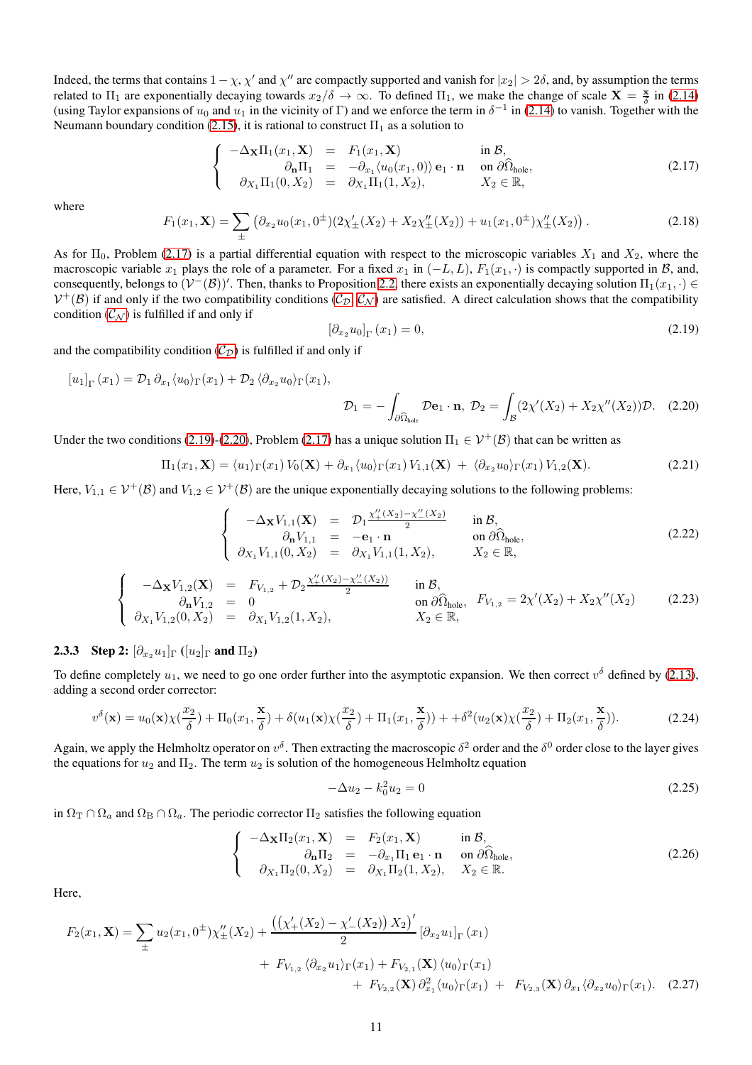Indeed, the terms that contains $1-\chi$, $\chi'$ and $\chi''$ are compactly supported and vanish for $|x_2| > 2\delta$, and, by assumption the terms related to $\Pi_1$ are exponentially decaying towards $x_2/\delta \to \infty$. To defined $\Pi_1$, we make the change of scale $\mathbf{X} = \frac{\mathbf{x}}{\delta}$ in (2.14) (using Taylor expansions of $u_0$ and $u_1$ in the vicinity of $\Gamma$) and we enforce the term in $\delta^{-1}$ in (2.14) to vanish. Together with the Neumann boundary condition (2.15), it is rational to construct $\Pi_1$ as a solution to

$$
\left\{
\begin{array}{rcll}
-\Delta_{\mathbf{X}} \Pi_1(x_1, \mathbf{X}) & = & F_1(x_1, \mathbf{X}) & \text{in } \mathcal{B}, \\
\partial_{\mathbf{n}} \Pi_1 & = & -\partial_{x_1} \langle u_0(x_1, 0) \rangle \, \mathbf{e}_1 \cdot \mathbf{n} & \text{on } \partial\widehat{\Omega}_{\text{hole}}, \\
\partial_{X_1} \Pi_1(0, X_2) & = & \partial_{X_1} \Pi_1(1, X_2), & X_2 \in \mathbb{R},
\end{array}
\right.
\tag{2.17}
$$

where

$$
F_1(x_1, \mathbf{X}) = \sum_{\pm} \left( \partial_{x_2} u_0(x_1, 0^\pm)(2\chi'_\pm(X_2) + X_2 \chi''_\pm(X_2)) + u_1(x_1, 0^\pm) \chi''_\pm(X_2) \right). \tag{2.18}
$$

As for $\Pi_0$, Problem (2.17) is a partial differential equation with respect to the microscopic variables $X_1$ and $X_2$, where the macroscopic variable $x_1$ plays the role of a parameter. For a fixed $x_1$ in $(-L, L)$, $F_1(x_1, \cdot)$ is compactly supported in $\mathcal{B}$, and, consequently, belongs to $(\mathcal{V}^-(\mathcal{B}))'$. Then, thanks to Proposition 2.2, there exists an exponentially decaying solution $\Pi_1(x_1, \cdot) \in \mathcal{V}^+(\mathcal{B})$ if and only if the two compatibility conditions ($\mathcal{C}_\mathcal{D}$, $\mathcal{C}_\mathcal{N}$) are satisfied. A direct calculation shows that the compatibility condition ($\mathcal{C}_\mathcal{N}$) is fulfilled if and only if

$$
\left[ \partial_{x_2} u_0 \right]_\Gamma (x_1) = 0, \tag{2.19}
$$

and the compatibility condition ($\mathcal{C}_\mathcal{D}$) is fulfilled if and only if

$$
[u_1]_\Gamma (x_1) = \mathcal{D}_1 \, \partial_{x_1} \langle u_0 \rangle_\Gamma (x_1) + \mathcal{D}_2 \, \langle \partial_{x_2} u_0 \rangle_\Gamma (x_1),
$$

$$
\mathcal{D}_1 = -\int_{\partial\widehat{\Omega}_{\text{hole}}} \mathcal{D} \mathbf{e}_1 \cdot \mathbf{n}, \; \mathcal{D}_2 = \int_{\mathcal{B}} (2\chi'(X_2) + X_2 \chi''(X_2)) \mathcal{D}. \tag{2.20}
$$

Under the two conditions (2.19)-(2.20), Problem (2.17) has a unique solution $\Pi_1 \in \mathcal{V}^+(\mathcal{B})$ that can be written as

$$
\Pi_1(x_1, \mathbf{X}) = \langle u_1 \rangle_\Gamma (x_1) \, V_0(\mathbf{X}) + \partial_{x_1} \langle u_0 \rangle_\Gamma (x_1) \, V_{1,1}(\mathbf{X}) \; + \; \langle \partial_{x_2} u_0 \rangle_\Gamma (x_1) \, V_{1,2}(\mathbf{X}). \tag{2.21}
$$

Here, $V_{1,1} \in \mathcal{V}^+(\mathcal{B})$ and $V_{1,2} \in \mathcal{V}^+(\mathcal{B})$ are the unique exponentially decaying solutions to the following problems:

$$
\left\{
\begin{array}{rcll}
-\Delta_{\mathbf{X}} V_{1,1}(\mathbf{X}) & = & \mathcal{D}_1 \frac{\chi''_+(X_2) - \chi''_-(X_2)}{2} & \text{in } \mathcal{B}, \\
\partial_{\mathbf{n}} V_{1,1} & = & -\mathbf{e}_1 \cdot \mathbf{n} & \text{on } \partial\widehat{\Omega}_{\text{hole}}, \\
\partial_{X_1} V_{1,1}(0, X_2) & = & \partial_{X_1} V_{1,1}(1, X_2), & X_2 \in \mathbb{R},
\end{array}
\right.
\tag{2.22}
$$

$$
\left\{
\begin{array}{rcll}
-\Delta_{\mathbf{X}} V_{1,2}(\mathbf{X}) & = & F_{V_{1,2}} + \mathcal{D}_2 \frac{\chi''_+(X_2) - \chi''_-(X_2))}{2} & \text{in } \mathcal{B}, \\
\partial_{\mathbf{n}} V_{1,2} & = & 0 & \text{on } \partial\widehat{\Omega}_{\text{hole}}, \\
\partial_{X_1} V_{1,2}(0, X_2) & = & \partial_{X_1} V_{1,2}(1, X_2), & X_2 \in \mathbb{R},
\end{array}
\right.
\quad F_{V_{1,2}} = 2\chi'(X_2) + X_2 \chi''(X_2)
\tag{2.23}
$$

### 2.3.3 Step 2: $[\partial_{x_2} u_1]_\Gamma$ ($[u_2]_\Gamma$ and $\Pi_2$)

To define completely $u_1$, we need to go one order further into the asymptotic expansion. We then correct $v^\delta$ defined by (2.13), adding a second order corrector:

$$
v^\delta(\mathbf{x}) = u_0(\mathbf{x})\chi(\frac{x_2}{\delta}) + \Pi_0(x_1, \frac{\mathbf{x}}{\delta}) + \delta(u_1(\mathbf{x})\chi(\frac{x_2}{\delta}) + \Pi_1(x_1, \frac{\mathbf{x}}{\delta})) + +\delta^2(u_2(\mathbf{x})\chi(\frac{x_2}{\delta}) + \Pi_2(x_1, \frac{\mathbf{x}}{\delta})). \tag{2.24}
$$

Again, we apply the Helmholtz operator on $v^\delta$. Then extracting the macroscopic $\delta^2$ order and the $\delta^0$ order close to the layer gives the equations for $u_2$ and $\Pi_2$. The term $u_2$ is solution of the homogeneous Helmholtz equation

$$
-\Delta u_2 - k_0^2 u_2 = 0 \tag{2.25}
$$

in $\Omega_\text{T} \cap \Omega_a$ and $\Omega_\text{B} \cap \Omega_a$. The periodic corrector $\Pi_2$ satisfies the following equation

$$
\left\{
\begin{array}{rcll}
-\Delta_{\mathbf{X}} \Pi_2(x_1, \mathbf{X}) & = & F_2(x_1, \mathbf{X}) & \text{in } \mathcal{B}, \\
\partial_{\mathbf{n}} \Pi_2 & = & -\partial_{x_1} \Pi_1 \, \mathbf{e}_1 \cdot \mathbf{n} & \text{on } \partial\widehat{\Omega}_{\text{hole}}, \\
\partial_{X_1} \Pi_2(0, X_2) & = & \partial_{X_1} \Pi_2(1, X_2), & X_2 \in \mathbb{R}.
\end{array}
\right.
\tag{2.26}
$$

Here,

$$
F_2(x_1, \mathbf{X}) = \sum_{\pm} u_2(x_1, 0^\pm) \chi''_\pm(X_2) + \frac{\left( \left( \chi'_+(X_2) - \chi'_-(X_2) \right) X_2 \right)'}{2} \left[ \partial_{x_2} u_1 \right]_\Gamma (x_1)
$$

$$
+ \; F_{V_{1,2}} \, \langle \partial_{x_2} u_1 \rangle_\Gamma (x_1) + F_{V_{2,1}}(\mathbf{X}) \, \langle u_0 \rangle_\Gamma (x_1)
$$

$$
+ \; F_{V_{2,2}}(\mathbf{X}) \, \partial^2_{x_1} \langle u_0 \rangle_\Gamma (x_1) \; + \; F_{V_{2,3}}(\mathbf{X}) \, \partial_{x_1} \langle \partial_{x_2} u_0 \rangle_\Gamma (x_1). \tag{2.27}
$$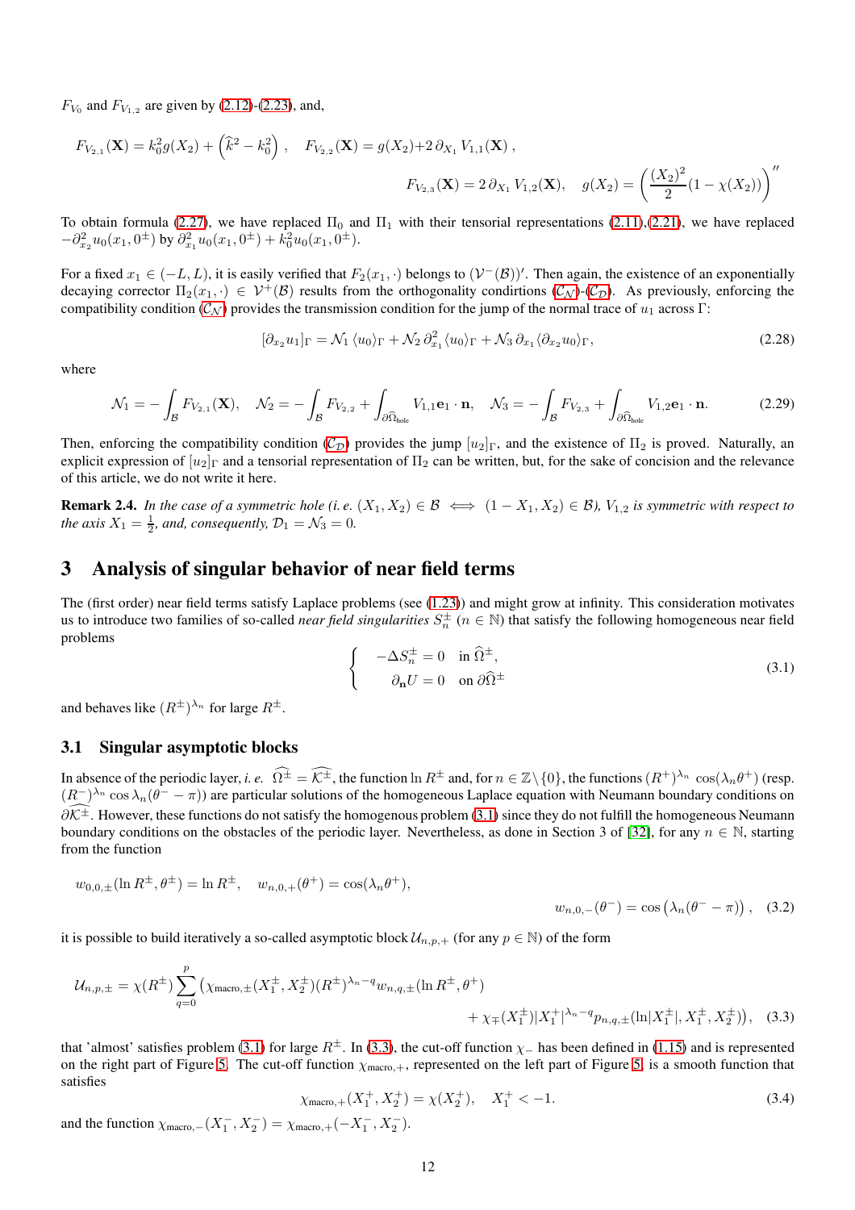$F_{V_0}$ and $F_{V_{1,2}}$ are given by (2.12)-(2.23), and,

$$F_{V_{2,1}}(\mathbf{X}) = k_0^2 g(X_2) + \left(\widehat{k}^2 - k_0^2\right), \quad F_{V_{2,2}}(\mathbf{X}) = g(X_2) + 2\,\partial_{X_1} V_{1,1}(\mathbf{X}),$$

$$F_{V_{2,3}}(\mathbf{X}) = 2\,\partial_{X_1} V_{1,2}(\mathbf{X}), \quad g(X_2) = \left(\frac{(X_2)^2}{2}(1-\chi(X_2))\right)''$$

To obtain formula (2.27), we have replaced $\Pi_0$ and $\Pi_1$ with their tensorial representations (2.11),(2.21), we have replaced $-\partial_{x_2}^2 u_0(x_1, 0^\pm)$ by $\partial_{x_1}^2 u_0(x_1, 0^\pm) + k_0^2 u_0(x_1, 0^\pm)$.

For a fixed $x_1 \in (-L, L)$, it is easily verified that $F_2(x_1, \cdot)$ belongs to $(\mathcal{V}^-(\mathcal{B}))'$. Then again, the existence of an exponentially decaying corrector $\Pi_2(x_1, \cdot) \in \mathcal{V}^+(\mathcal{B})$ results from the orthogonality condirtions ($\mathcal{C}_\mathcal{N}$)-($\mathcal{C}_\mathcal{D}$). As previously, enforcing the compatibility condition ($\mathcal{C}_\mathcal{N}$) provides the transmission condition for the jump of the normal trace of $u_1$ across $\Gamma$:

$$[\partial_{x_2} u_1]_\Gamma = \mathcal{N}_1 \langle u_0 \rangle_\Gamma + \mathcal{N}_2\, \partial_{x_1}^2 \langle u_0 \rangle_\Gamma + \mathcal{N}_3\, \partial_{x_1} \langle \partial_{x_2} u_0 \rangle_\Gamma, \tag{2.28}$$

where

$$\mathcal{N}_1 = -\int_\mathcal{B} F_{V_{2,1}}(\mathbf{X}), \quad \mathcal{N}_2 = -\int_\mathcal{B} F_{V_{2,2}} + \int_{\partial \widehat{\Omega}_{\text{hole}}} V_{1,1} \mathbf{e}_1 \cdot \mathbf{n}, \quad \mathcal{N}_3 = -\int_\mathcal{B} F_{V_{2,3}} + \int_{\partial \widehat{\Omega}_{\text{hole}}} V_{1,2} \mathbf{e}_1 \cdot \mathbf{n}. \tag{2.29}$$

Then, enforcing the compatibility condition ($\mathcal{C}_\mathcal{D}$) provides the jump $[u_2]_\Gamma$, and the existence of $\Pi_2$ is proved. Naturally, an explicit expression of $[u_2]_\Gamma$ and a tensorial representation of $\Pi_2$ can be written, but, for the sake of concision and the relevance of this article, we do not write it here.

**Remark 2.4.** *In the case of a symmetric hole (i. e. $(X_1, X_2) \in \mathcal{B} \iff (1 - X_1, X_2) \in \mathcal{B}$), $V_{1,2}$ is symmetric with respect to the axis $X_1 = \frac{1}{2}$, and, consequently, $\mathcal{D}_1 = \mathcal{N}_3 = 0$.*

# 3 Analysis of singular behavior of near field terms

The (first order) near field terms satisfy Laplace problems (see (1.23)) and might grow at infinity. This consideration motivates us to introduce two families of so-called *near field singularities* $S_n^\pm$ ($n \in \mathbb{N}$) that satisfy the following homogeneous near field problems

$$\left\{ \begin{array}{ll} -\Delta S_n^\pm = 0 & \text{in } \widehat{\Omega}^\pm, \\ \partial_\mathbf{n} U = 0 & \text{on } \partial\widehat{\Omega}^\pm \end{array} \right. \tag{3.1}$$

and behaves like $(R^\pm)^{\lambda_n}$ for large $R^\pm$.

## 3.1 Singular asymptotic blocks

In absence of the periodic layer, *i. e.* $\widehat{\Omega}^\pm = \widehat{\mathcal{K}^\pm}$, the function $\ln R^\pm$ and, for $n \in \mathbb{Z}\setminus\{0\}$, the functions $(R^+)^{\lambda_n} \cos(\lambda_n \theta^+)$ (resp. $(R^-)^{\lambda_n} \cos \lambda_n(\theta^- - \pi)$) are particular solutions of the homogeneous Laplace equation with Neumann boundary conditions on $\partial\widehat{\mathcal{K}^\pm}$. However, these functions do not satisfy the homogenous problem (3.1) since they do not fulfill the homogeneous Neumann boundary conditions on the obstacles of the periodic layer. Nevertheless, as done in Section 3 of [32], for any $n \in \mathbb{N}$, starting from the function

$$w_{0,0,\pm}(\ln R^\pm, \theta^\pm) = \ln R^\pm, \quad w_{n,0,+}(\theta^+) = \cos(\lambda_n \theta^+),$$

$$w_{n,0,-}(\theta^-) = \cos\left(\lambda_n(\theta^- - \pi)\right), \tag{3.2}$$

it is possible to build iteratively a so-called asymptotic block $\mathcal{U}_{n,p,+}$ (for any $p \in \mathbb{N}$) of the form

$$\mathcal{U}_{n,p,\pm} = \chi(R^\pm) \sum_{q=0}^{p} \big(\chi_{\text{macro},\pm}(X_1^\pm, X_2^\pm)(R^\pm)^{\lambda_n - q} w_{n,q,\pm}(\ln R^\pm, \theta^+)$$

$$+ \chi_\mp(X_1^\pm)|X_1^\pm|^{\lambda_n - q} p_{n,q,\pm}(\ln|X_1^\pm|, X_1^\pm, X_2^\pm)\big), \tag{3.3}$$

that 'almost' satisfies problem (3.1) for large $R^\pm$. In (3.3), the cut-off function $\chi_-$ has been defined in (1.15) and is represented on the right part of Figure 5. The cut-off function $\chi_{\text{macro},+}$, represented on the left part of Figure 5, is a smooth function that satisfies

$$\chi_{\text{macro},+}(X_1^+, X_2^+) = \chi(X_2^+), \quad X_1^+ < -1. \tag{3.4}$$

and the function $\chi_{\text{macro},-}(X_1^-, X_2^-) = \chi_{\text{macro},+}(-X_1^-, X_2^-)$.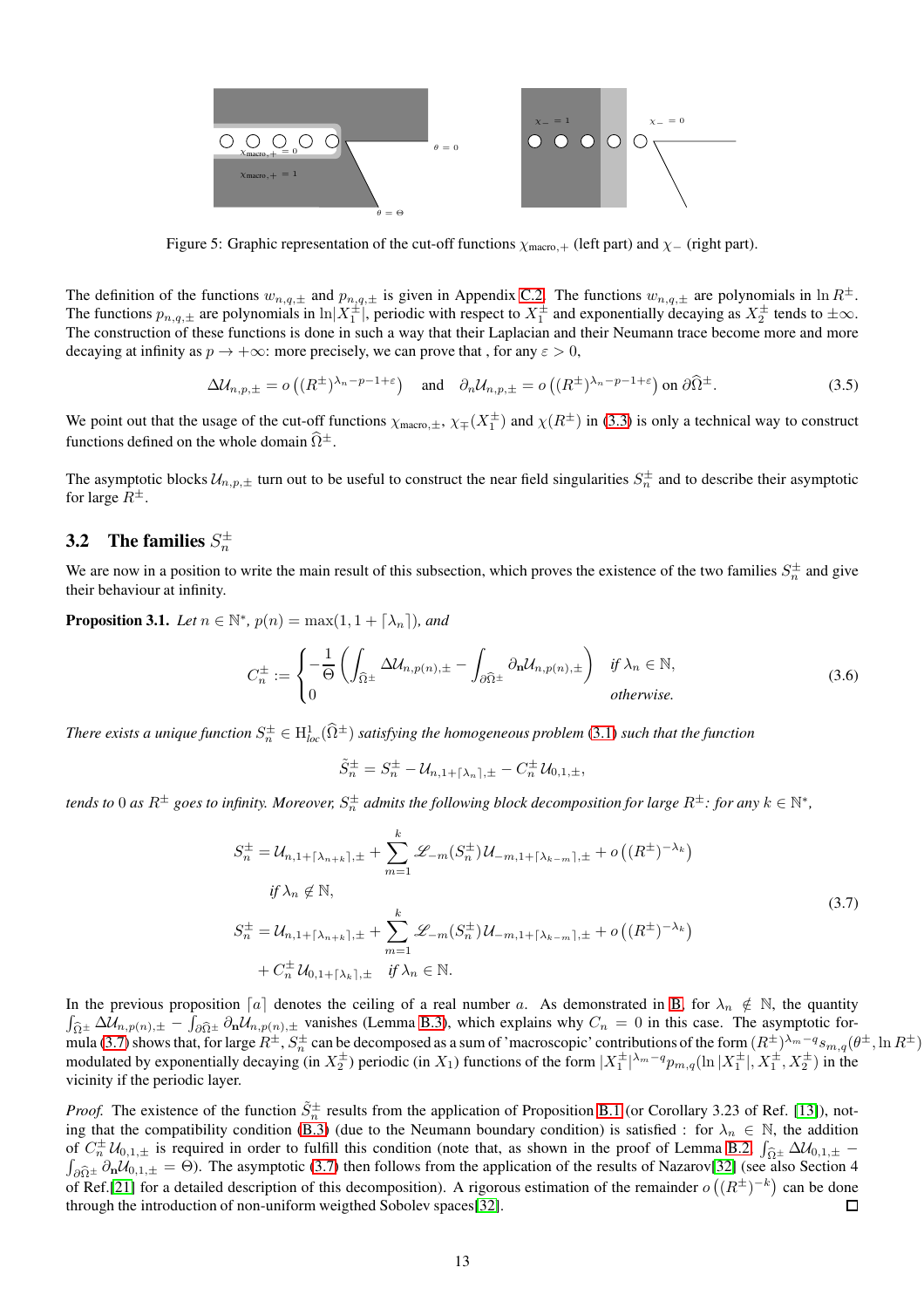Figure 5: Graphic representation of the cut-off functions $\chi_{\text{macro},+}$ (left part) and $\chi_-$ (right part).

The definition of the functions $w_{n,q,\pm}$ and $p_{n,q,\pm}$ is given in Appendix C.2. The functions $w_{n,q,\pm}$ are polynomials in $\ln R^{\pm}$. The functions $p_{n,q,\pm}$ are polynomials in $\ln|X_1^{\pm}|$, periodic with respect to $X_1^{\pm}$ and exponentially decaying as $X_2^{\pm}$ tends to $\pm\infty$. The construction of these functions is done in such a way that their Laplacian and their Neumann trace become more and more decaying at infinity as $p \to +\infty$: more precisely, we can prove that , for any $\varepsilon > 0$,

$$\Delta \mathcal{U}_{n,p,\pm} = o\left((R^{\pm})^{\lambda_n - p - 1 + \varepsilon}\right) \quad \text{and} \quad \partial_n \mathcal{U}_{n,p,\pm} = o\left((R^{\pm})^{\lambda_n - p - 1 + \varepsilon}\right) \text{ on } \partial\widehat{\Omega}^{\pm}. \tag{3.5}$$

We point out that the usage of the cut-off functions $\chi_{\text{macro},\pm}$, $\chi_{\mp}(X_1^{\pm})$ and $\chi(R^{\pm})$ in (3.3) is only a technical way to construct functions defined on the whole domain $\widehat{\Omega}^{\pm}$.

The asymptotic blocks $\mathcal{U}_{n,p,\pm}$ turn out to be useful to construct the near field singularities $S_n^{\pm}$ and to describe their asymptotic for large $R^{\pm}$.

### 3.2 The families $S_n^{\pm}$

We are now in a position to write the main result of this subsection, which proves the existence of the two families $S_n^{\pm}$ and give their behaviour at infinity.

**Proposition 3.1.** *Let $n \in \mathbb{N}^*$, $p(n) = \max(1, 1 + \lceil \lambda_n \rceil)$, and*

$$C_n^{\pm} := \begin{cases} -\dfrac{1}{\Theta}\left(\displaystyle\int_{\widehat{\Omega}^{\pm}} \Delta \mathcal{U}_{n,p(n),\pm} - \int_{\partial\widehat{\Omega}^{\pm}} \partial_{\mathbf{n}} \mathcal{U}_{n,p(n),\pm}\right) & \text{if } \lambda_n \in \mathbb{N}, \\ 0 & \text{otherwise.} \end{cases} \tag{3.6}$$

*There exists a unique function $S_n^{\pm} \in \mathrm{H}^1_{loc}(\widehat{\Omega}^{\pm})$ satisfying the homogeneous problem (3.1) such that the function*

$$\tilde{S}_n^{\pm} = S_n^{\pm} - \mathcal{U}_{n,1+\lceil \lambda_n \rceil,\pm} - C_n^{\pm} \mathcal{U}_{0,1,\pm},$$

*tends to 0 as $R^{\pm}$ goes to infinity. Moreover, $S_n^{\pm}$ admits the following block decomposition for large $R^{\pm}$: for any $k \in \mathbb{N}^*$,*

$$\begin{aligned} S_n^{\pm} &= \mathcal{U}_{n,1+\lceil \lambda_{n+k} \rceil,\pm} + \sum_{m=1}^{k} \mathscr{L}_{-m}(S_n^{\pm}) \mathcal{U}_{-m,1+\lceil \lambda_{k-m} \rceil,\pm} + o\left((R^{\pm})^{-\lambda_k}\right) \\ &\quad \text{if } \lambda_n \notin \mathbb{N}, \\ S_n^{\pm} &= \mathcal{U}_{n,1+\lceil \lambda_{n+k} \rceil,\pm} + \sum_{m=1}^{k} \mathscr{L}_{-m}(S_n^{\pm}) \mathcal{U}_{-m,1+\lceil \lambda_{k-m} \rceil,\pm} + o\left((R^{\pm})^{-\lambda_k}\right) \\ &\quad + C_n^{\pm} \mathcal{U}_{0,1+\lceil \lambda_k \rceil,\pm} \quad \text{if } \lambda_n \in \mathbb{N}. \end{aligned} \tag{3.7}$$

In the previous proposition $\lceil a \rceil$ denotes the ceiling of a real number $a$. As demonstrated in B, for $\lambda_n \notin \mathbb{N}$, the quantity $\int_{\widehat{\Omega}^{\pm}} \Delta \mathcal{U}_{n,p(n),\pm} - \int_{\partial\widehat{\Omega}^{\pm}} \partial_{\mathbf{n}} \mathcal{U}_{n,p(n),\pm}$ vanishes (Lemma B.3), which explains why $C_n = 0$ in this case. The asymptotic formula (3.7) shows that, for large $R^{\pm}$, $S_n^{\pm}$ can be decomposed as a sum of 'macroscopic' contributions of the form $(R^{\pm})^{\lambda_m - q} s_{m,q}(\theta^{\pm}, \ln R^{\pm})$ modulated by exponentially decaying (in $X_2^{\pm}$) periodic (in $X_1$) functions of the form $|X_1^{\pm}|^{\lambda_m - q} p_{m,q}(\ln|X_1^{\pm}|, X_1^{\pm}, X_2^{\pm})$ in the vicinity if the periodic layer.

*Proof.* The existence of the function $\tilde{S}_n^{\pm}$ results from the application of Proposition B.1 (or Corollary 3.23 of Ref. [13]), noting that the compatibility condition (B.3) (due to the Neumann boundary condition) is satisfied : for $\lambda_n \in \mathbb{N}$, the addition of $C_n^{\pm} \mathcal{U}_{0,1,\pm}$ is required in order to fulfill this condition (note that, as shown in the proof of Lemma B.2, $\int_{\widehat{\Omega}^{\pm}} \Delta \mathcal{U}_{0,1,\pm} - \int_{\partial\widehat{\Omega}^{\pm}} \partial_{\mathbf{n}} \mathcal{U}_{0,1,\pm} = \Theta$). The asymptotic (3.7) then follows from the application of the results of Nazarov[32] (see also Section 4 of Ref.[21] for a detailed description of this decomposition). A rigorous estimation of the remainder $o\left((R^{\pm})^{-k}\right)$ can be done through the introduction of non-uniform weigthed Sobolev spaces[32]. $\square$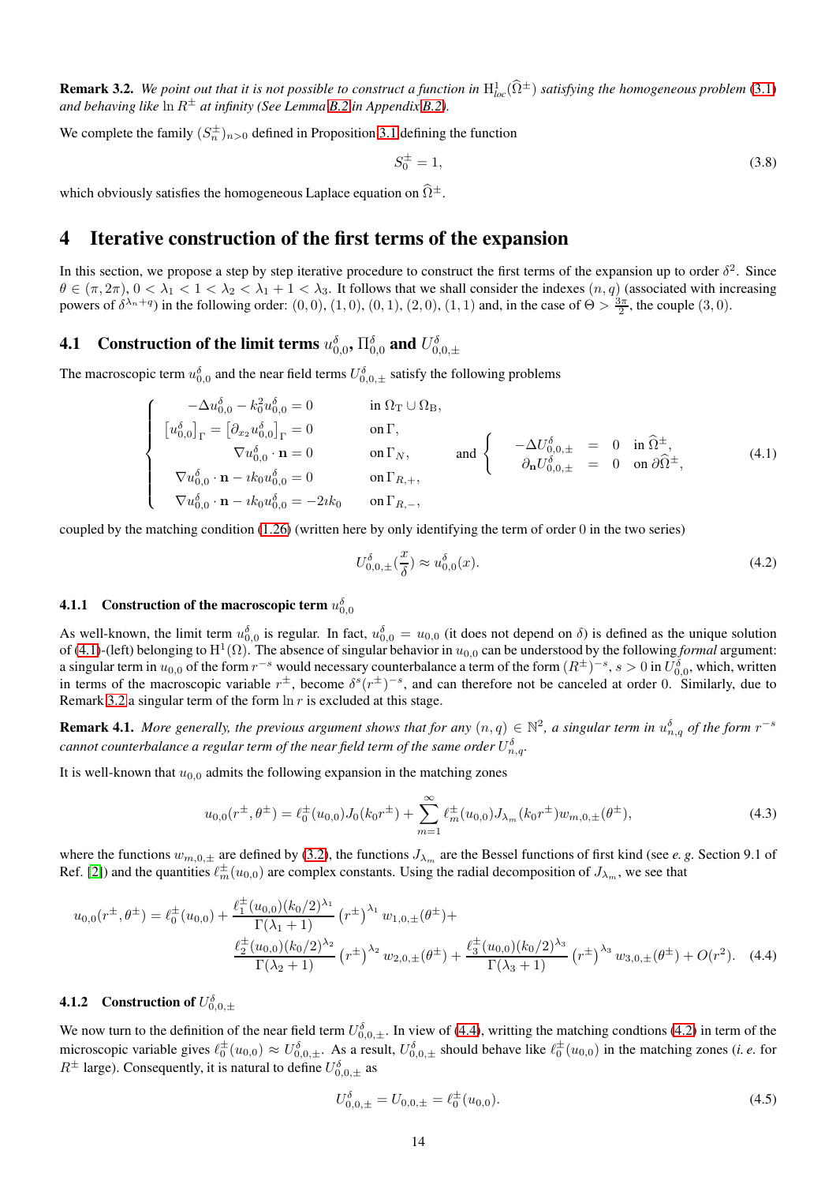**Remark 3.2.** *We point out that it is not possible to construct a function in* $\mathrm{H}^1_{loc}(\widehat{\Omega}^\pm)$ *satisfying the homogeneous problem* (3.1) *and behaving like* $\ln R^\pm$ *at infinity (See Lemma B.2 in Appendix B.2).*

We complete the family $(S_n^\pm)_{n>0}$ defined in Proposition 3.1 defining the function

$$S_0^\pm = 1, \tag{3.8}$$

which obviously satisfies the homogeneous Laplace equation on $\widehat{\Omega}^\pm$.

# 4 Iterative construction of the first terms of the expansion

In this section, we propose a step by step iterative procedure to construct the first terms of the expansion up to order $\delta^2$. Since $\theta \in (\pi, 2\pi)$, $0 < \lambda_1 < 1 < \lambda_2 < \lambda_1 + 1 < \lambda_3$. It follows that we shall consider the indexes $(n,q)$ (associated with increasing powers of $\delta^{\lambda_n + q}$) in the following order: $(0,0)$, $(1,0)$, $(0,1)$, $(2,0)$, $(1,1)$ and, in the case of $\Theta > \frac{3\pi}{2}$, the couple $(3,0)$.

## 4.1 Construction of the limit terms $u^\delta_{0,0}$, $\Pi^\delta_{0,0}$ and $U^\delta_{0,0,\pm}$

The macroscopic term $u^\delta_{0,0}$ and the near field terms $U^\delta_{0,0,\pm}$ satisfy the following problems

$$\left\{ \begin{array}{ll} -\Delta u^\delta_{0,0} - k_0^2 u^\delta_{0,0} = 0 & \text{in } \Omega_{\mathrm{T}} \cup \Omega_{\mathrm{B}}, \\ \left[u^\delta_{0,0}\right]_\Gamma = \left[\partial_{x_2} u^\delta_{0,0}\right]_\Gamma = 0 & \text{on } \Gamma, \\ \nabla u^\delta_{0,0} \cdot \mathbf{n} = 0 & \text{on } \Gamma_N, \\ \nabla u^\delta_{0,0} \cdot \mathbf{n} - \imath k_0 u^\delta_{0,0} = 0 & \text{on } \Gamma_{R,+}, \\ \nabla u^\delta_{0,0} \cdot \mathbf{n} - \imath k_0 u^\delta_{0,0} = -2\imath k_0 & \text{on } \Gamma_{R,-}, \end{array} \right. \quad \text{and} \quad \left\{ \begin{array}{rcl} -\Delta U^\delta_{0,0,\pm} & = & 0 \quad \text{in } \widehat{\Omega}^\pm, \\ \partial_{\mathbf{n}} U^\delta_{0,0,\pm} & = & 0 \quad \text{on } \partial\widehat{\Omega}^\pm, \end{array} \right. \tag{4.1}$$

coupled by the matching condition (1.26) (written here by only identifying the term of order $0$ in the two series)

$$U^\delta_{0,0,\pm}\left(\frac{x}{\delta}\right) \approx u^\delta_{0,0}(x). \tag{4.2}$$

### 4.1.1 Construction of the macroscopic term $u^\delta_{0,0}$

As well-known, the limit term $u^\delta_{0,0}$ is regular. In fact, $u^\delta_{0,0} = u_{0,0}$ (it does not depend on $\delta$) is defined as the unique solution of (4.1)-(left) belonging to $\mathrm{H}^1(\Omega)$. The absence of singular behavior in $u_{0,0}$ can be understood by the following *formal* argument: a singular term in $u_{0,0}$ of the form $r^{-s}$ would necessary counterbalance a term of the form $(R^\pm)^{-s}$, $s > 0$ in $U^\delta_{0,0}$, which, written in terms of the macroscopic variable $r^\pm$, become $\delta^s (r^\pm)^{-s}$, and can therefore not be canceled at order $0$. Similarly, due to Remark 3.2 a singular term of the form $\ln r$ is excluded at this stage.

**Remark 4.1.** *More generally, the previous argument shows that for any* $(n,q) \in \mathbb{N}^2$*, a singular term in* $u^\delta_{n,q}$ *of the form* $r^{-s}$ *cannot counterbalance a regular term of the near field term of the same order* $U^\delta_{n,q}$.

It is well-known that $u_{0,0}$ admits the following expansion in the matching zones

$$u_{0,0}(r^\pm, \theta^\pm) = \ell_0^\pm(u_{0,0}) J_0(k_0 r^\pm) + \sum_{m=1}^{\infty} \ell_m^\pm(u_{0,0}) J_{\lambda_m}(k_0 r^\pm) w_{m,0,\pm}(\theta^\pm), \tag{4.3}$$

where the functions $w_{m,0,\pm}$ are defined by (3.2), the functions $J_{\lambda_m}$ are the Bessel functions of first kind (see *e. g.* Section 9.1 of Ref. [2]) and the quantities $\ell_m^\pm(u_{0,0})$ are complex constants. Using the radial decomposition of $J_{\lambda_m}$, we see that

$$\begin{aligned} u_{0,0}(r^\pm, \theta^\pm) = \ell_0^\pm(u_{0,0}) + \frac{\ell_1^\pm(u_{0,0})(k_0/2)^{\lambda_1}}{\Gamma(\lambda_1+1)} \left(r^\pm\right)^{\lambda_1} w_{1,0,\pm}(\theta^\pm) + \\ \frac{\ell_2^\pm(u_{0,0})(k_0/2)^{\lambda_2}}{\Gamma(\lambda_2+1)} \left(r^\pm\right)^{\lambda_2} w_{2,0,\pm}(\theta^\pm) + \frac{\ell_3^\pm(u_{0,0})(k_0/2)^{\lambda_3}}{\Gamma(\lambda_3+1)} \left(r^\pm\right)^{\lambda_3} w_{3,0,\pm}(\theta^\pm) + O(r^2). \end{aligned} \tag{4.4}$$

### 4.1.2 Construction of $U^\delta_{0,0,\pm}$

We now turn to the definition of the near field term $U^\delta_{0,0,\pm}$. In view of (4.4), writting the matching condtions (4.2) in term of the microscopic variable gives $\ell_0^\pm(u_{0,0}) \approx U^\delta_{0,0,\pm}$. As a result, $U^\delta_{0,0,\pm}$ should behave like $\ell_0^\pm(u_{0,0})$ in the matching zones (*i. e.* for $R^\pm$ large). Consequently, it is natural to define $U^\delta_{0,0,\pm}$ as

$$U^\delta_{0,0,\pm} = U_{0,0,\pm} = \ell_0^\pm(u_{0,0}). \tag{4.5}$$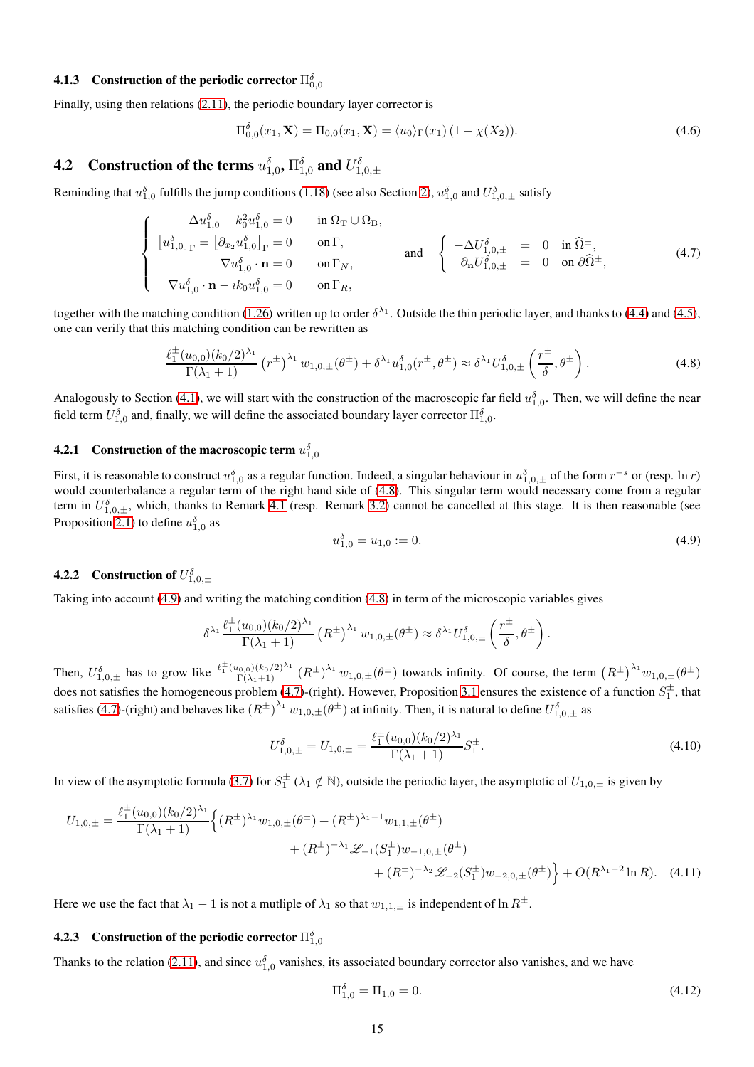### 4.1.3 Construction of the periodic corrector $\Pi^\delta_{0,0}$

Finally, using then relations (2.11), the periodic boundary layer corrector is

$$\Pi^\delta_{0,0}(x_1, \mathbf{X}) = \Pi_{0,0}(x_1, \mathbf{X}) = \langle u_0 \rangle_\Gamma(x_1)\,(1 - \chi(X_2)). \tag{4.6}$$

## 4.2 Construction of the terms $u^\delta_{1,0}$, $\Pi^\delta_{1,0}$ and $U^\delta_{1,0,\pm}$

Reminding that $u^\delta_{1,0}$ fulfills the jump conditions (1.18) (see also Section 2), $u^\delta_{1,0}$ and $U^\delta_{1,0,\pm}$ satisfy

$$\left\{\begin{array}{rl} -\Delta u^\delta_{1,0} - k_0^2 u^\delta_{1,0} = 0 & \text{in } \Omega_{\mathrm{T}} \cup \Omega_{\mathrm{B}}, \\ \left[u^\delta_{1,0}\right]_\Gamma = \left[\partial_{x_2} u^\delta_{1,0}\right]_\Gamma = 0 & \text{on } \Gamma, \\ \nabla u^\delta_{1,0} \cdot \mathbf{n} = 0 & \text{on } \Gamma_N, \\ \nabla u^\delta_{1,0} \cdot \mathbf{n} - \imath k_0 u^\delta_{1,0} = 0 & \text{on } \Gamma_R, \end{array}\right. \quad \text{and} \quad \left\{\begin{array}{rcl} -\Delta U^\delta_{1,0,\pm} & = & 0 \quad \text{in } \widehat{\Omega}^\pm, \\ \partial_{\mathbf{n}} U^\delta_{1,0,\pm} & = & 0 \quad \text{on } \partial\widehat{\Omega}^\pm, \end{array}\right. \tag{4.7}$$

together with the matching condition (1.26) written up to order $\delta^{\lambda_1}$. Outside the thin periodic layer, and thanks to (4.4) and (4.5), one can verify that this matching condition can be rewritten as

$$\frac{\ell_1^\pm(u_{0,0})(k_0/2)^{\lambda_1}}{\Gamma(\lambda_1+1)} \left(r^\pm\right)^{\lambda_1} w_{1,0,\pm}(\theta^\pm) + \delta^{\lambda_1} u^\delta_{1,0}(r^\pm, \theta^\pm) \approx \delta^{\lambda_1} U^\delta_{1,0,\pm}\left(\frac{r^\pm}{\delta}, \theta^\pm\right). \tag{4.8}$$

Analogously to Section (4.1), we will start with the construction of the macroscopic far field $u^\delta_{1,0}$. Then, we will define the near field term $U^\delta_{1,0}$ and, finally, we will define the associated boundary layer corrector $\Pi^\delta_{1,0}$.

### 4.2.1 Construction of the macroscopic term $u^\delta_{1,0}$

First, it is reasonable to construct $u^\delta_{1,0}$ as a regular function. Indeed, a singular behaviour in $u^\delta_{1,0,\pm}$ of the form $r^{-s}$ or (resp. $\ln r$) would counterbalance a regular term of the right hand side of (4.8). This singular term would necessary come from a regular term in $U^\delta_{1,0,\pm}$, which, thanks to Remark 4.1 (resp. Remark 3.2) cannot be cancelled at this stage. It is then reasonable (see Proposition 2.1) to define $u^\delta_{1,0}$ as

$$u^\delta_{1,0} = u_{1,0} := 0. \tag{4.9}$$

### 4.2.2 Construction of $U^\delta_{1,0,\pm}$

Taking into account (4.9) and writing the matching condition (4.8) in term of the microscopic variables gives

$$\delta^{\lambda_1} \frac{\ell_1^\pm(u_{0,0})(k_0/2)^{\lambda_1}}{\Gamma(\lambda_1+1)} \left(R^\pm\right)^{\lambda_1} w_{1,0,\pm}(\theta^\pm) \approx \delta^{\lambda_1} U^\delta_{1,0,\pm}\left(\frac{r^\pm}{\delta}, \theta^\pm\right).$$

Then, $U^\delta_{1,0,\pm}$ has to grow like $\frac{\ell_1^\pm(u_{0,0})(k_0/2)^{\lambda_1}}{\Gamma(\lambda_1+1)} \left(R^\pm\right)^{\lambda_1} w_{1,0,\pm}(\theta^\pm)$ towards infinity. Of course, the term $\left(R^\pm\right)^{\lambda_1} w_{1,0,\pm}(\theta^\pm)$ does not satisfies the homogeneous problem (4.7)-(right). However, Proposition 3.1 ensures the existence of a function $S_1^\pm$, that satisfies (4.7)-(right) and behaves like $\left(R^\pm\right)^{\lambda_1} w_{1,0,\pm}(\theta^\pm)$ at infinity. Then, it is natural to define $U^\delta_{1,0,\pm}$ as

$$U^\delta_{1,0,\pm} = U_{1,0,\pm} = \frac{\ell_1^\pm(u_{0,0})(k_0/2)^{\lambda_1}}{\Gamma(\lambda_1+1)} S_1^\pm. \tag{4.10}$$

In view of the asymptotic formula (3.7) for $S_1^\pm$ ($\lambda_1 \notin \mathbb{N}$), outside the periodic layer, the asymptotic of $U_{1,0,\pm}$ is given by

$$\begin{aligned} U_{1,0,\pm} = \frac{\ell_1^\pm(u_{0,0})(k_0/2)^{\lambda_1}}{\Gamma(\lambda_1+1)} \Big\{ & (R^\pm)^{\lambda_1} w_{1,0,\pm}(\theta^\pm) + (R^\pm)^{\lambda_1-1} w_{1,1,\pm}(\theta^\pm) \\ & + (R^\pm)^{-\lambda_1} \mathscr{L}_{-1}(S_1^\pm) w_{-1,0,\pm}(\theta^\pm) \\ & + (R^\pm)^{-\lambda_2} \mathscr{L}_{-2}(S_1^\pm) w_{-2,0,\pm}(\theta^\pm) \Big\} + O(R^{\lambda_1-2} \ln R). \end{aligned} \tag{4.11}$$

Here we use the fact that $\lambda_1 - 1$ is not a mutliple of $\lambda_1$ so that $w_{1,1,\pm}$ is independent of $\ln R^\pm$.

### 4.2.3 Construction of the periodic corrector $\Pi^\delta_{1,0}$

Thanks to the relation (2.11), and since $u^\delta_{1,0}$ vanishes, its associated boundary corrector also vanishes, and we have

$$\Pi^\delta_{1,0} = \Pi_{1,0} = 0. \tag{4.12}$$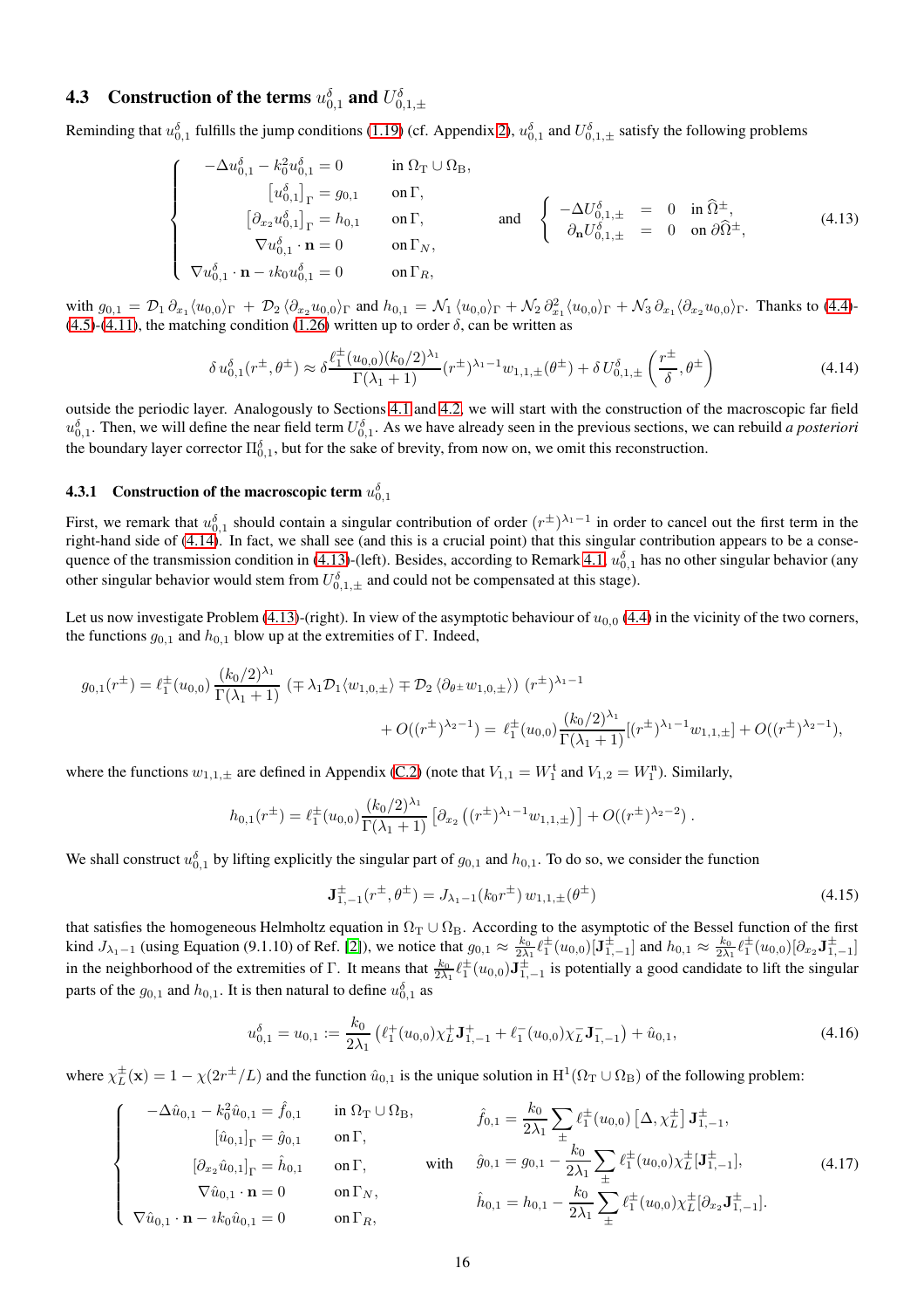### 4.3 Construction of the terms $u^\delta_{0,1}$ and $U^\delta_{0,1,\pm}$

Reminding that $u^\delta_{0,1}$ fulfills the jump conditions (1.19) (cf. Appendix 2), $u^\delta_{0,1}$ and $U^\delta_{0,1,\pm}$ satisfy the following problems

$$
\left\{
\begin{array}{rll}
-\Delta u^\delta_{0,1} - k_0^2 u^\delta_{0,1} = 0 & & \text{in } \Omega_{\rm T} \cup \Omega_{\rm B},\\
\left[u^\delta_{0,1}\right]_\Gamma = g_{0,1} & & \text{on } \Gamma,\\
\left[\partial_{x_2} u^\delta_{0,1}\right]_\Gamma = h_{0,1} & & \text{on } \Gamma,\\
\nabla u^\delta_{0,1}\cdot \mathbf{n} = 0 & & \text{on } \Gamma_N,\\
\nabla u^\delta_{0,1}\cdot \mathbf{n} - \imath k_0 u^\delta_{0,1} = 0 & & \text{on } \Gamma_R,
\end{array}
\right.
\qquad \text{and} \qquad
\left\{
\begin{array}{rcll}
-\Delta U^\delta_{0,1,\pm} & = & 0 & \text{in } \widehat{\Omega}^\pm,\\
\partial_{\mathbf{n}} U^\delta_{0,1,\pm} & = & 0 & \text{on } \partial\widehat{\Omega}^\pm,
\end{array}
\right.
\tag{4.13}
$$

with $g_{0,1} = \mathcal{D}_1\,\partial_{x_1}\langle u_{0,0}\rangle_\Gamma + \mathcal{D}_2\,\langle \partial_{x_2} u_{0,0}\rangle_\Gamma$ and $h_{0,1} = \mathcal{N}_1\,\langle u_{0,0}\rangle_\Gamma + \mathcal{N}_2\,\partial^2_{x_1}\langle u_{0,0}\rangle_\Gamma + \mathcal{N}_3\,\partial_{x_1}\langle \partial_{x_2} u_{0,0}\rangle_\Gamma$. Thanks to (4.4)-(4.5)-(4.11), the matching condition (1.26) written up to order $\delta$, can be written as

$$
\delta\, u^\delta_{0,1}(r^\pm,\theta^\pm) \approx \delta \frac{\ell_1^\pm(u_{0,0})(k_0/2)^{\lambda_1}}{\Gamma(\lambda_1+1)}(r^\pm)^{\lambda_1-1} w_{1,1,\pm}(\theta^\pm) + \delta\, U^\delta_{0,1,\pm}\left(\frac{r^\pm}{\delta},\theta^\pm\right)
\tag{4.14}
$$

outside the periodic layer. Analogously to Sections 4.1 and 4.2, we will start with the construction of the macroscopic far field $u^\delta_{0,1}$. Then, we will define the near field term $U^\delta_{0,1}$. As we have already seen in the previous sections, we can rebuild *a posteriori* the boundary layer corrector $\Pi^\delta_{0,1}$, but for the sake of brevity, from now on, we omit this reconstruction.

#### 4.3.1 Construction of the macroscopic term $u^\delta_{0,1}$

First, we remark that $u^\delta_{0,1}$ should contain a singular contribution of order $(r^\pm)^{\lambda_1-1}$ in order to cancel out the first term in the right-hand side of (4.14). In fact, we shall see (and this is a crucial point) that this singular contribution appears to be a consequence of the transmission condition in (4.13)-(left). Besides, according to Remark 4.1, $u^\delta_{0,1}$ has no other singular behavior (any other singular behavior would stem from $U^\delta_{0,1,\pm}$ and could not be compensated at this stage).

Let us now investigate Problem (4.13)-(right). In view of the asymptotic behaviour of $u_{0,0}$ (4.4) in the vicinity of the two corners, the functions $g_{0,1}$ and $h_{0,1}$ blow up at the extremities of $\Gamma$. Indeed,

$$
\begin{aligned}
g_{0,1}(r^\pm) = \ell_1^\pm(u_{0,0})\frac{(k_0/2)^{\lambda_1}}{\Gamma(\lambda_1+1)}\left(\mp\lambda_1\mathcal{D}_1\langle w_{1,0,\pm}\rangle \mp \mathcal{D}_2\,\langle \partial_{\theta^\pm} w_{1,0,\pm}\rangle\right)(r^\pm)^{\lambda_1-1}&\\
+\, O((r^\pm)^{\lambda_2-1}) = \ell_1^\pm(u_{0,0})\frac{(k_0/2)^{\lambda_1}}{\Gamma(\lambda_1+1)}[(r^\pm)^{\lambda_1-1}w_{1,1,\pm}] + O((r^\pm)^{\lambda_2-1}),&
\end{aligned}
$$

where the functions $w_{1,1,\pm}$ are defined in Appendix (C.2) (note that $V_{1,1} = W_1^{\rm t}$ and $V_{1,2} = W_1^{\rm n}$). Similarly,

$$
h_{0,1}(r^\pm) = \ell_1^\pm(u_{0,0})\frac{(k_0/2)^{\lambda_1}}{\Gamma(\lambda_1+1)}\left[\partial_{x_2}\left((r^\pm)^{\lambda_1-1}w_{1,1,\pm}\right)\right] + O((r^\pm)^{\lambda_2-2})\,.
$$

We shall construct $u^\delta_{0,1}$ by lifting explicitly the singular part of $g_{0,1}$ and $h_{0,1}$. To do so, we consider the function

$$
\mathbf{J}^\pm_{1,-1}(r^\pm,\theta^\pm) = J_{\lambda_1-1}(k_0 r^\pm)\, w_{1,1,\pm}(\theta^\pm)
\tag{4.15}
$$

that satisfies the homogeneous Helmholtz equation in $\Omega_{\rm T}\cup\Omega_{\rm B}$. According to the asymptotic of the Bessel function of the first kind $J_{\lambda_1-1}$ (using Equation (9.1.10) of Ref. [2]), we notice that $g_{0,1} \approx \frac{k_0}{2\lambda_1}\ell_1^\pm(u_{0,0})[\mathbf{J}^\pm_{1,-1}]$ and $h_{0,1} \approx \frac{k_0}{2\lambda_1}\ell_1^\pm(u_{0,0})[\partial_{x_2}\mathbf{J}^\pm_{1,-1}]$ in the neighborhood of the extremities of $\Gamma$. It means that $\frac{k_0}{2\lambda_1}\ell_1^\pm(u_{0,0})\mathbf{J}^\pm_{1,-1}$ is potentially a good candidate to lift the singular parts of the $g_{0,1}$ and $h_{0,1}$. It is then natural to define $u^\delta_{0,1}$ as

$$
u^\delta_{0,1} = u_{0,1} := \frac{k_0}{2\lambda_1}\left(\ell_1^+(u_{0,0})\chi_L^+\mathbf{J}^+_{1,-1} + \ell_1^-(u_{0,0})\chi_L^-\mathbf{J}^-_{1,-1}\right) + \hat{u}_{0,1},
\tag{4.16}
$$

where $\chi_L^\pm(\mathbf{x}) = 1 - \chi(2r^\pm/L)$ and the function $\hat{u}_{0,1}$ is the unique solution in $\mathrm{H}^1(\Omega_{\rm T}\cup\Omega_{\rm B})$ of the following problem:

$$
\left\{
\begin{array}{rll}
-\Delta\hat{u}_{0,1} - k_0^2\hat{u}_{0,1} = \hat{f}_{0,1} & & \text{in } \Omega_{\rm T}\cup\Omega_{\rm B},\\
\left[\hat{u}_{0,1}\right]_\Gamma = \hat{g}_{0,1} & & \text{on } \Gamma,\\
\left[\partial_{x_2}\hat{u}_{0,1}\right]_\Gamma = \hat{h}_{0,1} & & \text{on } \Gamma,\\
\nabla\hat{u}_{0,1}\cdot\mathbf{n} = 0 & & \text{on } \Gamma_N,\\
\nabla\hat{u}_{0,1}\cdot\mathbf{n} - \imath k_0\hat{u}_{0,1} = 0 & & \text{on } \Gamma_R,
\end{array}
\right.
\quad\text{with}\quad
\begin{array}{l}
\hat{f}_{0,1} = \dfrac{k_0}{2\lambda_1}\displaystyle\sum_\pm \ell_1^\pm(u_{0,0})\left[\Delta,\chi_L^\pm\right]\mathbf{J}^\pm_{1,-1},\\[2ex]
\hat{g}_{0,1} = g_{0,1} - \dfrac{k_0}{2\lambda_1}\displaystyle\sum_\pm \ell_1^\pm(u_{0,0})\chi_L^\pm[\mathbf{J}^\pm_{1,-1}],\\[2ex]
\hat{h}_{0,1} = h_{0,1} - \dfrac{k_0}{2\lambda_1}\displaystyle\sum_\pm \ell_1^\pm(u_{0,0})\chi_L^\pm[\partial_{x_2}\mathbf{J}^\pm_{1,-1}].
\end{array}
\tag{4.17}
$$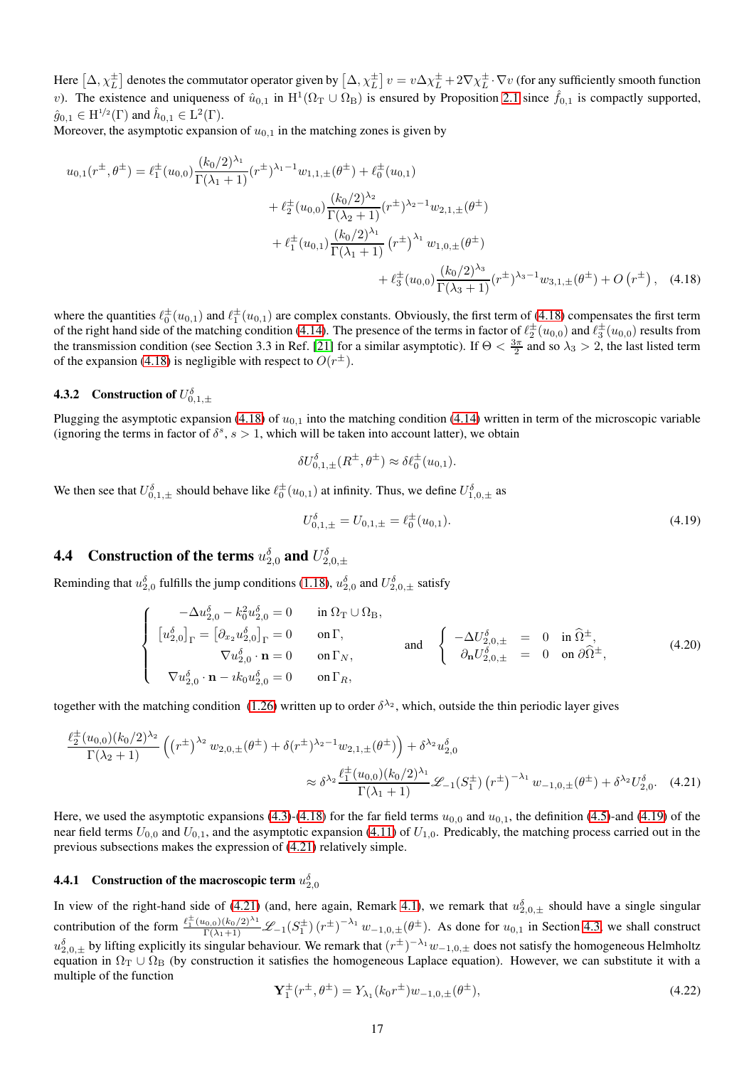Here $\left[\Delta, \chi_L^\pm\right]$ denotes the commutator operator given by $\left[\Delta, \chi_L^\pm\right] v = v\Delta\chi_L^\pm + 2\nabla\chi_L^\pm \cdot \nabla v$ (for any sufficiently smooth function $v$). The existence and uniqueness of $\hat{u}_{0,1}$ in $\mathrm{H}^1(\Omega_\mathrm{T} \cup \Omega_\mathrm{B})$ is ensured by Proposition 2.1 since $\hat{f}_{0,1}$ is compactly supported, $\hat{g}_{0,1} \in \mathrm{H}^{1/2}(\Gamma)$ and $\hat{h}_{0,1} \in \mathrm{L}^2(\Gamma)$.
Moreover, the asymptotic expansion of $u_{0,1}$ in the matching zones is given by

$$
\begin{aligned}
u_{0,1}(r^\pm, \theta^\pm) = \ell_1^\pm(u_{0,0}) \frac{(k_0/2)^{\lambda_1}}{\Gamma(\lambda_1+1)} (r^\pm)^{\lambda_1 - 1} w_{1,1,\pm}(\theta^\pm) + \ell_0^\pm(u_{0,1}) \\
+ \ell_2^\pm(u_{0,0}) \frac{(k_0/2)^{\lambda_2}}{\Gamma(\lambda_2+1)} (r^\pm)^{\lambda_2 - 1} w_{2,1,\pm}(\theta^\pm) \\
+ \ell_1^\pm(u_{0,1}) \frac{(k_0/2)^{\lambda_1}}{\Gamma(\lambda_1+1)} \left(r^\pm\right)^{\lambda_1} w_{1,0,\pm}(\theta^\pm) \\
+ \ell_3^\pm(u_{0,0}) \frac{(k_0/2)^{\lambda_3}}{\Gamma(\lambda_3+1)} (r^\pm)^{\lambda_3 - 1} w_{3,1,\pm}(\theta^\pm) + O\left(r^\pm\right), \quad (4.18)
\end{aligned}
$$

where the quantities $\ell_0^\pm(u_{0,1})$ and $\ell_1^\pm(u_{0,1})$ are complex constants. Obviously, the first term of (4.18) compensates the first term of the right hand side of the matching condition (4.14). The presence of the terms in factor of $\ell_2^\pm(u_{0,0})$ and $\ell_3^\pm(u_{0,0})$ results from the transmission condition (see Section 3.3 in Ref. [21] for a similar asymptotic). If $\Theta < \frac{3\pi}{2}$ and so $\lambda_3 > 2$, the last listed term of the expansion (4.18) is negligible with respect to $O(r^\pm)$.

### 4.3.2 Construction of $U_{0,1,\pm}^\delta$

Plugging the asymptotic expansion (4.18) of $u_{0,1}$ into the matching condition (4.14) written in term of the microscopic variable (ignoring the terms in factor of $\delta^s$, $s > 1$, which will be taken into account latter), we obtain

$$
\delta U_{0,1,\pm}^\delta(R^\pm, \theta^\pm) \approx \delta \ell_0^\pm(u_{0,1}).
$$

We then see that $U_{0,1,\pm}^\delta$ should behave like $\ell_0^\pm(u_{0,1})$ at infinity. Thus, we define $U_{1,0,\pm}^\delta$ as

$$
U_{0,1,\pm}^\delta = U_{0,1,\pm} = \ell_0^\pm(u_{0,1}). \quad (4.19)
$$

## 4.4 Construction of the terms $u_{2,0}^\delta$ and $U_{2,0,\pm}^\delta$

Reminding that $u_{2,0}^\delta$ fulfills the jump conditions (1.18), $u_{2,0}^\delta$ and $U_{2,0,\pm}^\delta$ satisfy

$$
\left\{
\begin{array}{rl}
-\Delta u_{2,0}^\delta - k_0^2 u_{2,0}^\delta = 0 & \text{in } \Omega_\mathrm{T} \cup \Omega_\mathrm{B}, \\
\left[u_{2,0}^\delta\right]_\Gamma = \left[\partial_{x_2} u_{2,0}^\delta\right]_\Gamma = 0 & \text{on } \Gamma, \\
\nabla u_{2,0}^\delta \cdot \mathbf{n} = 0 & \text{on } \Gamma_N, \\
\nabla u_{2,0}^\delta \cdot \mathbf{n} - \imath k_0 u_{2,0}^\delta = 0 & \text{on } \Gamma_R,
\end{array}
\right.
\quad \text{and} \quad
\left\{
\begin{array}{rcll}
-\Delta U_{2,0,\pm}^\delta & = & 0 & \text{in } \widehat{\Omega}^\pm, \\
\partial_\mathbf{n} U_{2,0,\pm}^\delta & = & 0 & \text{on } \partial\widehat{\Omega}^\pm,
\end{array}
\right.
\quad (4.20)
$$

together with the matching condition (1.26) written up to order $\delta^{\lambda_2}$, which outside the thin periodic layer gives

$$
\begin{aligned}
\frac{\ell_2^\pm(u_{0,0})(k_0/2)^{\lambda_2}}{\Gamma(\lambda_2+1)} \left( \left(r^\pm\right)^{\lambda_2} w_{2,0,\pm}(\theta^\pm) + \delta (r^\pm)^{\lambda_2 - 1} w_{2,1,\pm}(\theta^\pm) \right) + \delta^{\lambda_2} u_{2,0}^\delta \\
\approx \delta^{\lambda_2} \frac{\ell_1^\pm(u_{0,0})(k_0/2)^{\lambda_1}}{\Gamma(\lambda_1+1)} \mathscr{L}_{-1}(S_1^\pm) \left(r^\pm\right)^{-\lambda_1} w_{-1,0,\pm}(\theta^\pm) + \delta^{\lambda_2} U_{2,0}^\delta. \quad (4.21)
\end{aligned}
$$

Here, we used the asymptotic expansions (4.3)-(4.18) for the far field terms $u_{0,0}$ and $u_{0,1}$, the definition (4.5)-and (4.19) of the near field terms $U_{0,0}$ and $U_{0,1}$, and the asymptotic expansion (4.11) of $U_{1,0}$. Predicably, the matching process carried out in the previous subsections makes the expression of (4.21) relatively simple.

### 4.4.1 Construction of the macroscopic term $u_{2,0}^\delta$

In view of the right-hand side of (4.21) (and, here again, Remark 4.1), we remark that $u_{2,0,\pm}^\delta$ should have a single singular contribution of the form $\frac{\ell_1^\pm(u_{0,0})(k_0/2)^{\lambda_1}}{\Gamma(\lambda_1+1)} \mathscr{L}_{-1}(S_1^\pm) \left(r^\pm\right)^{-\lambda_1} w_{-1,0,\pm}(\theta^\pm)$. As done for $u_{0,1}$ in Section 4.3, we shall construct $u_{2,0,\pm}^\delta$ by lifting explicitly its singular behaviour. We remark that $(r^\pm)^{-\lambda_1} w_{-1,0,\pm}$ does not satisfy the homogeneous Helmholtz equation in $\Omega_\mathrm{T} \cup \Omega_\mathrm{B}$ (by construction it satisfies the homogeneous Laplace equation). However, we can substitute it with a multiple of the function

$$
\mathbf{Y}_1^\pm(r^\pm, \theta^\pm) = Y_{\lambda_1}(k_0 r^\pm) w_{-1,0,\pm}(\theta^\pm), \quad (4.22)
$$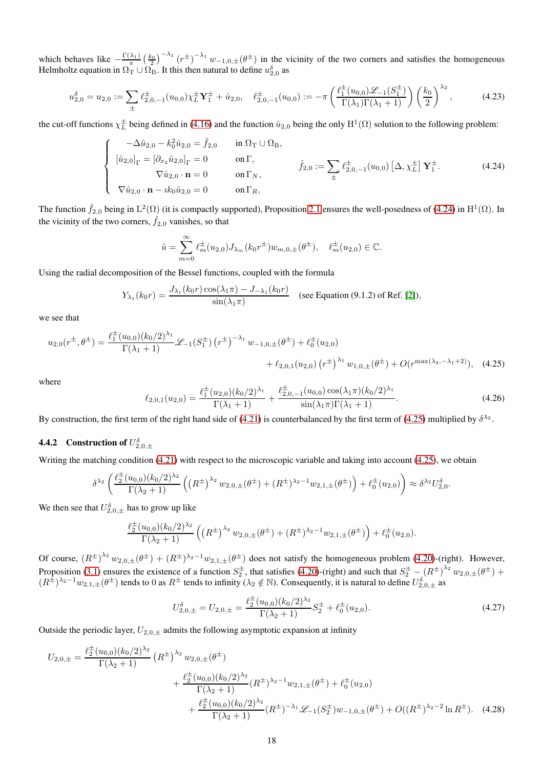which behaves like $-\frac{\Gamma(\lambda_1)}{\pi}\left(\frac{k_0}{2}\right)^{-\lambda_1}(r^\pm)^{-\lambda_1} w_{-1,0,\pm}(\theta^\pm)$ in the vicinity of the two corners and satisfies the homogeneous Helmholtz equation in $\Omega_{\rm T} \cup \Omega_{\rm B}$. It this then natural to define $u_{2,0}^\delta$ as

$$u_{2,0}^\delta = u_{2,0} := \sum_\pm \ell_{2,0,-1}^\pm(u_{0,0})\chi_L^\pm \mathbf{Y}_1^\pm + \hat{u}_{2,0}, \quad \ell_{2,0,-1}^\pm(u_{0,0}) := -\pi \left(\frac{\ell_1^\pm(u_{0,0})\mathscr{L}_{-1}(S_1^\pm)}{\Gamma(\lambda_1)\Gamma(\lambda_1+1)}\right)\left(\frac{k_0}{2}\right)^{\lambda_2}, \tag{4.23}$$

the cut-off functions $\chi_L^\pm$ being defined in (4.16) and the function $\hat{u}_{2,0}$ being the only $\mathrm{H}^1(\Omega)$ solution to the following problem:

$$\left\{\begin{array}{ll} -\Delta \hat{u}_{2,0} - k_0^2 \hat{u}_{2,0} = \hat{f}_{2,0} & \text{in } \Omega_{\rm T} \cup \Omega_{\rm B}, \\ [\hat{u}_{2,0}]_\Gamma = [\partial_{x_2}\hat{u}_{2,0}]_\Gamma = 0 & \text{on } \Gamma, \\ \nabla \hat{u}_{2,0} \cdot \mathbf{n} = 0 & \text{on } \Gamma_N, \\ \nabla \hat{u}_{2,0} \cdot \mathbf{n} - \imath k_0 \hat{u}_{2,0} = 0 & \text{on } \Gamma_R, \end{array}\right. \qquad \hat{f}_{2,0} := \sum_\pm \ell_{2,0,-1}^\pm(u_{0,0})\left[\Delta, \chi_L^\pm\right]\mathbf{Y}_1^\pm. \tag{4.24}$$

The function $\hat{f}_{2,0}$ being in $\mathrm{L}^2(\Omega)$ (it is compactly supported), Proposition 2.1 ensures the well-posedness of (4.24) in $\mathrm{H}^1(\Omega)$. In the vicinity of the two corners, $\hat{f}_{2,0}$ vanishes, so that

$$\hat{u} = \sum_{m=0}^\infty \ell_m^\pm(u_{2,0}) J_{\lambda_m}(k_0 r^\pm) w_{m,0,\pm}(\theta^\pm), \quad \ell_m^\pm(u_{2,0}) \in \mathbb{C}.$$

Using the radial decomposition of the Bessel functions, coupled with the formula

$$Y_{\lambda_1}(k_0 r) = \frac{J_{\lambda_1}(k_0 r)\cos(\lambda_1 \pi) - J_{-\lambda_1}(k_0 r)}{\sin(\lambda_1 \pi)} \quad \text{(see Equation (9.1.2) of Ref. [2])},$$

we see that

$$\begin{aligned} u_{2,0}(r^\pm, \theta^\pm) = \frac{\ell_1^\pm(u_{0,0})(k_0/2)^{\lambda_1}}{\Gamma(\lambda_1+1)}\mathscr{L}_{-1}(S_1^\pm)\left(r^\pm\right)^{-\lambda_1} w_{-1,0,\pm}(\theta^\pm) + \ell_0^\pm(u_{2,0}) \\ + \ell_{2,0,1}(u_{2,0})\left(r^\pm\right)^{\lambda_1} w_{1,0,\pm}(\theta^\pm) + O(r^{\max(\lambda_2, -\lambda_1+2)}), \end{aligned} \tag{4.25}$$

where

$$\ell_{2,0,1}(u_{2,0}) = \frac{\ell_1^\pm(u_{2,0})(k_0/2)^{\lambda_1}}{\Gamma(\lambda_1+1)} + \frac{\ell_{2,0,-1}^\pm(u_{0,0})\cos(\lambda_1\pi)(k_0/2)^{\lambda_1}}{\sin(\lambda_1\pi)\Gamma(\lambda_1+1)}. \tag{4.26}$$

By construction, the first term of the right hand side of (4.21) is counterbalanced by the first term of (4.25) multiplied by $\delta^{\lambda_2}$.

### 4.4.2 Construction of $U_{2,0,\pm}^\delta$

Writing the matching condition (4.21) with respect to the microscopic variable and taking into account (4.25), we obtain

$$\delta^{\lambda_2}\left(\frac{\ell_2^\pm(u_{0,0})(k_0/2)^{\lambda_2}}{\Gamma(\lambda_2+1)}\left(\left(R^\pm\right)^{\lambda_2} w_{2,0,\pm}(\theta^\pm) + (R^\pm)^{\lambda_2-1} w_{2,1,\pm}(\theta^\pm)\right) + \ell_0^\pm(u_{2,0})\right) \approx \delta^{\lambda_2} U_{2,0}^\delta.$$

We then see that $U_{2,0,\pm}^\delta$ has to grow up like

$$\frac{\ell_2^\pm(u_{0,0})(k_0/2)^{\lambda_2}}{\Gamma(\lambda_2+1)}\left(\left(R^\pm\right)^{\lambda_2} w_{2,0,\pm}(\theta^\pm) + (R^\pm)^{\lambda_2-1} w_{2,1,\pm}(\theta^\pm)\right) + \ell_0^\pm(u_{2,0}).$$

Of course, $(R^\pm)^{\lambda_2} w_{2,0,\pm}(\theta^\pm) + (R^\pm)^{\lambda_2-1} w_{2,1,\pm}(\theta^\pm)$ does not satisfy the homogeneous problem (4.20)-(right). However, Proposition (3.1) ensures the existence of a function $S_2^\pm$, that satisfies (4.20)-(right) and such that $S_2^\pm - (R^\pm)^{\lambda_2} w_{2,0,\pm}(\theta^\pm) + (R^\pm)^{\lambda_2-1} w_{2,1,\pm}(\theta^\pm)$ tends to 0 as $R^\pm$ tends to infinity ($\lambda_2 \notin \mathbb{N}$). Consequently, it is natural to define $U_{2,0,\pm}^\delta$ as

$$U_{2,0,\pm}^\delta = U_{2,0,\pm} = \frac{\ell_2^\pm(u_{0,0})(k_0/2)^{\lambda_2}}{\Gamma(\lambda_2+1)} S_2^\pm + \ell_0^\pm(u_{2,0}). \tag{4.27}$$

Outside the periodic layer, $U_{2,0,\pm}$ admits the following asymptotic expansion at infinity

$$\begin{aligned} U_{2,0,\pm} = \frac{\ell_2^\pm(u_{0,0})(k_0/2)^{\lambda_2}}{\Gamma(\lambda_2+1)}\left(R^\pm\right)^{\lambda_2} w_{2,0,\pm}(\theta^\pm) \\ + \frac{\ell_2^\pm(u_{0,0})(k_0/2)^{\lambda_2}}{\Gamma(\lambda_2+1)}(R^\pm)^{\lambda_2-1} w_{2,1,\pm}(\theta^\pm) + \ell_0^\pm(u_{2,0}) \\ + \frac{\ell_2^\pm(u_{0,0})(k_0/2)^{\lambda_2}}{\Gamma(\lambda_2+1)}(R^\pm)^{-\lambda_1}\mathscr{L}_{-1}(S_2^\pm) w_{-1,0,\pm}(\theta^\pm) + O((R^\pm)^{\lambda_2-2}\ln R^\pm). \end{aligned} \tag{4.28}$$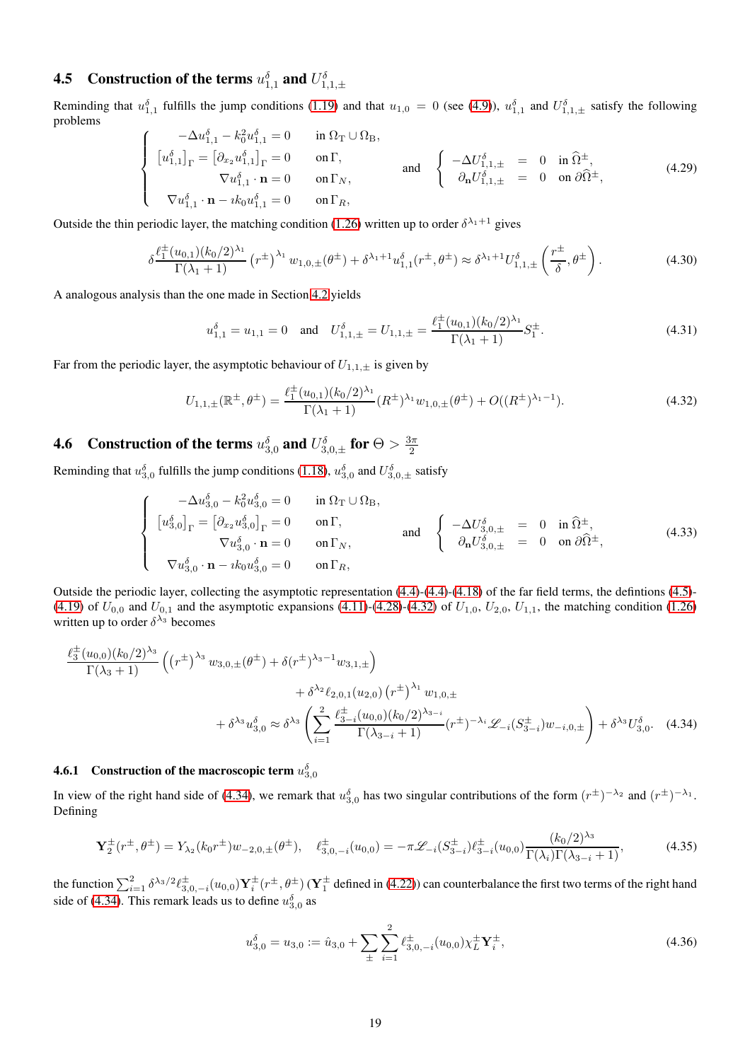## 4.5 Construction of the terms $u^\delta_{1,1}$ and $U^\delta_{1,1,\pm}$

Reminding that $u^\delta_{1,1}$ fulfills the jump conditions (1.19) and that $u_{1,0} = 0$ (see (4.9)), $u^\delta_{1,1}$ and $U^\delta_{1,1,\pm}$ satisfy the following problems

$$\begin{cases} -\Delta u^\delta_{1,1} - k_0^2 u^\delta_{1,1} = 0 & \text{in } \Omega_{\mathrm{T}} \cup \Omega_{\mathrm{B}}, \\ \left[u^\delta_{1,1}\right]_\Gamma = \left[\partial_{x_2} u^\delta_{1,1}\right]_\Gamma = 0 & \text{on } \Gamma, \\ \nabla u^\delta_{1,1} \cdot \mathbf{n} = 0 & \text{on } \Gamma_N, \\ \nabla u^\delta_{1,1} \cdot \mathbf{n} - \imath k_0 u^\delta_{1,1} = 0 & \text{on } \Gamma_R, \end{cases} \quad \text{and} \quad \begin{cases} -\Delta U^\delta_{1,1,\pm} = 0 & \text{in } \widehat{\Omega}^\pm, \\ \partial_{\mathbf{n}} U^\delta_{1,1,\pm} = 0 & \text{on } \partial\widehat{\Omega}^\pm, \end{cases} \tag{4.29}$$

Outside the thin periodic layer, the matching condition (1.26) written up to order $\delta^{\lambda_1+1}$ gives

$$\delta \frac{\ell_1^\pm(u_{0,1})(k_0/2)^{\lambda_1}}{\Gamma(\lambda_1+1)} \left(r^\pm\right)^{\lambda_1} w_{1,0,\pm}(\theta^\pm) + \delta^{\lambda_1+1} u^\delta_{1,1}(r^\pm, \theta^\pm) \approx \delta^{\lambda_1+1} U^\delta_{1,1,\pm}\left(\frac{r^\pm}{\delta}, \theta^\pm\right). \tag{4.30}$$

A analogous analysis than the one made in Section 4.2 yields

$$u^\delta_{1,1} = u_{1,1} = 0 \quad \text{and} \quad U^\delta_{1,1,\pm} = U_{1,1,\pm} = \frac{\ell_1^\pm(u_{0,1})(k_0/2)^{\lambda_1}}{\Gamma(\lambda_1+1)} S_1^\pm. \tag{4.31}$$

Far from the periodic layer, the asymptotic behaviour of $U_{1,1,\pm}$ is given by

$$U_{1,1,\pm}(\mathbb{R}^\pm, \theta^\pm) = \frac{\ell_1^\pm(u_{0,1})(k_0/2)^{\lambda_1}}{\Gamma(\lambda_1+1)} (R^\pm)^{\lambda_1} w_{1,0,\pm}(\theta^\pm) + O((R^\pm)^{\lambda_1-1}). \tag{4.32}$$

## 4.6 Construction of the terms $u^\delta_{3,0}$ and $U^\delta_{3,0,\pm}$ for $\Theta > \frac{3\pi}{2}$

Reminding that $u^\delta_{3,0}$ fulfills the jump conditions (1.18), $u^\delta_{3,0}$ and $U^\delta_{3,0,\pm}$ satisfy

$$\begin{cases} -\Delta u^\delta_{3,0} - k_0^2 u^\delta_{3,0} = 0 & \text{in } \Omega_{\mathrm{T}} \cup \Omega_{\mathrm{B}}, \\ \left[u^\delta_{3,0}\right]_\Gamma = \left[\partial_{x_2} u^\delta_{3,0}\right]_\Gamma = 0 & \text{on } \Gamma, \\ \nabla u^\delta_{3,0} \cdot \mathbf{n} = 0 & \text{on } \Gamma_N, \\ \nabla u^\delta_{3,0} \cdot \mathbf{n} - \imath k_0 u^\delta_{3,0} = 0 & \text{on } \Gamma_R, \end{cases} \quad \text{and} \quad \begin{cases} -\Delta U^\delta_{3,0,\pm} = 0 & \text{in } \widehat{\Omega}^\pm, \\ \partial_{\mathbf{n}} U^\delta_{3,0,\pm} = 0 & \text{on } \partial\widehat{\Omega}^\pm, \end{cases} \tag{4.33}$$

Outside the periodic layer, collecting the asymptotic representation (4.4)-(4.4)-(4.18) of the far field terms, the defintions (4.5)-(4.19) of $U_{0,0}$ and $U_{0,1}$ and the asymptotic expansions (4.11)-(4.28)-(4.32) of $U_{1,0}$, $U_{2,0}$, $U_{1,1}$, the matching condition (1.26) written up to order $\delta^{\lambda_3}$ becomes

$$\begin{aligned} \frac{\ell_3^\pm(u_{0,0})(k_0/2)^{\lambda_3}}{\Gamma(\lambda_3+1)} &\left( \left(r^\pm\right)^{\lambda_3} w_{3,0,\pm}(\theta^\pm) + \delta (r^\pm)^{\lambda_3-1} w_{3,1,\pm} \right) \\ &+ \delta^{\lambda_2} \ell_{2,0,1}(u_{2,0}) \left(r^\pm\right)^{\lambda_1} w_{1,0,\pm} \\ + \delta^{\lambda_3} u^\delta_{3,0} \approx \delta^{\lambda_3} &\left( \sum_{i=1}^{2} \frac{\ell_{3-i}^\pm(u_{0,0})(k_0/2)^{\lambda_{3-i}}}{\Gamma(\lambda_{3-i}+1)} (r^\pm)^{-\lambda_i} \mathscr{L}_{-i}(S^\pm_{3-i}) w_{-i,0,\pm} \right) + \delta^{\lambda_3} U^\delta_{3,0}. \end{aligned} \tag{4.34}$$

### 4.6.1 Construction of the macroscopic term $u^\delta_{3,0}$

In view of the right hand side of (4.34), we remark that $u^\delta_{3,0}$ has two singular contributions of the form $(r^\pm)^{-\lambda_2}$ and $(r^\pm)^{-\lambda_1}$. Defining

$$\mathbf{Y}_2^\pm(r^\pm, \theta^\pm) = Y_{\lambda_2}(k_0 r^\pm) w_{-2,0,\pm}(\theta^\pm), \quad \ell^\pm_{3,0,-i}(u_{0,0}) = -\pi \mathscr{L}_{-i}(S^\pm_{3-i}) \ell^\pm_{3-i}(u_{0,0}) \frac{(k_0/2)^{\lambda_3}}{\Gamma(\lambda_i)\Gamma(\lambda_{3-i}+1)}, \tag{4.35}$$

the function $\sum_{i=1}^{2} \delta^{\lambda_3/2} \ell^\pm_{3,0,-i}(u_{0,0}) \mathbf{Y}_i^\pm(r^\pm, \theta^\pm)$ ($\mathbf{Y}_1^\pm$ defined in (4.22)) can counterbalance the first two terms of the right hand side of (4.34). This remark leads us to define $u^\delta_{3,0}$ as

$$u^\delta_{3,0} = u_{3,0} := \hat{u}_{3,0} + \sum_\pm \sum_{i=1}^{2} \ell^\pm_{3,0,-i}(u_{0,0}) \chi_L^\pm \mathbf{Y}_i^\pm, \tag{4.36}$$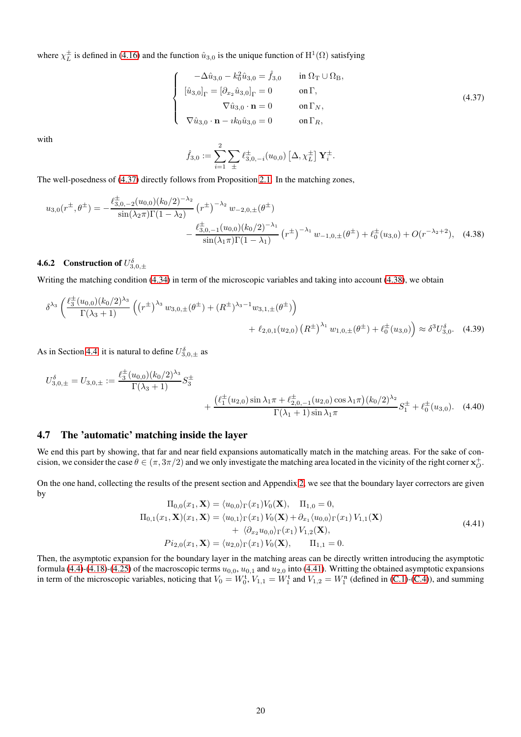where $\chi_L^{\pm}$ is defined in (4.16) and the function $\hat{u}_{3,0}$ is the unique function of $\mathrm{H}^1(\Omega)$ satisfying

$$
\left\{
\begin{array}{rl}
-\Delta \hat{u}_{3,0} - k_0^2 \hat{u}_{3,0} = \hat{f}_{3,0} & \text{in } \Omega_{\mathrm{T}} \cup \Omega_{\mathrm{B}}, \\
{[\hat{u}_{3,0}]_\Gamma = [\partial_{x_2} \hat{u}_{3,0}]_\Gamma = 0} & \text{on } \Gamma, \\
\nabla \hat{u}_{3,0} \cdot \mathbf{n} = 0 & \text{on } \Gamma_N, \\
\nabla \hat{u}_{3,0} \cdot \mathbf{n} - \imath k_0 \hat{u}_{3,0} = 0 & \text{on } \Gamma_R,
\end{array}
\right.
\tag{4.37}
$$

with

$$
\hat{f}_{3,0} := \sum_{i=1}^{2} \sum_{\pm} \ell_{3,0,-i}^{\pm}(u_{0,0}) \left[\Delta, \chi_L^{\pm}\right] \mathbf{Y}_i^{\pm}.
$$

The well-posedness of (4.37) directly follows from Proposition 2.1. In the matching zones,

$$
\begin{aligned}
u_{3,0}(r^{\pm}, \theta^{\pm}) = - \frac{\ell_{3,0,-2}^{\pm}(u_{0,0}) (k_0/2)^{-\lambda_2}}{\sin(\lambda_2 \pi) \Gamma(1-\lambda_2)} \left(r^{\pm}\right)^{-\lambda_2} w_{-2,0,\pm}(\theta^{\pm}) \\
- \frac{\ell_{3,0,-1}^{\pm}(u_{0,0}) (k_0/2)^{-\lambda_1}}{\sin(\lambda_1 \pi) \Gamma(1-\lambda_1)} \left(r^{\pm}\right)^{-\lambda_1} w_{-1,0,\pm}(\theta^{\pm}) + \ell_0^{\pm}(u_{3,0}) + O(r^{-\lambda_2+2}),
\end{aligned}
\tag{4.38}
$$

#### 4.6.2 Construction of $U_{3,0,\pm}^{\delta}$

Writing the matching condition (4.34) in term of the microscopic variables and taking into account (4.38), we obtain

$$
\begin{aligned}
\delta^{\lambda_3} \Bigg( \frac{\ell_3^{\pm}(u_{0,0}) (k_0/2)^{\lambda_3}}{\Gamma(\lambda_3+1)} \left( \left(r^{\pm}\right)^{\lambda_3} w_{3,0,\pm}(\theta^{\pm}) + (R^{\pm})^{\lambda_3 - 1} w_{3,1,\pm}(\theta^{\pm}) \right) \\
+ \ell_{2,0,1}(u_{2,0}) \left(R^{\pm}\right)^{\lambda_1} w_{1,0,\pm}(\theta^{\pm}) + \ell_0^{\pm}(u_{3,0}) \Bigg) \approx \delta^3 U_{3,0}^{\delta}.
\end{aligned}
\tag{4.39}
$$

As in Section 4.4, it is natural to define $U_{3,0,\pm}^{\delta}$ as

$$
\begin{aligned}
U_{3,0,\pm}^{\delta} = U_{3,0,\pm} := \frac{\ell_3^{\pm}(u_{0,0}) (k_0/2)^{\lambda_3}}{\Gamma(\lambda_3+1)} S_3^{\pm} \\
+ \frac{\left(\ell_1^{\pm}(u_{2,0}) \sin \lambda_1 \pi + \ell_{2,0,-1}^{\pm}(u_{2,0}) \cos \lambda_1 \pi\right) (k_0/2)^{\lambda_2}}{\Gamma(\lambda_1+1) \sin \lambda_1 \pi} S_1^{\pm} + \ell_0^{\pm}(u_{3,0}).
\end{aligned}
\tag{4.40}
$$

### 4.7 The 'automatic' matching inside the layer

We end this part by showing, that far and near field expansions automatically match in the matching areas. For the sake of concision, we consider the case $\theta \in (\pi, 3\pi/2)$ and we only investigate the matching area located in the vicinity of the right corner $\mathbf{x}_O^{+}$.

On the one hand, collecting the results of the present section and Appendix 2, we see that the boundary layer correctors are given by

$$
\begin{aligned}
\Pi_{0,0}(x_1, \mathbf{X}) = \langle u_{0,0} \rangle_\Gamma(x_1) V_0(\mathbf{X}), \quad \Pi_{1,0} = 0, \\
\Pi_{0,1}(x_1, \mathbf{X})(x_1, \mathbf{X}) = \langle u_{0,1} \rangle_\Gamma(x_1)\, V_0(\mathbf{X}) + \partial_{x_1} \langle u_{0,0} \rangle_\Gamma(x_1)\, V_{1,1}(\mathbf{X}) \\
+ \langle \partial_{x_2} u_{0,0} \rangle_\Gamma(x_1)\, V_{1,2}(\mathbf{X}), \\
Pi_{2,0}(x_1, \mathbf{X}) = \langle u_{2,0} \rangle_\Gamma(x_1)\, V_0(\mathbf{X}), \qquad \Pi_{1,1} = 0.
\end{aligned}
\tag{4.41}
$$

Then, the asymptotic expansion for the boundary layer in the matching areas can be directly written introducing the asymptotic formula (4.4)-(4.18)-(4.25) of the macroscopic terms $u_{0,0}$, $u_{0,1}$ and $u_{2,0}$ into (4.41). Writting the obtained asymptotic expansions in term of the microscopic variables, noticing that $V_0 = W_0^{\mathfrak{t}}$, $V_{1,1} = W_1^{\mathfrak{t}}$ and $V_{1,2} = W_1^{\mathfrak{n}}$ (defined in (C.1)-(C.4)), and summing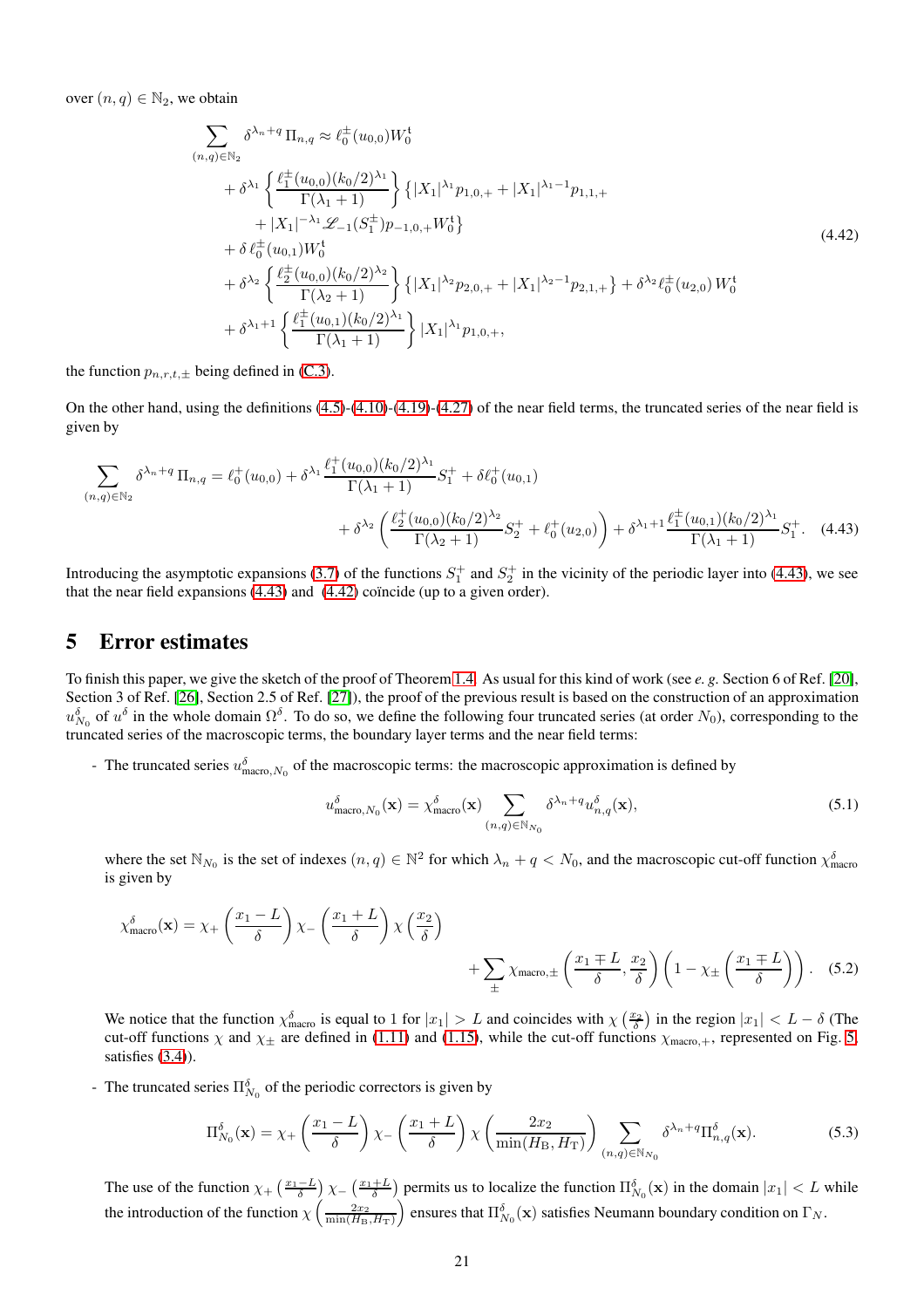over $(n,q) \in \mathbb{N}_2$, we obtain

$$
\begin{aligned}
\sum_{(n,q)\in\mathbb{N}_2} \delta^{\lambda_n+q}\, \Pi_{n,q} \approx\, & \ell_0^{\pm}(u_{0,0}) W_0^{\mathfrak{t}} \\
& + \delta^{\lambda_1} \left\{ \frac{\ell_1^{\pm}(u_{0,0})(k_0/2)^{\lambda_1}}{\Gamma(\lambda_1+1)} \right\} \left\{ |X_1|^{\lambda_1} p_{1,0,+} + |X_1|^{\lambda_1-1} p_{1,1,+} \right. \\
& \left. + |X_1|^{-\lambda_1} \mathscr{L}_{-1}(S_1^{\pm}) p_{-1,0,+} W_0^{\mathfrak{t}} \right\} \\
& + \delta\, \ell_0^{\pm}(u_{0,1}) W_0^{\mathfrak{t}} \\
& + \delta^{\lambda_2} \left\{ \frac{\ell_2^{\pm}(u_{0,0})(k_0/2)^{\lambda_2}}{\Gamma(\lambda_2+1)} \right\} \left\{ |X_1|^{\lambda_2} p_{2,0,+} + |X_1|^{\lambda_2-1} p_{2,1,+} \right\} + \delta^{\lambda_2} \ell_0^{\pm}(u_{2,0})\, W_0^{\mathfrak{t}} \\
& + \delta^{\lambda_1+1} \left\{ \frac{\ell_1^{\pm}(u_{0,1})(k_0/2)^{\lambda_1}}{\Gamma(\lambda_1+1)} \right\} |X_1|^{\lambda_1} p_{1,0,+},
\end{aligned}
\tag{4.42}
$$

the function $p_{n,r,t,\pm}$ being defined in (C.3).

On the other hand, using the definitions (4.5)-(4.10)-(4.19)-(4.27) of the near field terms, the truncated series of the near field is given by

$$
\sum_{(n,q)\in\mathbb{N}_2} \delta^{\lambda_n+q}\, \Pi_{n,q} = \ell_0^{+}(u_{0,0}) + \delta^{\lambda_1} \frac{\ell_1^{+}(u_{0,0})(k_0/2)^{\lambda_1}}{\Gamma(\lambda_1+1)} S_1^{+} + \delta \ell_0^{+}(u_{0,1}) + \delta^{\lambda_2} \left( \frac{\ell_2^{+}(u_{0,0})(k_0/2)^{\lambda_2}}{\Gamma(\lambda_2+1)} S_2^{+} + \ell_0^{+}(u_{2,0}) \right) + \delta^{\lambda_1+1} \frac{\ell_1^{\pm}(u_{0,1})(k_0/2)^{\lambda_1}}{\Gamma(\lambda_1+1)} S_1^{+}. \tag{4.43}
$$

Introducing the asymptotic expansions (3.7) of the functions $S_1^+$ and $S_2^+$ in the vicinity of the periodic layer into (4.43), we see that the near field expansions (4.43) and (4.42) coïncide (up to a given order).

## 5 Error estimates

To finish this paper, we give the sketch of the proof of Theorem 1.4. As usual for this kind of work (see *e. g.* Section 6 of Ref. [20], Section 3 of Ref. [26], Section 2.5 of Ref. [27]), the proof of the previous result is based on the construction of an approximation $u^\delta_{N_0}$ of $u^\delta$ in the whole domain $\Omega^\delta$. To do so, we define the following four truncated series (at order $N_0$), corresponding to the truncated series of the macroscopic terms, the boundary layer terms and the near field terms:

- The truncated series $u^\delta_{\text{macro},N_0}$ of the macroscopic terms: the macroscopic approximation is defined by

$$
u^\delta_{\text{macro},N_0}(\mathbf{x}) = \chi^\delta_{\text{macro}}(\mathbf{x}) \sum_{(n,q)\in\mathbb{N}_{N_0}} \delta^{\lambda_n+q} u^\delta_{n,q}(\mathbf{x}), \tag{5.1}
$$

where the set $\mathbb{N}_{N_0}$ is the set of indexes $(n,q) \in \mathbb{N}^2$ for which $\lambda_n + q < N_0$, and the macroscopic cut-off function $\chi^\delta_{\text{macro}}$ is given by

$$
\chi^\delta_{\text{macro}}(\mathbf{x}) = \chi_+\left(\frac{x_1-L}{\delta}\right) \chi_-\left(\frac{x_1+L}{\delta}\right) \chi\left(\frac{x_2}{\delta}\right) + \sum_{\pm} \chi_{\text{macro},\pm}\left(\frac{x_1 \mp L}{\delta}, \frac{x_2}{\delta}\right)\left(1 - \chi_{\pm}\left(\frac{x_1 \mp L}{\delta}\right)\right). \tag{5.2}
$$

We notice that the function $\chi^\delta_{\text{macro}}$ is equal to 1 for $|x_1| > L$ and coincides with $\chi\left(\frac{x_2}{\delta}\right)$ in the region $|x_1| < L - \delta$ (The cut-off functions $\chi$ and $\chi_\pm$ are defined in (1.11) and (1.15), while the cut-off functions $\chi_{\text{macro},+}$, represented on Fig. 5, satisfies (3.4)).

- The truncated series $\Pi^\delta_{N_0}$ of the periodic correctors is given by

$$
\Pi^\delta_{N_0}(\mathbf{x}) = \chi_+\left(\frac{x_1-L}{\delta}\right) \chi_-\left(\frac{x_1+L}{\delta}\right) \chi\left(\frac{2x_2}{\min(H_{\text{B}}, H_{\text{T}})}\right) \sum_{(n,q)\in\mathbb{N}_{N_0}} \delta^{\lambda_n+q} \Pi^\delta_{n,q}(\mathbf{x}). \tag{5.3}
$$

The use of the function $\chi_+\left(\frac{x_1-L}{\delta}\right)\chi_-\left(\frac{x_1+L}{\delta}\right)$ permits us to localize the function $\Pi^\delta_{N_0}(\mathbf{x})$ in the domain $|x_1| < L$ while the introduction of the function $\chi\left(\frac{2x_2}{\min(H_{\text{B}},H_{\text{T}})}\right)$ ensures that $\Pi^\delta_{N_0}(\mathbf{x})$ satisfies Neumann boundary condition on $\Gamma_N$.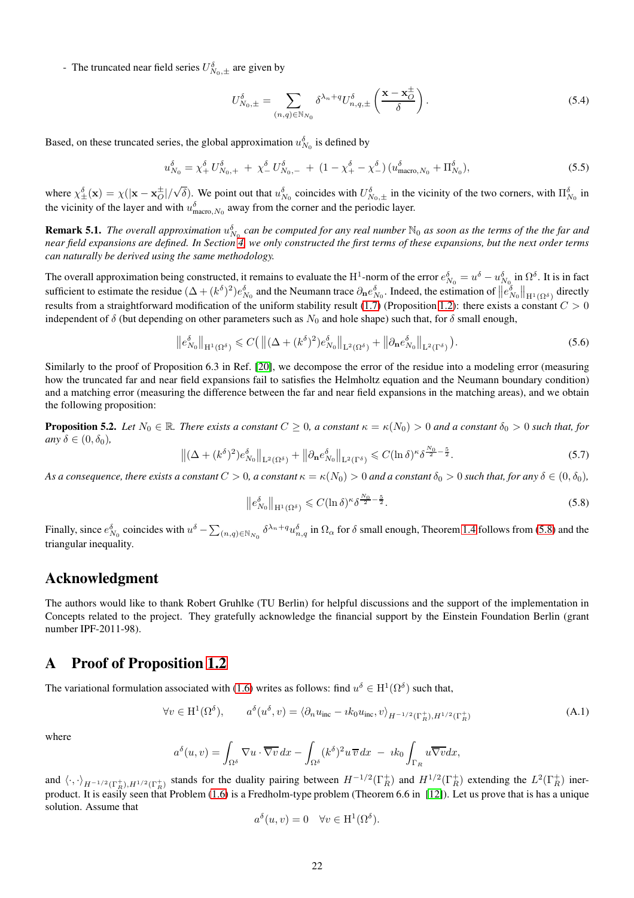- The truncated near field series $U^\delta_{N_0,\pm}$ are given by

$$U^\delta_{N_0,\pm} = \sum_{(n,q)\in\mathbb{N}_{N_0}} \delta^{\lambda_n+q} U^\delta_{n,q,\pm}\left(\frac{\mathbf{x}-\mathbf{x}_O^\pm}{\delta}\right). \tag{5.4}$$

Based, on these truncated series, the global approximation $u^\delta_{N_0}$ is defined by

$$u^\delta_{N_0} = \chi^\delta_+ U^\delta_{N_0,+} + \chi^\delta_- U^\delta_{N_0,-} + (1-\chi^\delta_+ - \chi^\delta_-)(u^\delta_{\text{macro},N_0} + \Pi^\delta_{N_0}), \tag{5.5}$$

where $\chi^\delta_\pm(\mathbf{x}) = \chi(|\mathbf{x}-\mathbf{x}_O^\pm|/\sqrt{\delta})$. We point out that $u^\delta_{N_0}$ coincides with $U^\delta_{N_0,\pm}$ in the vicinity of the two corners, with $\Pi^\delta_{N_0}$ in the vicinity of the layer and with $u^\delta_{\text{macro},N_0}$ away from the corner and the periodic layer.

**Remark 5.1.** *The overall approximation $u^\delta_{N_0}$ can be computed for any real number $\mathbb{N}_0$ as soon as the terms of the the far and near field expansions are defined. In Section 4, we only constructed the first terms of these expansions, but the next order terms can naturally be derived using the same methodology.*

The overall approximation being constructed, it remains to evaluate the $\mathrm{H}^1$-norm of the error $e^\delta_{N_0} = u^\delta - u^\delta_{N_0}$ in $\Omega^\delta$. It is in fact sufficient to estimate the residue $(\Delta + (k^\delta)^2)e^\delta_{N_0}$ and the Neumann trace $\partial_{\mathbf{n}} e^\delta_{N_0}$. Indeed, the estimation of $\|e^\delta_{N_0}\|_{\mathrm{H}^1(\Omega^\delta)}$ directly results from a straightforward modification of the uniform stability result (1.7) (Proposition 1.2): there exists a constant $C > 0$ independent of $\delta$ (but depending on other parameters such as $N_0$ and hole shape) such that, for $\delta$ small enough,

$$\|e^\delta_{N_0}\|_{\mathrm{H}^1(\Omega^\delta)} \leqslant C\big(\|(\Delta+(k^\delta)^2)e^\delta_{N_0}\|_{\mathrm{L}^2(\Omega^\delta)} + \|\partial_{\mathbf{n}} e^\delta_{N_0}\|_{\mathrm{L}^2(\Gamma^\delta)}\big). \tag{5.6}$$

Similarly to the proof of Proposition 6.3 in Ref. [20], we decompose the error of the residue into a modeling error (measuring how the truncated far and near field expansions fail to satisfies the Helmholtz equation and the Neumann boundary condition) and a matching error (measuring the difference between the far and near field expansions in the matching areas), and we obtain the following proposition:

**Proposition 5.2.** *Let $N_0 \in \mathbb{R}$. There exists a constant $C \geq 0$, a constant $\kappa = \kappa(N_0) > 0$ and a constant $\delta_0 > 0$ such that, for any $\delta \in (0, \delta_0)$,*

$$\|(\Delta+(k^\delta)^2)e^\delta_{N_0}\|_{\mathrm{L}^2(\Omega^\delta)} + \|\partial_{\mathbf{n}} e^\delta_{N_0}\|_{\mathrm{L}^2(\Gamma^\delta)} \leqslant C(\ln\delta)^\kappa \delta^{\frac{N_0}{2}-\frac{5}{2}}. \tag{5.7}$$

*As a consequence, there exists a constant $C > 0$, a constant $\kappa = \kappa(N_0) > 0$ and a constant $\delta_0 > 0$ such that, for any $\delta \in (0, \delta_0)$,*

$$\|e^\delta_{N_0}\|_{\mathrm{H}^1(\Omega^\delta)} \leqslant C(\ln\delta)^\kappa \delta^{\frac{N_0}{2}-\frac{5}{2}}. \tag{5.8}$$

Finally, since $e^\delta_{N_0}$ coincides with $u^\delta - \sum_{(n,q)\in\mathbb{N}_{N_0}} \delta^{\lambda_n+q} u^\delta_{n,q}$ in $\Omega_\alpha$ for $\delta$ small enough, Theorem 1.4 follows from (5.8) and the triangular inequality.

## Acknowledgment

The authors would like to thank Robert Gruhlke (TU Berlin) for helpful discussions and the support of the implementation in Concepts related to the project. They gratefully acknowledge the financial support by the Einstein Foundation Berlin (grant number IPF-2011-98).

## A Proof of Proposition 1.2

The variational formulation associated with (1.6) writes as follows: find $u^\delta \in \mathrm{H}^1(\Omega^\delta)$ such that,

$$\forall v \in \mathrm{H}^1(\Omega^\delta), \qquad a^\delta(u^\delta, v) = \langle \partial_n u_{\text{inc}} - \imath k_0 u_{\text{inc}}, v\rangle_{H^{-1/2}(\Gamma_R^+),H^{1/2}(\Gamma_R^+)} \tag{A.1}$$

where

$$a^\delta(u,v) = \int_{\Omega^\delta} \nabla u \cdot \overline{\nabla v}\, dx - \int_{\Omega^\delta} (k^\delta)^2 u\, \overline{v}\, dx \;-\; \imath k_0 \int_{\Gamma_R} u \overline{\nabla v} dx,$$

and $\langle\cdot,\cdot\rangle_{H^{-1/2}(\Gamma_R^+),H^{1/2}(\Gamma_R^+)}$ stands for the duality pairing between $H^{-1/2}(\Gamma_R^+)$ and $H^{1/2}(\Gamma_R^+)$ extending the $L^2(\Gamma_R^+)$ inerproduct. It is easily seen that Problem (1.6) is a Fredholm-type problem (Theorem 6.6 in [12]). Let us prove that is has a unique solution. Assume that

$$a^\delta(u,v) = 0 \quad \forall v \in \mathrm{H}^1(\Omega^\delta).$$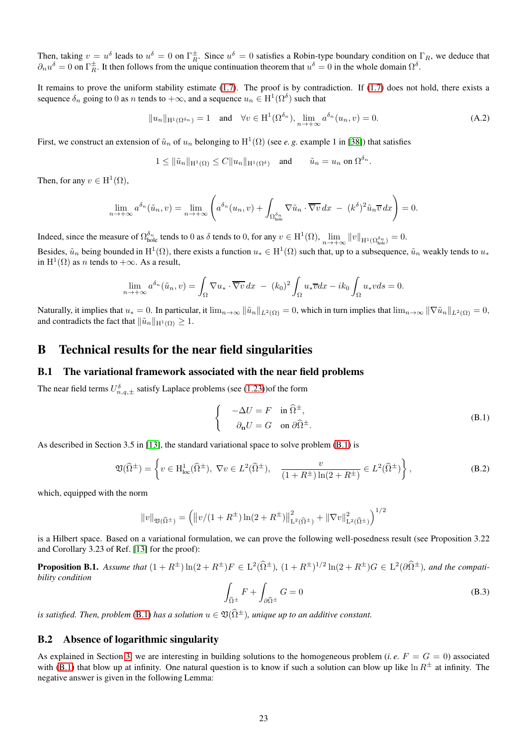Then, taking $v = u^\delta$ leads to $u^\delta = 0$ on $\Gamma_R^\pm$. Since $u^\delta = 0$ satisfies a Robin-type boundary condition on $\Gamma_R$, we deduce that $\partial_n u^\delta = 0$ on $\Gamma_R^\pm$. It then follows from the unique continuation theorem that $u^\delta = 0$ in the whole domain $\Omega^\delta$.

It remains to prove the uniform stability estimate (1.7). The proof is by contradiction. If (1.7) does not hold, there exists a sequence $\delta_n$ going to 0 as $n$ tends to $+\infty$, and a sequence $u_n \in \mathrm{H}^1(\Omega^\delta)$ such that

$$\|u_n\|_{\mathrm{H}^1(\Omega^{\delta_n})} = 1 \quad \text{and} \quad \forall v \in \mathrm{H}^1(\Omega^{\delta_n}), \lim_{n\to+\infty} a^{\delta_n}(u_n, v) = 0. \tag{A.2}$$

First, we construct an extension of $\tilde{u}_n$ of $u_n$ belonging to $\mathrm{H}^1(\Omega)$ (see *e. g.* example 1 in [38]) that satisfies

$$1 \leq \|\tilde{u}_n\|_{\mathrm{H}^1(\Omega)} \leq C\|u_n\|_{\mathrm{H}^1(\Omega^\delta)} \quad \text{and} \quad \tilde{u}_n = u_n \text{ on } \Omega^{\delta_n}.$$

Then, for any $v \in \mathrm{H}^1(\Omega)$,

$$\lim_{n\to+\infty} a^{\delta_n}(\tilde{u}_n, v) = \lim_{n\to+\infty} \left( a^{\delta_n}(u_n, v) + \int_{\Omega^{\delta_n}_{\text{hole}}} \nabla\tilde{u}_n \cdot \overline{\nabla v}\, dx \; - \; (k^\delta)^2 \tilde{u}_n \overline{v}\, dx \right) = 0.$$

Indeed, since the measure of $\Omega^{\delta_n}_{\text{hole}}$ tends to 0 as $\delta$ tends to 0, for any $v \in \mathrm{H}^1(\Omega)$, $\lim\limits_{n\to+\infty} \|v\|_{\mathrm{H}^1(\Omega^{\delta_n}_{\text{hole}})} = 0$.
Besides, $\tilde{u}_n$ being bounded in $\mathrm{H}^1(\Omega)$, there exists a function $u_* \in \mathrm{H}^1(\Omega)$ such that, up to a subsequence, $\tilde{u}_n$ weakly tends to $u_*$ in $\mathrm{H}^1(\Omega)$ as $n$ tends to $+\infty$. As a result,

$$\lim_{n\to+\infty} a^{\delta_n}(\tilde{u}_n, v) = \int_\Omega \nabla u_* \cdot \overline{\nabla v}\, dx \; - \; (k_0)^2 \int_\Omega u_* \overline{v} dx - ik_0 \int_\Omega u_* v ds = 0.$$

Naturally, it implies that $u_* = 0$. In particular, it $\lim_{n\to\infty} \|\tilde{u}_n\|_{L^2(\Omega)} = 0$, which in turn implies that $\lim_{n\to\infty} \|\nabla\tilde{u}_n\|_{L^2(\Omega)} = 0$, and contradicts the fact that $\|\tilde{u}_n\|_{\mathrm{H}^1(\Omega)} \geq 1$.

# B Technical results for the near field singularities

## B.1 The variational framework associated with the near field problems

The near field terms $U^\delta_{n,q,\pm}$ satisfy Laplace problems (see (1.23))of the form

$$\left\{ \begin{array}{ll} -\Delta U = F & \text{in } \widehat{\Omega}^\pm, \\ \partial_{\mathbf{n}} U = G & \text{on } \partial\widehat{\Omega}^\pm. \end{array} \right. \tag{B.1}$$

As described in Section 3.5 in [13], the standard variational space to solve problem (B.1) is

$$\mathfrak{V}(\widehat{\Omega}^\pm) = \left\{ v \in \mathrm{H}^1_{\text{loc}}(\widehat{\Omega}^\pm),\; \nabla v \in L^2(\widehat{\Omega}^\pm), \quad \frac{v}{(1+R^\pm)\ln(2+R^\pm)} \in L^2(\widehat{\Omega}^\pm) \right\}, \tag{B.2}$$

which, equipped with the norm

$$\|v\|_{\mathfrak{V}(\widehat{\Omega}^\pm)} = \left( \|v/(1+R^\pm)\ln(2+R^\pm)\|^2_{\mathrm{L}^2(\widehat{\Omega}^\pm)} + \|\nabla v\|^2_{\mathrm{L}^2(\widehat{\Omega}^\pm)} \right)^{1/2}$$

is a Hilbert space. Based on a variational formulation, we can prove the following well-posedness result (see Proposition 3.22 and Corollary 3.23 of Ref. [13] for the proof):

**Proposition B.1.** *Assume that $(1+R^\pm)\ln(2+R^\pm)F \in \mathrm{L}^2(\widehat{\Omega}^\pm)$, $(1+R^\pm)^{1/2}\ln(2+R^\pm)G \in \mathrm{L}^2(\partial\widehat{\Omega}^\pm)$, and the compatibility condition*

$$\int_{\widehat{\Omega}^\pm} F + \int_{\partial\widehat{\Omega}^\pm} G = 0 \tag{B.3}$$

*is satisfied. Then, problem (B.1) has a solution $u \in \mathfrak{V}(\widehat{\Omega}^\pm)$, unique up to an additive constant.*

## B.2 Absence of logarithmic singularity

As explained in Section 3, we are interesting in building solutions to the homogeneous problem (*i. e.* $F = G = 0$) associated with (B.1) that blow up at infinity. One natural question is to know if such a solution can blow up like $\ln R^\pm$ at infinity. The negative answer is given in the following Lemma: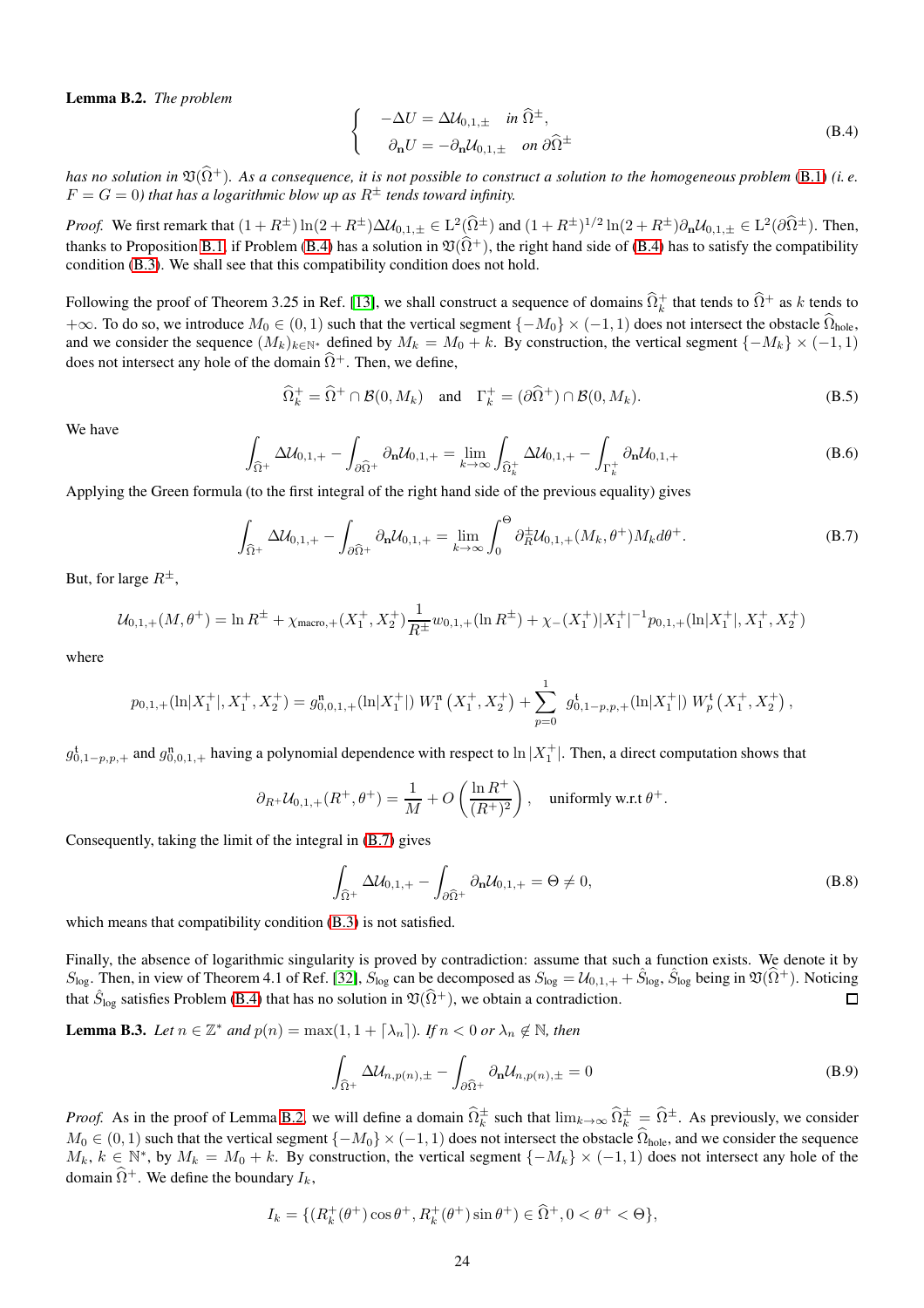**Lemma B.2.** *The problem*

$$
\begin{cases} -\Delta U = \Delta \mathcal{U}_{0,1,\pm} & \text{in } \widehat{\Omega}^{\pm}, \\ \partial_{\mathbf{n}} U = -\partial_{\mathbf{n}} \mathcal{U}_{0,1,\pm} & \text{on } \partial\widehat{\Omega}^{\pm} \end{cases} \tag{B.4}
$$

*has no solution in $\mathfrak{V}(\widehat{\Omega}^{+})$. As a consequence, it is not possible to construct a solution to the homogeneous problem (B.1) (i. e. $F = G = 0$) that has a logarithmic blow up as $R^{\pm}$ tends toward infinity.*

*Proof.* We first remark that $(1+R^{\pm})\ln(2+R^{\pm})\Delta\mathcal{U}_{0,1,\pm} \in \mathrm{L}^2(\widehat{\Omega}^{\pm})$ and $(1+R^{\pm})^{1/2}\ln(2+R^{\pm})\partial_{\mathbf{n}}\mathcal{U}_{0,1,\pm} \in \mathrm{L}^2(\partial\widehat{\Omega}^{\pm})$. Then, thanks to Proposition B.1, if Problem (B.4) has a solution in $\mathfrak{V}(\widehat{\Omega}^{+})$, the right hand side of (B.4) has to satisfy the compatibility condition (B.3). We shall see that this compatibility condition does not hold.

Following the proof of Theorem 3.25 in Ref. [13], we shall construct a sequence of domains $\widehat{\Omega}^{+}_k$ that tends to $\widehat{\Omega}^{+}$ as $k$ tends to $+\infty$. To do so, we introduce $M_0 \in (0,1)$ such that the vertical segment $\{-M_0\} \times (-1,1)$ does not intersect the obstacle $\widehat{\Omega}_{\text{hole}}$, and we consider the sequence $(M_k)_{k\in\mathbb{N}^*}$ defined by $M_k = M_0 + k$. By construction, the vertical segment $\{-M_k\} \times (-1,1)$ does not intersect any hole of the domain $\widehat{\Omega}^{+}$. Then, we define,

$$
\widehat{\Omega}^{+}_k = \widehat{\Omega}^{+} \cap \mathcal{B}(0, M_k) \quad \text{and} \quad \Gamma^{+}_k = (\partial\widehat{\Omega}^{+}) \cap \mathcal{B}(0, M_k). \tag{B.5}
$$

We have

$$
\int_{\widehat{\Omega}^{+}} \Delta\mathcal{U}_{0,1,+} - \int_{\partial\widehat{\Omega}^{+}} \partial_{\mathbf{n}}\mathcal{U}_{0,1,+} = \lim_{k\to\infty} \int_{\widehat{\Omega}^{+}_k} \Delta\mathcal{U}_{0,1,+} - \int_{\Gamma^{+}_k} \partial_{\mathbf{n}}\mathcal{U}_{0,1,+} \tag{B.6}
$$

Applying the Green formula (to the first integral of the right hand side of the previous equality) gives

$$
\int_{\widehat{\Omega}^{+}} \Delta\mathcal{U}_{0,1,+} - \int_{\partial\widehat{\Omega}^{+}} \partial_{\mathbf{n}}\mathcal{U}_{0,1,+} = \lim_{k\to\infty} \int_0^{\Theta} \partial^{\pm}_{R}\mathcal{U}_{0,1,+}(M_k, \theta^{+}) M_k d\theta^{+}. \tag{B.7}
$$

But, for large $R^{\pm}$,

$$
\mathcal{U}_{0,1,+}(M, \theta^{+}) = \ln R^{\pm} + \chi_{\text{macro},+}(X_1^{+}, X_2^{+}) \frac{1}{R^{\pm}} w_{0,1,+}(\ln R^{\pm}) + \chi_{-}(X_1^{+}) |X_1^{+}|^{-1} p_{0,1,+}(\ln |X_1^{+}|, X_1^{+}, X_2^{+})
$$

where

$$
p_{0,1,+}(\ln|X_1^{+}|, X_1^{+}, X_2^{+}) = g^{\mathfrak{n}}_{0,0,1,+}(\ln|X_1^{+}|)\, W_1^{\mathfrak{n}}\left(X_1^{+}, X_2^{+}\right) + \sum_{p=0}^{1} \, g^{\mathfrak{t}}_{0,1-p,p,+}(\ln|X_1^{+}|)\, W_p^{\mathfrak{t}}\left(X_1^{+}, X_2^{+}\right),
$$

$g^{\mathfrak{t}}_{0,1-p,p,+}$ and $g^{\mathfrak{n}}_{0,0,1,+}$ having a polynomial dependence with respect to $\ln|X_1^{+}|$. Then, a direct computation shows that

$$
\partial_{R^{+}}\mathcal{U}_{0,1,+}(R^{+}, \theta^{+}) = \frac{1}{M} + O\left(\frac{\ln R^{+}}{(R^{+})^2}\right), \quad \text{uniformly w.r.t } \theta^{+}.
$$

Consequently, taking the limit of the integral in (B.7) gives

$$
\int_{\widehat{\Omega}^{+}} \Delta\mathcal{U}_{0,1,+} - \int_{\partial\widehat{\Omega}^{+}} \partial_{\mathbf{n}}\mathcal{U}_{0,1,+} = \Theta \neq 0, \tag{B.8}
$$

which means that compatibility condition (B.3) is not satisfied.

Finally, the absence of logarithmic singularity is proved by contradiction: assume that such a function exists. We denote it by $S_{\log}$. Then, in view of Theorem 4.1 of Ref. [32], $S_{\log}$ can be decomposed as $S_{\log} = \mathcal{U}_{0,1,+} + \hat{S}_{\log}$, $\hat{S}_{\log}$ being in $\mathfrak{V}(\widehat{\Omega}^{+})$. Noticing that $\hat{S}_{\log}$ satisfies Problem (B.4) that has no solution in $\mathfrak{V}(\widehat{\Omega}^{+})$, we obtain a contradiction. □

**Lemma B.3.** *Let $n \in \mathbb{Z}^*$ and $p(n) = \max(1, 1 + \lceil \lambda_n \rceil)$. If $n < 0$ or $\lambda_n \notin \mathbb{N}$, then*

$$
\int_{\widehat{\Omega}^{+}} \Delta\mathcal{U}_{n,p(n),\pm} - \int_{\partial\widehat{\Omega}^{+}} \partial_{\mathbf{n}}\mathcal{U}_{n,p(n),\pm} = 0 \tag{B.9}
$$

*Proof.* As in the proof of Lemma B.2, we will define a domain $\widehat{\Omega}^{\pm}_k$ such that $\lim_{k\to\infty} \widehat{\Omega}^{\pm}_k = \widehat{\Omega}^{\pm}$. As previously, we consider $M_0 \in (0,1)$ such that the vertical segment $\{-M_0\} \times (-1,1)$ does not intersect the obstacle $\widehat{\Omega}_{\text{hole}}$, and we consider the sequence $M_k$, $k \in \mathbb{N}^*$, by $M_k = M_0 + k$. By construction, the vertical segment $\{-M_k\} \times (-1,1)$ does not intersect any hole of the domain $\widehat{\Omega}^{+}$. We define the boundary $I_k$,

$$
I_k = \{(R_k^{+}(\theta^{+})\cos\theta^{+}, R_k^{+}(\theta^{+})\sin\theta^{+}) \in \widehat{\Omega}^{+}, 0 < \theta^{+} < \Theta\},
$$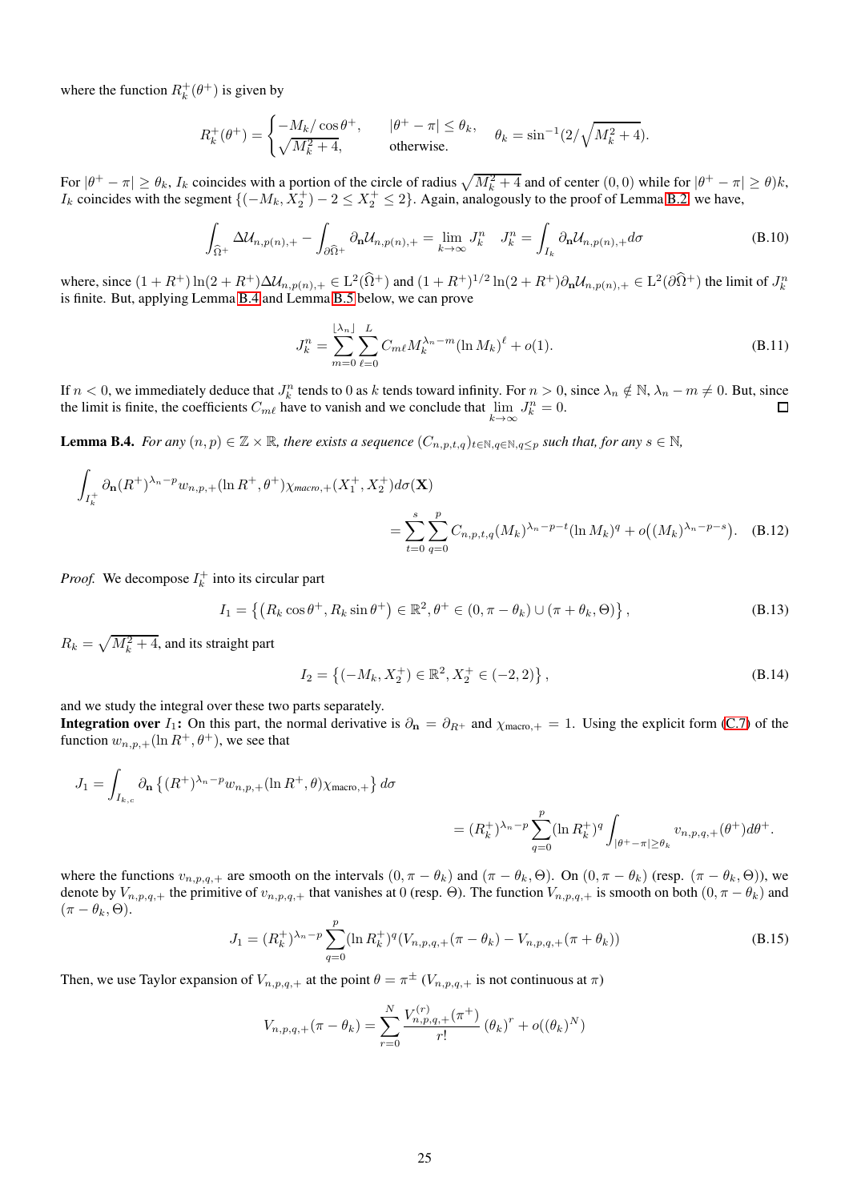where the function $R_k^+(\theta^+)$ is given by

$$R_k^+(\theta^+) = \begin{cases} -M_k/\cos\theta^+, & |\theta^+ - \pi| \leq \theta_k, \\ \sqrt{M_k^2+4}, & \text{otherwise.} \end{cases} \quad \theta_k = \sin^{-1}(2/\sqrt{M_k^2+4}).$$

For $|\theta^+ - \pi| \geq \theta_k$, $I_k$ coincides with a portion of the circle of radius $\sqrt{M_k^2+4}$ and of center $(0,0)$ while for $|\theta^+ - \pi| \geq \theta)k$, $I_k$ coincides with the segment $\{(-M_k, X_2^+) - 2 \leq X_2^+ \leq 2\}$. Again, analogously to the proof of Lemma B.2, we have,

$$\int_{\widehat{\Omega}^+} \Delta \mathcal{U}_{n,p(n),+} - \int_{\partial\widehat{\Omega}^+} \partial_{\mathbf{n}} \mathcal{U}_{n,p(n),+} = \lim_{k\to\infty} J_k^n \quad J_k^n = \int_{I_k} \partial_{\mathbf{n}} \mathcal{U}_{n,p(n),+} d\sigma \tag{B.10}$$

where, since $(1+R^+)\ln(2+R^+)\Delta\mathcal{U}_{n,p(n),+} \in \mathrm{L}^2(\widehat{\Omega}^+)$ and $(1+R^+)^{1/2}\ln(2+R^+)\partial_{\mathbf{n}}\mathcal{U}_{n,p(n),+} \in \mathrm{L}^2(\partial\widehat{\Omega}^+)$ the limit of $J_k^n$ is finite. But, applying Lemma B.4 and Lemma B.5 below, we can prove

$$J_k^n = \sum_{m=0}^{\lfloor \lambda_n \rfloor} \sum_{\ell=0}^{L} C_{m\ell} M_k^{\lambda_n - m} (\ln M_k)^\ell + o(1). \tag{B.11}$$

If $n < 0$, we immediately deduce that $J_k^n$ tends to 0 as $k$ tends toward infinity. For $n > 0$, since $\lambda_n \notin \mathbb{N}$, $\lambda_n - m \neq 0$. But, since the limit is finite, the coefficients $C_{m\ell}$ have to vanish and we conclude that $\lim\limits_{k\to\infty} J_k^n = 0$. ◻

**Lemma B.4.** *For any $(n,p) \in \mathbb{Z} \times \mathbb{R}$, there exists a sequence $(C_{n,p,t,q})_{t\in\mathbb{N}, q\in\mathbb{N}, q\leq p}$ such that, for any $s \in \mathbb{N}$,*

$$\int_{I_k^+} \partial_{\mathbf{n}} (R^+)^{\lambda_n - p} w_{n,p,+}(\ln R^+, \theta^+) \chi_{\textit{macro},+}(X_1^+, X_2^+) d\sigma(\mathbf{X}) = \sum_{t=0}^{s} \sum_{q=0}^{p} C_{n,p,t,q} (M_k)^{\lambda_n - p - t} (\ln M_k)^q + o\big((M_k)^{\lambda_n - p - s}\big). \tag{B.12}$$

*Proof.* We decompose $I_k^+$ into its circular part

$$I_1 = \left\{ \left(R_k \cos\theta^+, R_k \sin\theta^+\right) \in \mathbb{R}^2, \theta^+ \in (0, \pi - \theta_k) \cup (\pi + \theta_k, \Theta) \right\}, \tag{B.13}$$

$R_k = \sqrt{M_k^2+4}$, and its straight part

$$I_2 = \left\{ (-M_k, X_2^+) \in \mathbb{R}^2, X_2^+ \in (-2, 2) \right\}, \tag{B.14}$$

and we study the integral over these two parts separately.
**Integration over** $I_1$**:** On this part, the normal derivative is $\partial_{\mathbf{n}} = \partial_{R^+}$ and $\chi_{\text{macro},+} = 1$. Using the explicit form (C.7) of the function $w_{n,p,+}(\ln R^+, \theta^+)$, we see that

$$J_1 = \int_{I_{k,c}} \partial_{\mathbf{n}} \left\{ (R^+)^{\lambda_n - p} w_{n,p,+}(\ln R^+, \theta) \chi_{\text{macro},+} \right\} d\sigma = (R_k^+)^{\lambda_n - p} \sum_{q=0}^{p} (\ln R_k^+)^q \int_{|\theta^+ - \pi| \geq \theta_k} v_{n,p,q,+}(\theta^+) d\theta^+.$$

where the functions $v_{n,p,q,+}$ are smooth on the intervals $(0, \pi - \theta_k)$ and $(\pi - \theta_k, \Theta)$. On $(0, \pi - \theta_k)$ (resp. $(\pi - \theta_k, \Theta)$), we denote by $V_{n,p,q,+}$ the primitive of $v_{n,p,q,+}$ that vanishes at 0 (resp. $\Theta$). The function $V_{n,p,q,+}$ is smooth on both $(0, \pi - \theta_k)$ and $(\pi - \theta_k, \Theta)$.

$$J_1 = (R_k^+)^{\lambda_n - p} \sum_{q=0}^{p} (\ln R_k^+)^q (V_{n,p,q,+}(\pi - \theta_k) - V_{n,p,q,+}(\pi + \theta_k)) \tag{B.15}$$

Then, we use Taylor expansion of $V_{n,p,q,+}$ at the point $\theta = \pi^{\pm}$ ($V_{n,p,q,+}$ is not continuous at $\pi$)

$$V_{n,p,q,+}(\pi - \theta_k) = \sum_{r=0}^{N} \frac{V_{n,p,q,+}^{(r)}(\pi^+)}{r!} (\theta_k)^r + o((\theta_k)^N)$$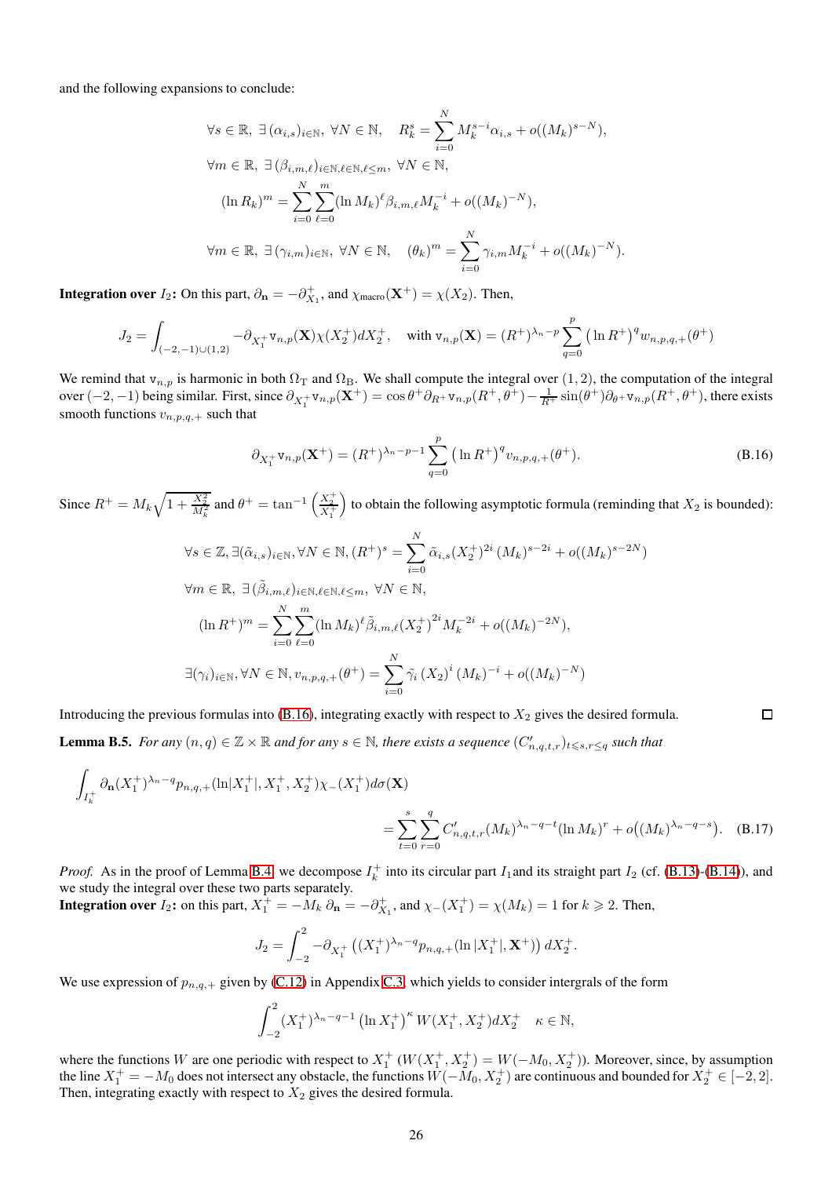and the following expansions to conclude:

$$
\begin{aligned}
&\forall s \in \mathbb{R},\ \exists\,(\alpha_{i,s})_{i\in\mathbb{N}},\ \forall N \in \mathbb{N}, \quad R_k^s = \sum_{i=0}^{N} M_k^{s-i}\alpha_{i,s} + o((M_k)^{s-N}),\\
&\forall m \in \mathbb{R},\ \exists\,(\beta_{i,m,\ell})_{i\in\mathbb{N},\ell\in\mathbb{N},\ell\leq m},\ \forall N \in \mathbb{N},\\
&\quad (\ln R_k)^m = \sum_{i=0}^{N}\sum_{\ell=0}^{m} (\ln M_k)^{\ell}\beta_{i,m,\ell}M_k^{-i} + o((M_k)^{-N}),\\
&\forall m \in \mathbb{R},\ \exists\,(\gamma_{i,m})_{i\in\mathbb{N}},\ \forall N \in \mathbb{N}, \quad (\theta_k)^m = \sum_{i=0}^{N} \gamma_{i,m} M_k^{-i} + o((M_k)^{-N}).
\end{aligned}
$$

**Integration over $I_2$:** On this part, $\partial_{\mathbf{n}} = -\partial^+_{X_1}$, and $\chi_{\text{macro}}(\mathbf{X}^+) = \chi(X_2)$. Then,

$$
J_2 = \int_{(-2,-1)\cup(1,2)} -\partial_{X_1^+}\mathtt{v}_{n,p}(\mathbf{X})\chi(X_2^+)dX_2^+, \quad \text{with } \mathtt{v}_{n,p}(\mathbf{X}) = (R^+)^{\lambda_n - p}\sum_{q=0}^{p}\big(\ln R^+\big)^q w_{n,p,q,+}(\theta^+)
$$

We remind that $\mathtt{v}_{n,p}$ is harmonic in both $\Omega_{\mathrm{T}}$ and $\Omega_{\mathrm{B}}$. We shall compute the integral over $(1,2)$, the computation of the integral over $(-2,-1)$ being similar. First, since $\partial_{X_1^+}\mathtt{v}_{n,p}(\mathbf{X}^+) = \cos\theta^+\partial_{R^+}\mathtt{v}_{n,p}(R^+,\theta^+) - \frac{1}{R^+}\sin(\theta^+)\partial_{\theta^+}\mathtt{v}_{n,p}(R^+,\theta^+)$, there exists smooth functions $v_{n,p,q,+}$ such that

$$
\partial_{X_1^+}\mathtt{v}_{n,p}(\mathbf{X}^+) = (R^+)^{\lambda_n - p - 1}\sum_{q=0}^{p}\big(\ln R^+\big)^q v_{n,p,q,+}(\theta^+). \tag{B.16}
$$

Since $R^+ = M_k\sqrt{1+\frac{X_2^2}{M_k^2}}$ and $\theta^+ = \tan^{-1}\left(\frac{X_2^+}{X_1^+}\right)$ to obtain the following asymptotic formula (reminding that $X_2$ is bounded):

$$
\begin{aligned}
&\forall s \in \mathbb{Z}, \exists(\tilde{\alpha}_{i,s})_{i\in\mathbb{N}}, \forall N \in \mathbb{N}, (R^+)^s = \sum_{i=0}^{N}\tilde{\alpha}_{i,s}(X_2^+)^{2i}\,(M_k)^{s-2i} + o((M_k)^{s-2N})\\
&\forall m \in \mathbb{R},\ \exists\,(\tilde{\beta}_{i,m,\ell})_{i\in\mathbb{N},\ell\in\mathbb{N},\ell\leq m},\ \forall N \in \mathbb{N},\\
&\quad (\ln R^+)^m = \sum_{i=0}^{N}\sum_{\ell=0}^{m}(\ln M_k)^{\ell}\tilde{\beta}_{i,m,\ell}{(X_2^+)}^{2i}M_k^{-2i} + o((M_k)^{-2N}),\\
&\exists(\gamma_i)_{i\in\mathbb{N}}, \forall N \in \mathbb{N}, v_{n,p,q,+}(\theta^+) = \sum_{i=0}^{N}\tilde{\gamma}_i\,(X_2)^i\,(M_k)^{-i} + o((M_k)^{-N})
\end{aligned}
$$

Introducing the previous formulas into (B.16), integrating exactly with respect to $X_2$ gives the desired formula. □

**Lemma B.5.** *For any $(n,q) \in \mathbb{Z}\times\mathbb{R}$ and for any $s \in \mathbb{N}$, there exists a sequence $(C'_{n,q,t,r})_{t\leqslant s, r\leq q}$ such that*

$$
\int_{I_k^+}\partial_{\mathbf{n}}(X_1^+)^{\lambda_n - q}p_{n,q,+}(\ln|X_1^+|, X_1^+, X_2^+)\chi_-(X_1^+)d\sigma(\mathbf{X}) = \sum_{t=0}^{s}\sum_{r=0}^{q}C'_{n,q,t,r}(M_k)^{\lambda_n - q - t}(\ln M_k)^r + o\big((M_k)^{\lambda_n - q - s}\big). \tag{B.17}
$$

*Proof.* As in the proof of Lemma B.4, we decompose $I_k^+$ into its circular part $I_1$and its straight part $I_2$ (cf. (B.13)-(B.14)), and we study the integral over these two parts separately.
**Integration over $I_2$:** on this part, $X_1^+ = -M_k\,\partial_{\mathbf{n}} = -\partial^+_{X_1}$, and $\chi_-(X_1^+) = \chi(M_k) = 1$ for $k \geqslant 2$. Then,

$$
J_2 = \int_{-2}^{2} -\partial_{X_1^+}\left((X_1^+)^{\lambda_n - q}p_{n,q,+}(\ln|X_1^+|, \mathbf{X}^+)\right)dX_2^+.
$$

We use expression of $p_{n,q,+}$ given by (C.12) in Appendix C.3, which yields to consider intergrals of the form

$$
\int_{-2}^{2}(X_1^+)^{\lambda_n - q - 1}\left(\ln X_1^+\right)^{\kappa}W(X_1^+, X_2^+)dX_2^+ \quad \kappa \in \mathbb{N},
$$

where the functions $W$ are one periodic with respect to $X_1^+$ ($W(X_1^+, X_2^+) = W(-M_0, X_2^+)$). Moreover, since, by assumption the line $X_1^+ = -M_0$ does not intersect any obstacle, the functions $W(-M_0, X_2^+)$ are continuous and bounded for $X_2^+ \in [-2,2]$. Then, integrating exactly with respect to $X_2$ gives the desired formula.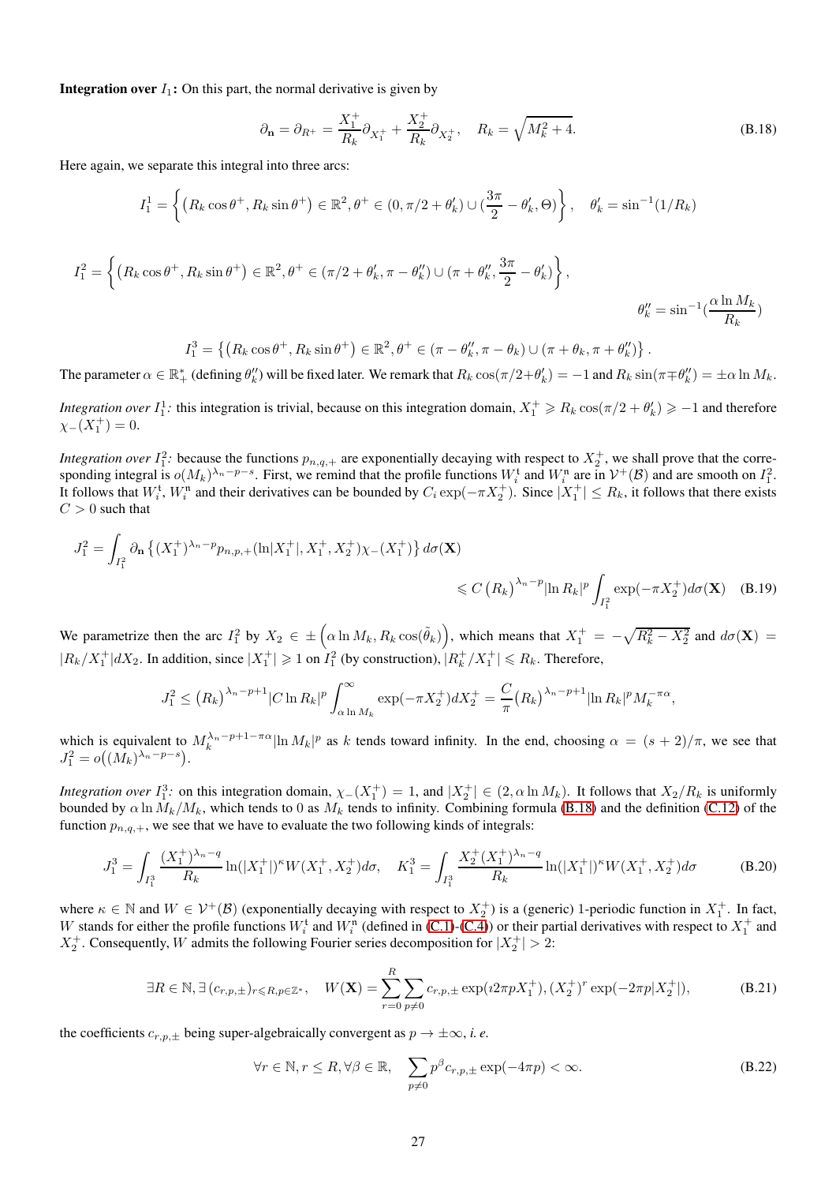**Integration over $I_1$:** On this part, the normal derivative is given by

$$\partial_{\mathbf{n}} = \partial_{R^+} = \frac{X_1^+}{R_k}\partial_{X_1^+} + \frac{X_2^+}{R_k}\partial_{X_2^+}, \quad R_k = \sqrt{M_k^2+4}. \tag{B.18}$$

Here again, we separate this integral into three arcs:

$$I_1^1 = \left\{ \left(R_k\cos\theta^+, R_k\sin\theta^+\right) \in \mathbb{R}^2, \theta^+ \in (0, \pi/2+\theta_k') \cup (\frac{3\pi}{2}-\theta_k', \Theta) \right\}, \quad \theta_k' = \sin^{-1}(1/R_k)$$

$$I_1^2 = \left\{ \left(R_k\cos\theta^+, R_k\sin\theta^+\right) \in \mathbb{R}^2, \theta^+ \in (\pi/2+\theta_k', \pi-\theta_k'') \cup (\pi+\theta_k'', \frac{3\pi}{2}-\theta_k') \right\},$$

$$\theta_k'' = \sin^{-1}(\frac{\alpha \ln M_k}{R_k})$$

$$I_1^3 = \left\{ \left(R_k\cos\theta^+, R_k\sin\theta^+\right) \in \mathbb{R}^2, \theta^+ \in (\pi-\theta_k'', \pi-\theta_k) \cup (\pi+\theta_k, \pi+\theta_k'') \right\}.$$

The parameter $\alpha \in \mathbb{R}_+^*$ (defining $\theta_k''$) will be fixed later. We remark that $R_k\cos(\pi/2+\theta_k') = -1$ and $R_k\sin(\pi\mp\theta_k'') = \pm\alpha\ln M_k$.

*Integration over $I_1^1$:* this integration is trivial, because on this integration domain, $X_1^+ \geqslant R_k\cos(\pi/2+\theta_k') \geqslant -1$ and therefore $\chi_-(X_1^+) = 0$.

*Integration over $I_1^2$:* because the functions $p_{n,q,+}$ are exponentially decaying with respect to $X_2^+$, we shall prove that the corresponding integral is $o(M_k)^{\lambda_n-p-s}$. First, we remind that the profile functions $W_i^{\mathrm{t}}$ and $W_i^{\mathrm{n}}$ are in $\mathcal{V}^+(\mathcal{B})$ and are smooth on $I_1^2$. It follows that $W_i^{\mathrm{t}}$, $W_i^{\mathrm{n}}$ and their derivatives can be bounded by $C_i\exp(-\pi X_2^+)$. Since $|X_1^+| \leq R_k$, it follows that there exists $C > 0$ such that

$$J_1^2 = \int_{I_1^2} \partial_{\mathbf{n}}\left\{(X_1^+)^{\lambda_n-p} p_{n,p,+}(\ln|X_1^+|, X_1^+, X_2^+)\chi_-(X_1^+)\right\} d\sigma(\mathbf{X})$$

$$\leqslant C\left(R_k\right)^{\lambda_n-p}|\ln R_k|^p \int_{I_1^2} \exp(-\pi X_2^+) d\sigma(\mathbf{X}) \tag{B.19}$$

We parametrize then the arc $I_1^2$ by $X_2 \in \pm\left(\alpha\ln M_k, R_k\cos(\tilde{\theta}_k)\right)$, which means that $X_1^+ = -\sqrt{R_k^2 - X_2^2}$ and $d\sigma(\mathbf{X}) = |R_k/X_1^+|dX_2$. In addition, since $|X_1^+| \geqslant 1$ on $I_1^2$ (by construction), $|R_k^+/X_1^+| \leqslant R_k$. Therefore,

$$J_1^2 \leq \left(R_k\right)^{\lambda_n-p+1}|C\ln R_k|^p \int_{\alpha\ln M_k}^{\infty} \exp(-\pi X_2^+) dX_2^+ = \frac{C}{\pi}\left(R_k\right)^{\lambda_n-p+1}|\ln R_k|^p M_k^{-\pi\alpha},$$

which is equivalent to $M_k^{\lambda_n-p+1-\pi\alpha}|\ln M_k|^p$ as $k$ tends toward infinity. In the end, choosing $\alpha = (s+2)/\pi$, we see that $J_1^2 = o\left((M_k)^{\lambda_n-p-s}\right)$.

*Integration over $I_1^3$:* on this integration domain, $\chi_-(X_1^+) = 1$, and $|X_2^+| \in (2, \alpha\ln M_k)$. It follows that $X_2/R_k$ is uniformly bounded by $\alpha\ln M_k/M_k$, which tends to 0 as $M_k$ tends to infinity. Combining formula (B.18) and the definition (C.12) of the function $p_{n,q,+}$, we see that we have to evaluate the two following kinds of integrals:

$$J_1^3 = \int_{I_1^3} \frac{(X_1^+)^{\lambda_n-q}}{R_k} \ln(|X_1^+|)^\kappa W(X_1^+, X_2^+) d\sigma, \quad K_1^3 = \int_{I_1^3} \frac{X_2^+(X_1^+)^{\lambda_n-q}}{R_k} \ln(|X_1^+|)^\kappa W(X_1^+, X_2^+) d\sigma \tag{B.20}$$

where $\kappa \in \mathbb{N}$ and $W \in \mathcal{V}^+(\mathcal{B})$ (exponentially decaying with respect to $X_2^+$) is a (generic) 1-periodic function in $X_1^+$. In fact, $W$ stands for either the profile functions $W_i^{\mathrm{t}}$ and $W_i^{\mathrm{n}}$ (defined in (C.1)-(C.4)) or their partial derivatives with respect to $X_1^+$ and $X_2^+$. Consequently, $W$ admits the following Fourier series decomposition for $|X_2^+| > 2$:

$$\exists R \in \mathbb{N}, \exists\,(c_{r,p,\pm})_{r\leqslant R, p\in\mathbb{Z}^*}, \quad W(\mathbf{X}) = \sum_{r=0}^{R}\sum_{p\neq 0} c_{r,p,\pm}\exp(\imath 2\pi p X_1^+), (X_2^+)^r \exp(-2\pi p|X_2^+|), \tag{B.21}$$

the coefficients $c_{r,p,\pm}$ being super-algebraically convergent as $p \to \pm\infty$, *i. e.*

$$\forall r \in \mathbb{N}, r \leq R, \forall \beta \in \mathbb{R}, \quad \sum_{p\neq 0} p^\beta c_{r,p,\pm}\exp(-4\pi p) < \infty. \tag{B.22}$$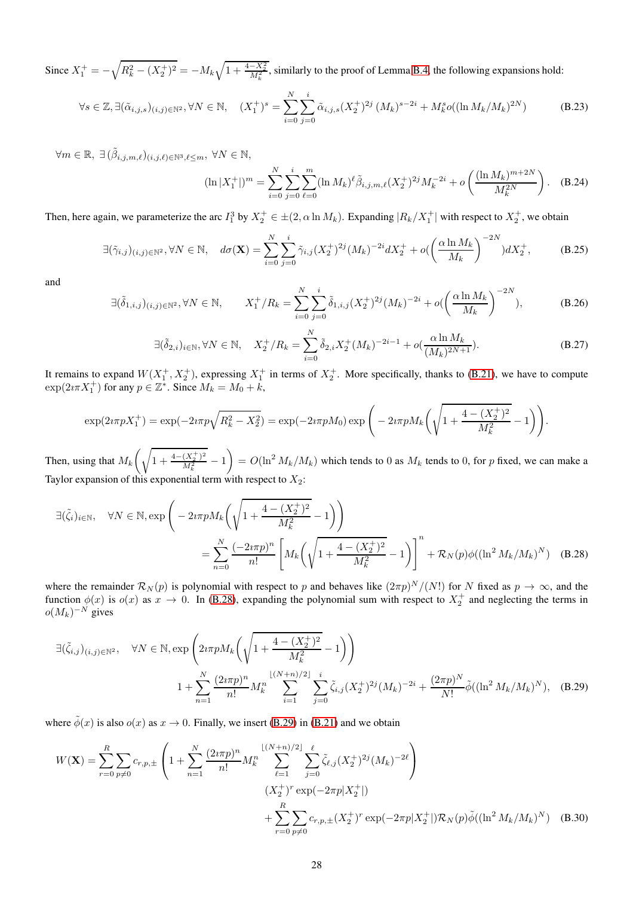Since $X_1^+ = -\sqrt{R_k^2 - (X_2^+)^2} = -M_k\sqrt{1+\frac{4-X_2^2}{M_k^2}}$, similarly to the proof of Lemma B.4, the following expansions hold:

$$\forall s \in \mathbb{Z}, \exists (\tilde{\alpha}_{i,j,s})_{(i,j)\in\mathbb{N}^2}, \forall N \in \mathbb{N}, \quad (X_1^+)^s = \sum_{i=0}^{N}\sum_{j=0}^{i} \tilde{\alpha}_{i,j,s}(X_2^+)^{2j}\,(M_k)^{s-2i} + M_k^s o((\ln M_k/M_k)^{2N}) \tag{B.23}$$

$\forall m \in \mathbb{R},\ \exists\,(\tilde{\beta}_{i,j,m,\ell})_{(i,j,\ell)\in\mathbb{N}^3,\ell\leq m},\ \forall N \in \mathbb{N},$

$$(\ln|X_1^+|)^m = \sum_{i=0}^{N}\sum_{j=0}^{i}\sum_{\ell=0}^{m}(\ln M_k)^\ell \tilde{\beta}_{i,j,m,\ell}(X_2^+)^{2j}M_k^{-2i} + o\left(\frac{(\ln M_k)^{m+2N}}{M_k^{2N}}\right). \tag{B.24}$$

Then, here again, we parameterize the arc $I_1^3$ by $X_2^+ \in \pm(2, \alpha \ln M_k)$. Expanding $|R_k/X_1^+|$ with respect to $X_2^+$, we obtain

$$\exists (\tilde{\gamma}_{i,j})_{(i,j)\in\mathbb{N}^2}, \forall N \in \mathbb{N}, \quad d\sigma(\mathbf{X}) = \sum_{i=0}^{N}\sum_{j=0}^{i}\tilde{\gamma}_{i,j}(X_2^+)^{2j}(M_k)^{-2i}dX_2^+ + o(\Big(\frac{\alpha \ln M_k}{M_k}\Big)^{-2N})dX_2^+, \tag{B.25}$$

and

$$\exists (\tilde{\delta}_{1,i,j})_{(i,j)\in\mathbb{N}^2}, \forall N \in \mathbb{N}, \qquad X_1^+/R_k = \sum_{i=0}^{N}\sum_{j=0}^{i}\tilde{\delta}_{1,i,j}(X_2^+)^{2j}(M_k)^{-2i} + o(\Big(\frac{\alpha \ln M_k}{M_k}\Big)^{-2N}), \tag{B.26}$$

$$\exists (\tilde{\delta}_{2,i})_{i\in\mathbb{N}}, \forall N \in \mathbb{N}, \quad X_2^+/R_k = \sum_{i=0}^{N}\tilde{\delta}_{2,i}X_2^+(M_k)^{-2i-1} + o(\frac{\alpha \ln M_k}{(M_k)^{2N+1}}). \tag{B.27}$$

It remains to expand $W(X_1^+, X_2^+)$, expressing $X_1^+$ in terms of $X_2^+$. More specifically, thanks to (B.21), we have to compute $\exp(2\imath\pi X_1^+)$ for any $p \in \mathbb{Z}^*$. Since $M_k = M_0 + k$,

$$\exp(2\imath\pi p X_1^+) = \exp(-2\imath\pi p\sqrt{R_k^2 - X_2^2}) = \exp(-2\imath\pi p M_0)\exp\Bigg(-2\imath\pi p M_k\bigg(\sqrt{1+\frac{4-(X_2^+)^2}{M_k^2}}-1\bigg)\Bigg).$$

Then, using that $M_k\bigg(\sqrt{1+\frac{4-(X_2^+)^2}{M_k^2}}-1\bigg) = O(\ln^2 M_k/M_k)$ which tends to 0 as $M_k$ tends to 0, for $p$ fixed, we can make a Taylor expansion of this exponential term with respect to $X_2$:

$$\begin{aligned}\exists(\tilde{\zeta}_i)_{i\in\mathbb{N}}, \quad \forall N \in \mathbb{N}, &\exp\Bigg(-2\imath\pi p M_k\bigg(\sqrt{1+\frac{4-(X_2^+)^2}{M_k^2}}-1\bigg)\Bigg) \\ &= \sum_{n=0}^{N}\frac{(-2\imath\pi p)^n}{n!}\Bigg[M_k\bigg(\sqrt{1+\frac{4-(X_2^+)^2}{M_k^2}}-1\bigg)\Bigg]^n + \mathcal{R}_N(p)\phi((\ln^2 M_k/M_k)^N)\end{aligned} \tag{B.28}$$

where the remainder $\mathcal{R}_N(p)$ is polynomial with respect to $p$ and behaves like $(2\pi p)^N/(N!)$ for $N$ fixed as $p\to\infty$, and the function $\phi(x)$ is $o(x)$ as $x \to 0$. In (B.28), expanding the polynomial sum with respect to $X_2^+$ and neglecting the terms in $o(M_k)^{-N}$ gives

$$\begin{aligned}\exists(\tilde{\zeta}_{i,j})_{(i,j)\in\mathbb{N}^2}, \quad \forall N \in \mathbb{N}, &\exp\Bigg(2\imath\pi p M_k\bigg(\sqrt{1+\frac{4-(X_2^+)^2}{M_k^2}}-1\bigg)\Bigg) \\ &1 + \sum_{n=1}^{N}\frac{(2\imath\pi p)^n}{n!}M_k^n\sum_{i=1}^{\lfloor (N+n)/2\rfloor}\sum_{j=0}^{i}\tilde{\zeta}_{i,j}(X_2^+)^{2j}(M_k)^{-2i} + \frac{(2\pi p)^N}{N!}\tilde{\phi}((\ln^2 M_k/M_k)^N),\end{aligned} \tag{B.29}$$

where $\tilde{\phi}(x)$ is also $o(x)$ as $x \to 0$. Finally, we insert (B.29) in (B.21) and we obtain

$$\begin{aligned}W(\mathbf{X}) = \sum_{r=0}^{R}\sum_{p\neq 0}c_{r,p,\pm}&\left(1 + \sum_{n=1}^{N}\frac{(2\imath\pi p)^n}{n!}M_k^n\sum_{\ell=1}^{\lfloor (N+n)/2\rfloor}\sum_{j=0}^{\ell}\tilde{\zeta}_{\ell,j}(X_2^+)^{2j}(M_k)^{-2\ell}\right) \\ &(X_2^+)^r\exp(-2\pi p|X_2^+|) \\ &+ \sum_{r=0}^{R}\sum_{p\neq 0}c_{r,p,\pm}(X_2^+)^r\exp(-2\pi p|X_2^+|)\mathcal{R}_N(p)\tilde{\phi}((\ln^2 M_k/M_k)^N)\end{aligned} \tag{B.30}$$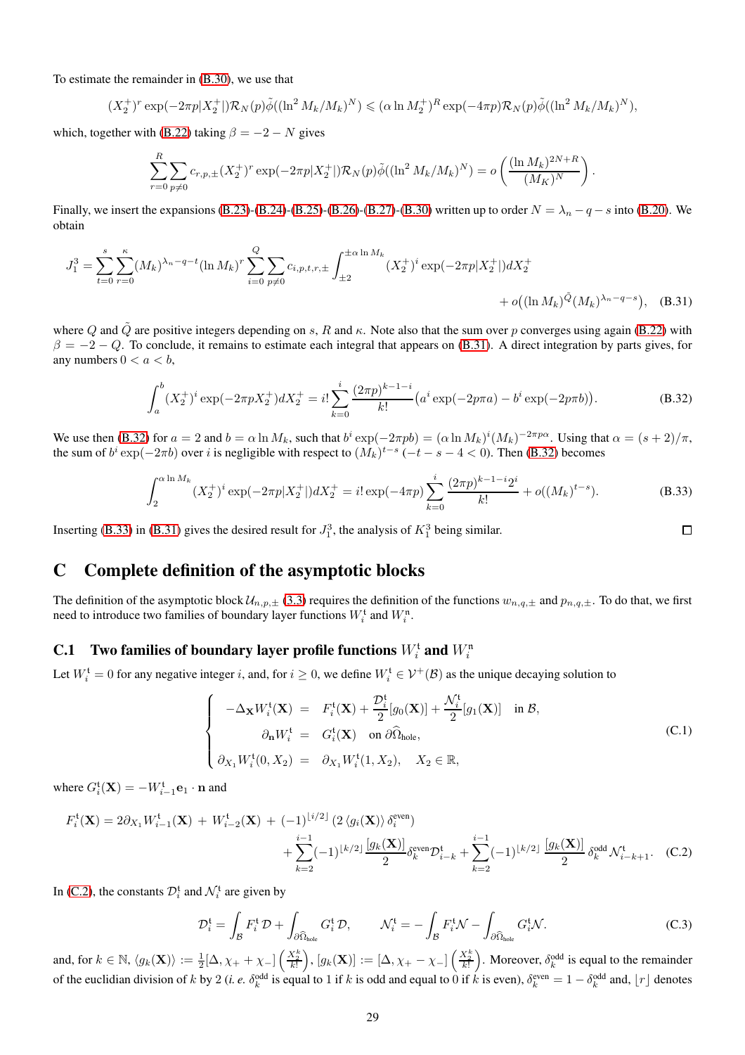To estimate the remainder in (B.30), we use that

$$(X_2^+)^r \exp(-2\pi p|X_2^+|)\mathcal{R}_N(p)\tilde{\phi}((\ln^2 M_k/M_k)^N) \leqslant (\alpha \ln M_2^+)^R \exp(-4\pi p)\mathcal{R}_N(p)\tilde{\phi}((\ln^2 M_k/M_k)^N),$$

which, together with (B.22) taking $\beta = -2 - N$ gives

$$\sum_{r=0}^{R}\sum_{p\neq 0} c_{r,p,\pm}(X_2^+)^r \exp(-2\pi p|X_2^+|)\mathcal{R}_N(p)\tilde{\phi}((\ln^2 M_k/M_k)^N) = o\left(\frac{(\ln M_k)^{2N+R}}{(M_K)^N}\right).$$

Finally, we insert the expansions (B.23)-(B.24)-(B.25)-(B.26)-(B.27)-(B.30) written up to order $N = \lambda_n - q - s$ into (B.20). We obtain

$$J_1^3 = \sum_{t=0}^{s}\sum_{r=0}^{\kappa}(M_k)^{\lambda_n - q - t}(\ln M_k)^r \sum_{i=0}^{Q}\sum_{p\neq 0} c_{i,p,t,r,\pm}\int_{\pm 2}^{\pm\alpha \ln M_k}(X_2^+)^i \exp(-2\pi p|X_2^+|)dX_2^+ + o\big((\ln M_k)^{\tilde{Q}}(M_k)^{\lambda_n - q - s}\big), \quad \text{(B.31)}$$

where $Q$ and $\tilde{Q}$ are positive integers depending on $s$, $R$ and $\kappa$. Note also that the sum over $p$ converges using again (B.22) with $\beta = -2 - Q$. To conclude, it remains to estimate each integral that appears on (B.31). A direct integration by parts gives, for any numbers $0 < a < b$,

$$\int_a^b (X_2^+)^i \exp(-2\pi p X_2^+)dX_2^+ = i!\sum_{k=0}^{i}\frac{(2\pi p)^{k-1-i}}{k!}\big(a^i \exp(-2p\pi a) - b^i \exp(-2p\pi b)\big). \quad \text{(B.32)}$$

We use then (B.32) for $a = 2$ and $b = \alpha \ln M_k$, such that $b^i \exp(-2\pi p b) = (\alpha \ln M_k)^i (M_k)^{-2\pi p\alpha}$. Using that $\alpha = (s+2)/\pi$, the sum of $b^i \exp(-2\pi b)$ over $i$ is negligible with respect to $(M_k)^{t-s}$ $(-t - s - 4 < 0)$. Then (B.32) becomes

$$\int_2^{\alpha \ln M_k}(X_2^+)^i \exp(-2\pi p|X_2^+|)dX_2^+ = i!\exp(-4\pi p)\sum_{k=0}^{i}\frac{(2\pi p)^{k-1-i}2^i}{k!} + o((M_k)^{t-s}). \quad \text{(B.33)}$$

Inserting (B.33) in (B.31) gives the desired result for $J_1^3$, the analysis of $K_1^3$ being similar. □

# C Complete definition of the asymptotic blocks

The definition of the asymptotic block $\mathcal{U}_{n,p,\pm}$ (3.3) requires the definition of the functions $w_{n,q,\pm}$ and $p_{n,q,\pm}$. To do that, we first need to introduce two families of boundary layer functions $W_i^{\mathfrak{t}}$ and $W_i^{\mathfrak{n}}$.

## C.1 Two families of boundary layer profile functions $W_i^{\mathfrak{t}}$ and $W_i^{\mathfrak{n}}$

Let $W_i^{\mathfrak{t}} = 0$ for any negative integer $i$, and, for $i \geq 0$, we define $W_i^{\mathfrak{t}} \in \mathcal{V}^+(\mathcal{B})$ as the unique decaying solution to

$$\left\{\begin{array}{rcl} -\Delta_{\mathbf{X}} W_i^{\mathfrak{t}}(\mathbf{X}) &=& F_i^{\mathfrak{t}}(\mathbf{X}) + \dfrac{\mathcal{D}_i^{\mathfrak{t}}}{2}[g_0(\mathbf{X})] + \dfrac{\mathcal{N}_i^{\mathfrak{t}}}{2}[g_1(\mathbf{X})] \quad \text{in } \mathcal{B}, \\ \partial_{\mathbf{n}} W_i^{\mathfrak{t}} &=& G_i^{\mathfrak{t}}(\mathbf{X}) \quad \text{on } \partial\widehat{\Omega}_{\text{hole}}, \\ \partial_{X_1} W_i^{\mathfrak{t}}(0, X_2) &=& \partial_{X_1} W_i^{\mathfrak{t}}(1, X_2), \quad X_2 \in \mathbb{R}, \end{array}\right. \quad \text{(C.1)}$$

where $G_i^{\mathfrak{t}}(\mathbf{X}) = -W_{i-1}^{\mathfrak{t}}\mathbf{e}_1 \cdot \mathbf{n}$ and

$$F_i^{\mathfrak{t}}(\mathbf{X}) = 2\partial_{X_1} W_{i-1}^{\mathfrak{t}}(\mathbf{X}) + W_{i-2}^{\mathfrak{t}}(\mathbf{X}) + (-1)^{\lfloor i/2\rfloor}\left(2\left\langle g_i(\mathbf{X})\right\rangle \delta_i^{\text{even}}\right) + \sum_{k=2}^{i-1}(-1)^{\lfloor k/2\rfloor}\frac{[g_k(\mathbf{X})]}{2}\delta_k^{\text{even}}\mathcal{D}_{i-k}^{\mathfrak{t}} + \sum_{k=2}^{i-1}(-1)^{\lfloor k/2\rfloor}\frac{[g_k(\mathbf{X})]}{2}\delta_k^{\text{odd}}\mathcal{N}_{i-k+1}^{\mathfrak{t}}. \quad \text{(C.2)}$$

In (C.2), the constants $\mathcal{D}_i^{\mathfrak{t}}$ and $\mathcal{N}_i^{\mathfrak{t}}$ are given by

$$\mathcal{D}_i^{\mathfrak{t}} = \int_{\mathcal{B}} F_i^{\mathfrak{t}}\,\mathcal{D} + \int_{\partial\widehat{\Omega}_{\text{hole}}} G_i^{\mathfrak{t}}\,\mathcal{D}, \qquad \mathcal{N}_i^{\mathfrak{t}} = -\int_{\mathcal{B}} F_i^{\mathfrak{t}}\mathcal{N} - \int_{\partial\widehat{\Omega}_{\text{hole}}} G_i^{\mathfrak{t}}\mathcal{N}. \quad \text{(C.3)}$$

and, for $k \in \mathbb{N}$, $\langle g_k(\mathbf{X})\rangle := \frac{1}{2}[\Delta, \chi_+ + \chi_-]\left(\frac{X_2^k}{k!}\right)$, $[g_k(\mathbf{X})] := [\Delta, \chi_+ - \chi_-]\left(\frac{X_2^k}{k!}\right)$. Moreover, $\delta_k^{\text{odd}}$ is equal to the remainder of the euclidian division of $k$ by 2 (*i. e.* $\delta_k^{\text{odd}}$ is equal to 1 if $k$ is odd and equal to 0 if $k$ is even), $\delta_k^{\text{even}} = 1 - \delta_k^{\text{odd}}$ and, $\lfloor r\rfloor$ denotes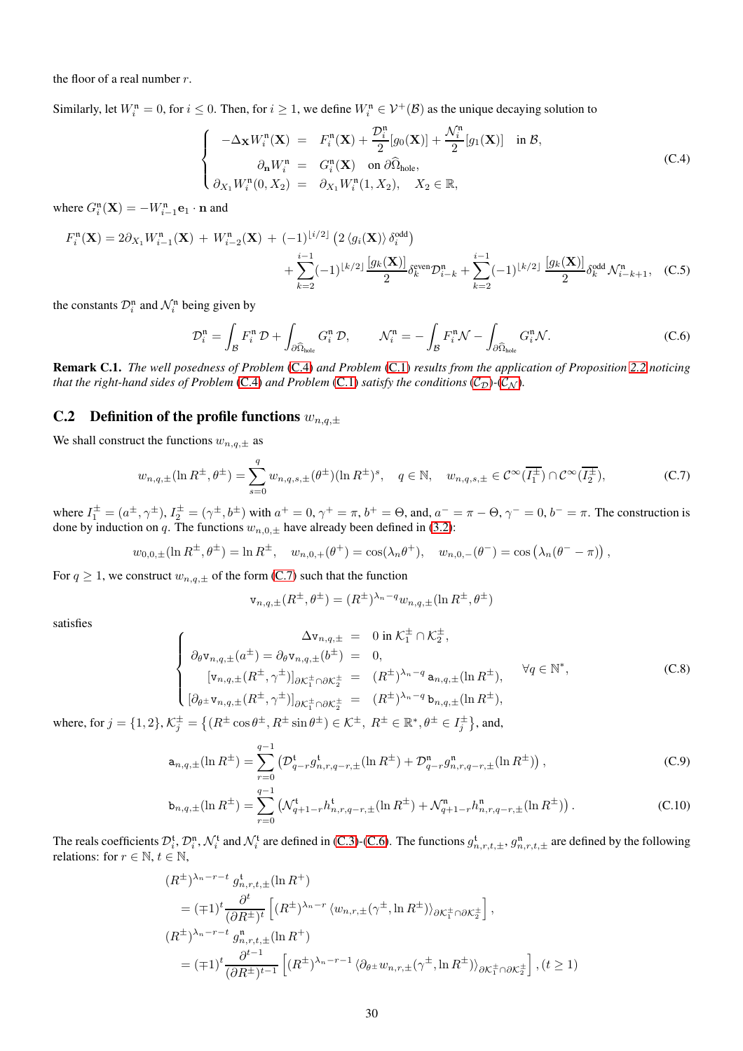the floor of a real number $r$.

Similarly, let $W_i^{\mathtt{n}} = 0$, for $i \leq 0$. Then, for $i \geq 1$, we define $W_i^{\mathtt{n}} \in \mathcal{V}^+(\mathcal{B})$ as the unique decaying solution to

$$
\left\{
\begin{array}{rcl}
-\Delta_{\mathbf{X}} W_i^{\mathtt{n}}(\mathbf{X}) & = & F_i^{\mathtt{n}}(\mathbf{X}) + \dfrac{\mathcal{D}_i^{\mathtt{n}}}{2}[g_0(\mathbf{X})] + \dfrac{\mathcal{N}_i^{\mathtt{n}}}{2}[g_1(\mathbf{X})] \quad \text{in } \mathcal{B}, \\
\partial_{\mathbf{n}} W_i^{\mathtt{n}} & = & G_i^{\mathtt{n}}(\mathbf{X}) \quad \text{on } \partial\widehat{\Omega}_{\text{hole}}, \\
\partial_{X_1} W_i^{\mathtt{n}}(0, X_2) & = & \partial_{X_1} W_i^{\mathtt{n}}(1, X_2), \quad X_2 \in \mathbb{R},
\end{array}
\right.
\tag{C.4}
$$

where $G_i^{\mathtt{n}}(\mathbf{X}) = -W_{i-1}^{\mathtt{n}} \mathbf{e}_1 \cdot \mathbf{n}$ and

$$
F_i^{\mathtt{n}}(\mathbf{X}) = 2\partial_{X_1} W_{i-1}^{\mathtt{n}}(\mathbf{X}) + W_{i-2}^{\mathtt{n}}(\mathbf{X}) + (-1)^{\lfloor i/2 \rfloor} \left( 2 \langle g_i(\mathbf{X}) \rangle \delta_i^{\text{odd}} \right) + \sum_{k=2}^{i-1} (-1)^{\lfloor k/2 \rfloor} \frac{[g_k(\mathbf{X})]}{2} \delta_k^{\text{even}} \mathcal{D}_{i-k}^{\mathtt{n}} + \sum_{k=2}^{i-1} (-1)^{\lfloor k/2 \rfloor} \frac{[g_k(\mathbf{X})]}{2} \delta_k^{\text{odd}} \mathcal{N}_{i-k+1}^{\mathtt{n}}, \tag{C.5}
$$

the constants $\mathcal{D}_i^{\mathtt{n}}$ and $\mathcal{N}_i^{\mathtt{n}}$ being given by

$$
\mathcal{D}_i^{\mathtt{n}} = \int_{\mathcal{B}} F_i^{\mathtt{n}} \, \mathcal{D} + \int_{\partial\widehat{\Omega}_{\text{hole}}} G_i^{\mathtt{n}} \, \mathcal{D}, \qquad \mathcal{N}_i^{\mathtt{n}} = -\int_{\mathcal{B}} F_i^{\mathtt{n}} \mathcal{N} - \int_{\partial\widehat{\Omega}_{\text{hole}}} G_i^{\mathtt{n}} \mathcal{N}. \tag{C.6}
$$

**Remark C.1.** *The well posedness of Problem (C.4) and Problem (C.1) results from the application of Proposition 2.2 noticing that the right-hand sides of Problem (C.4) and Problem (C.1) satisfy the conditions ($\mathcal{C}_{\mathcal{D}}$)-($\mathcal{C}_{\mathcal{N}}$).*

## C.2 Definition of the profile functions $w_{n,q,\pm}$

We shall construct the functions $w_{n,q,\pm}$ as

$$
w_{n,q,\pm}(\ln R^{\pm}, \theta^{\pm}) = \sum_{s=0}^{q} w_{n,q,s,\pm}(\theta^{\pm})(\ln R^{\pm})^s, \quad q \in \mathbb{N}, \quad w_{n,q,s,\pm} \in \mathcal{C}^{\infty}(\overline{I_1^{\pm}}) \cap \mathcal{C}^{\infty}(\overline{I_2^{\pm}}), \tag{C.7}
$$

where $I_1^{\pm} = (a^{\pm}, \gamma^{\pm})$, $I_2^{\pm} = (\gamma^{\pm}, b^{\pm})$ with $a^+ = 0$, $\gamma^+ = \pi$, $b^+ = \Theta$, and, $a^- = \pi - \Theta$, $\gamma^- = 0$, $b^- = \pi$. The construction is done by induction on $q$. The functions $w_{n,0,\pm}$ have already been defined in (3.2):

$$
w_{0,0,\pm}(\ln R^{\pm}, \theta^{\pm}) = \ln R^{\pm}, \quad w_{n,0,+}(\theta^+) = \cos(\lambda_n \theta^+), \quad w_{n,0,-}(\theta^-) = \cos\left(\lambda_n(\theta^- - \pi)\right),
$$

For $q \geq 1$, we construct $w_{n,q,\pm}$ of the form (C.7) such that the function

$$
\mathtt{v}_{n,q,\pm}(R^{\pm}, \theta^{\pm}) = (R^{\pm})^{\lambda_n - q} w_{n,q,\pm}(\ln R^{\pm}, \theta^{\pm})
$$

satisfies

$$
\left\{
\begin{array}{rcl}
\Delta \mathtt{v}_{n,q,\pm} & = & 0 \text{ in } \mathcal{K}_1^{\pm} \cap \mathcal{K}_2^{\pm}, \\
\partial_\theta \mathtt{v}_{n,q,\pm}(a^{\pm}) = \partial_\theta \mathtt{v}_{n,q,\pm}(b^{\pm}) & = & 0, \\
{[\mathtt{v}_{n,q,\pm}(R^{\pm}, \gamma^{\pm})]}_{\partial\mathcal{K}_1^{\pm} \cap \partial\mathcal{K}_2^{\pm}} & = & (R^{\pm})^{\lambda_n - q} \, \mathtt{a}_{n,q,\pm}(\ln R^{\pm}), \\
{[\partial_{\theta^{\pm}} \mathtt{v}_{n,q,\pm}(R^{\pm}, \gamma^{\pm})]}_{\partial\mathcal{K}_1^{\pm} \cap \partial\mathcal{K}_2^{\pm}} & = & (R^{\pm})^{\lambda_n - q} \, \mathtt{b}_{n,q,\pm}(\ln R^{\pm}),
\end{array}
\right.
\quad \forall q \in \mathbb{N}^*,
\tag{C.8}
$$

where, for $j = \{1, 2\}$, $\mathcal{K}_j^{\pm} = \left\{ (R^{\pm} \cos\theta^{\pm}, R^{\pm} \sin\theta^{\pm}) \in \mathcal{K}^{\pm}, \; R^{\pm} \in \mathbb{R}^*, \theta^{\pm} \in I_j^{\pm} \right\}$, and,

$$
\mathtt{a}_{n,q,\pm}(\ln R^{\pm}) = \sum_{r=0}^{q-1} \left( \mathcal{D}_{q-r}^{\mathtt{t}} g_{n,r,q-r,\pm}^{\mathtt{t}}(\ln R^{\pm}) + \mathcal{D}_{q-r}^{\mathtt{n}} g_{n,r,q-r,\pm}^{\mathtt{n}}(\ln R^{\pm}) \right), \tag{C.9}
$$

$$
\mathtt{b}_{n,q,\pm}(\ln R^{\pm}) = \sum_{r=0}^{q-1} \left( \mathcal{N}_{q+1-r}^{\mathtt{t}} h_{n,r,q-r,\pm}^{\mathtt{t}}(\ln R^{\pm}) + \mathcal{N}_{q+1-r}^{\mathtt{n}} h_{n,r,q-r,\pm}^{\mathtt{n}}(\ln R^{\pm}) \right). \tag{C.10}
$$

The reals coefficients $\mathcal{D}_i^{\mathtt{t}}$, $\mathcal{D}_i^{\mathtt{n}}$, $\mathcal{N}_i^{\mathtt{t}}$ and $\mathcal{N}_i^{\mathtt{t}}$ are defined in (C.3)-(C.6). The functions $g_{n,r,t,\pm}^{\mathtt{t}}$, $g_{n,r,t,\pm}^{\mathtt{n}}$ are defined by the following relations: for $r \in \mathbb{N}$, $t \in \mathbb{N}$,

$$
\begin{aligned}
&(R^{\pm})^{\lambda_n - r - t} \; g_{n,r,t,\pm}^{\mathtt{t}}(\ln R^{+}) \\
&\quad = (\mp 1)^t \frac{\partial^t}{(\partial R^{\pm})^t} \left[ (R^{\pm})^{\lambda_n - r} \langle w_{n,r,\pm}(\gamma^{\pm}, \ln R^{\pm}) \rangle_{\partial\mathcal{K}_1^{\pm} \cap \partial\mathcal{K}_2^{\pm}} \right], \\
&(R^{\pm})^{\lambda_n - r - t} \; g_{n,r,t,\pm}^{\mathtt{n}}(\ln R^{+}) \\
&\quad = (\mp 1)^t \frac{\partial^{t-1}}{(\partial R^{\pm})^{t-1}} \left[ (R^{\pm})^{\lambda_n - r - 1} \langle \partial_{\theta^{\pm}} w_{n,r,\pm}(\gamma^{\pm}, \ln R^{\pm}) \rangle_{\partial\mathcal{K}_1^{\pm} \cap \partial\mathcal{K}_2^{\pm}} \right], (t \geq 1)
\end{aligned}
$$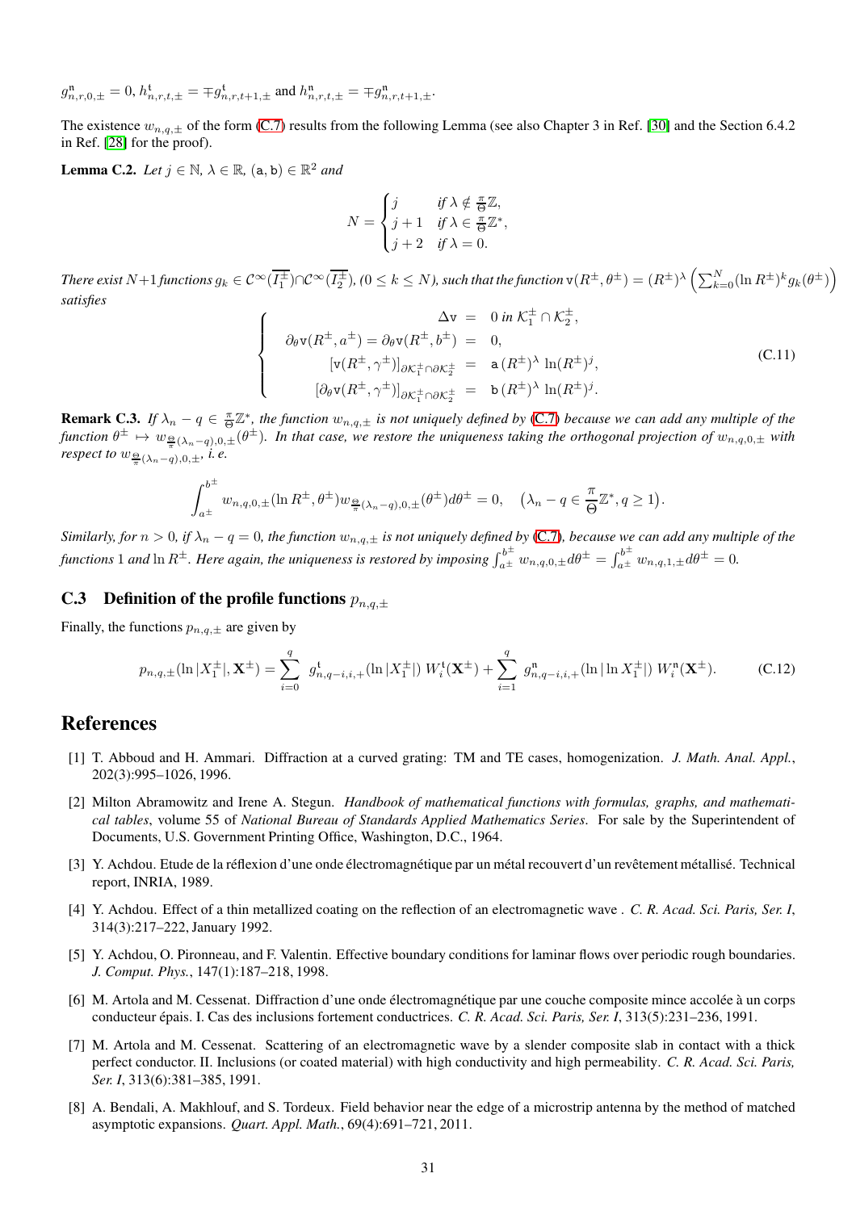$g^{\mathtt{n}}_{n,r,0,\pm} = 0$, $h^{\mathtt{t}}_{n,r,t,\pm} = \mp g^{\mathtt{t}}_{n,r,t+1,\pm}$ and $h^{\mathtt{n}}_{n,r,t,\pm} = \mp g^{\mathtt{n}}_{n,r,t+1,\pm}$.

The existence $w_{n,q,\pm}$ of the form (C.7) results from the following Lemma (see also Chapter 3 in Ref. [30] and the Section 6.4.2 in Ref. [28] for the proof).

**Lemma C.2.** *Let $j \in \mathbb{N}$, $\lambda \in \mathbb{R}$, $(\mathtt{a}, \mathtt{b}) \in \mathbb{R}^2$ and*

$$
N = \begin{cases} j & \text{if } \lambda \notin \frac{\pi}{\Theta}\mathbb{Z}, \\ j+1 & \text{if } \lambda \in \frac{\pi}{\Theta}\mathbb{Z}^*, \\ j+2 & \text{if } \lambda = 0. \end{cases}
$$

*There exist $N+1$ functions $g_k \in \mathcal{C}^\infty(\overline{I_1^\pm}) \cap \mathcal{C}^\infty(\overline{I_2^\pm})$, $(0 \leq k \leq N)$, such that the function $\mathtt{v}(R^\pm, \theta^\pm) = (R^\pm)^\lambda \left( \sum_{k=0}^N (\ln R^\pm)^k g_k(\theta^\pm) \right)$ satisfies*

$$
\left\{ \begin{array}{rcl} \Delta \mathtt{v} & = & 0 \text{ in } \mathcal{K}_1^\pm \cap \mathcal{K}_2^\pm, \\ \partial_\theta \mathtt{v}(R^\pm, a^\pm) = \partial_\theta \mathtt{v}(R^\pm, b^\pm) & = & 0, \\ [\mathtt{v}(R^\pm, \gamma^\pm)]_{\partial\mathcal{K}_1^\pm \cap \partial\mathcal{K}_2^\pm} & = & \mathtt{a}\,(R^\pm)^\lambda \, \ln(R^\pm)^j, \\ [\partial_\theta \mathtt{v}(R^\pm, \gamma^\pm)]_{\partial\mathcal{K}_1^\pm \cap \partial\mathcal{K}_2^\pm} & = & \mathtt{b}\,(R^\pm)^\lambda \, \ln(R^\pm)^j. \end{array} \right. \tag{C.11}
$$

**Remark C.3.** *If $\lambda_n - q \in \frac{\pi}{\Theta}\mathbb{Z}^*$, the function $w_{n,q,\pm}$ is not uniquely defined by (C.7) because we can add any multiple of the function $\theta^\pm \mapsto w_{\frac{\Theta}{\pi}(\lambda_n - q),0,\pm}(\theta^\pm)$. In that case, we restore the uniqueness taking the orthogonal projection of $w_{n,q,0,\pm}$ with respect to $w_{\frac{\Theta}{\pi}(\lambda_n - q),0,\pm}$, i. e.*

$$
\int_{a^\pm}^{b^\pm} w_{n,q,0,\pm}(\ln R^\pm, \theta^\pm) w_{\frac{\Theta}{\pi}(\lambda_n - q),0,\pm}(\theta^\pm) d\theta^\pm = 0, \quad \left(\lambda_n - q \in \frac{\pi}{\Theta}\mathbb{Z}^*, q \geq 1\right).
$$

*Similarly, for $n > 0$, if $\lambda_n - q = 0$, the function $w_{n,q,\pm}$ is not uniquely defined by (C.7), because we can add any multiple of the functions $1$ and $\ln R^\pm$. Here again, the uniqueness is restored by imposing $\int_{a^\pm}^{b^\pm} w_{n,q,0,\pm} d\theta^\pm = \int_{a^\pm}^{b^\pm} w_{n,q,1,\pm} d\theta^\pm = 0$.*

### C.3 Definition of the profile functions $p_{n,q,\pm}$

Finally, the functions $p_{n,q,\pm}$ are given by

$$
p_{n,q,\pm}(\ln|X_1^\pm|, \mathbf{X}^\pm) = \sum_{i=0}^{q} g^{\mathtt{t}}_{n,q-i,i,+}(\ln|X_1^\pm|)\, W_i^{\mathtt{t}}(\mathbf{X}^\pm) + \sum_{i=1}^{q} g^{\mathtt{n}}_{n,q-i,i,+}(\ln|\ln X_1^\pm|)\, W_i^{\mathtt{n}}(\mathbf{X}^\pm). \tag{C.12}
$$

## References

[1] T. Abboud and H. Ammari. Diffraction at a curved grating: TM and TE cases, homogenization. *J. Math. Anal. Appl.*, 202(3):995–1026, 1996.

[2] Milton Abramowitz and Irene A. Stegun. *Handbook of mathematical functions with formulas, graphs, and mathematical tables*, volume 55 of *National Bureau of Standards Applied Mathematics Series*. For sale by the Superintendent of Documents, U.S. Government Printing Office, Washington, D.C., 1964.

[3] Y. Achdou. Etude de la réflexion d'une onde électromagnétique par un métal recouvert d'un revêtement métallisé. Technical report, INRIA, 1989.

[4] Y. Achdou. Effect of a thin metallized coating on the reflection of an electromagnetic wave . *C. R. Acad. Sci. Paris, Ser. I*, 314(3):217–222, January 1992.

[5] Y. Achdou, O. Pironneau, and F. Valentin. Effective boundary conditions for laminar flows over periodic rough boundaries. *J. Comput. Phys.*, 147(1):187–218, 1998.

[6] M. Artola and M. Cessenat. Diffraction d'une onde électromagnétique par une couche composite mince accolée à un corps conducteur épais. I. Cas des inclusions fortement conductrices. *C. R. Acad. Sci. Paris, Ser. I*, 313(5):231–236, 1991.

[7] M. Artola and M. Cessenat. Scattering of an electromagnetic wave by a slender composite slab in contact with a thick perfect conductor. II. Inclusions (or coated material) with high conductivity and high permeability. *C. R. Acad. Sci. Paris, Ser. I*, 313(6):381–385, 1991.

[8] A. Bendali, A. Makhlouf, and S. Tordeux. Field behavior near the edge of a microstrip antenna by the method of matched asymptotic expansions. *Quart. Appl. Math.*, 69(4):691–721, 2011.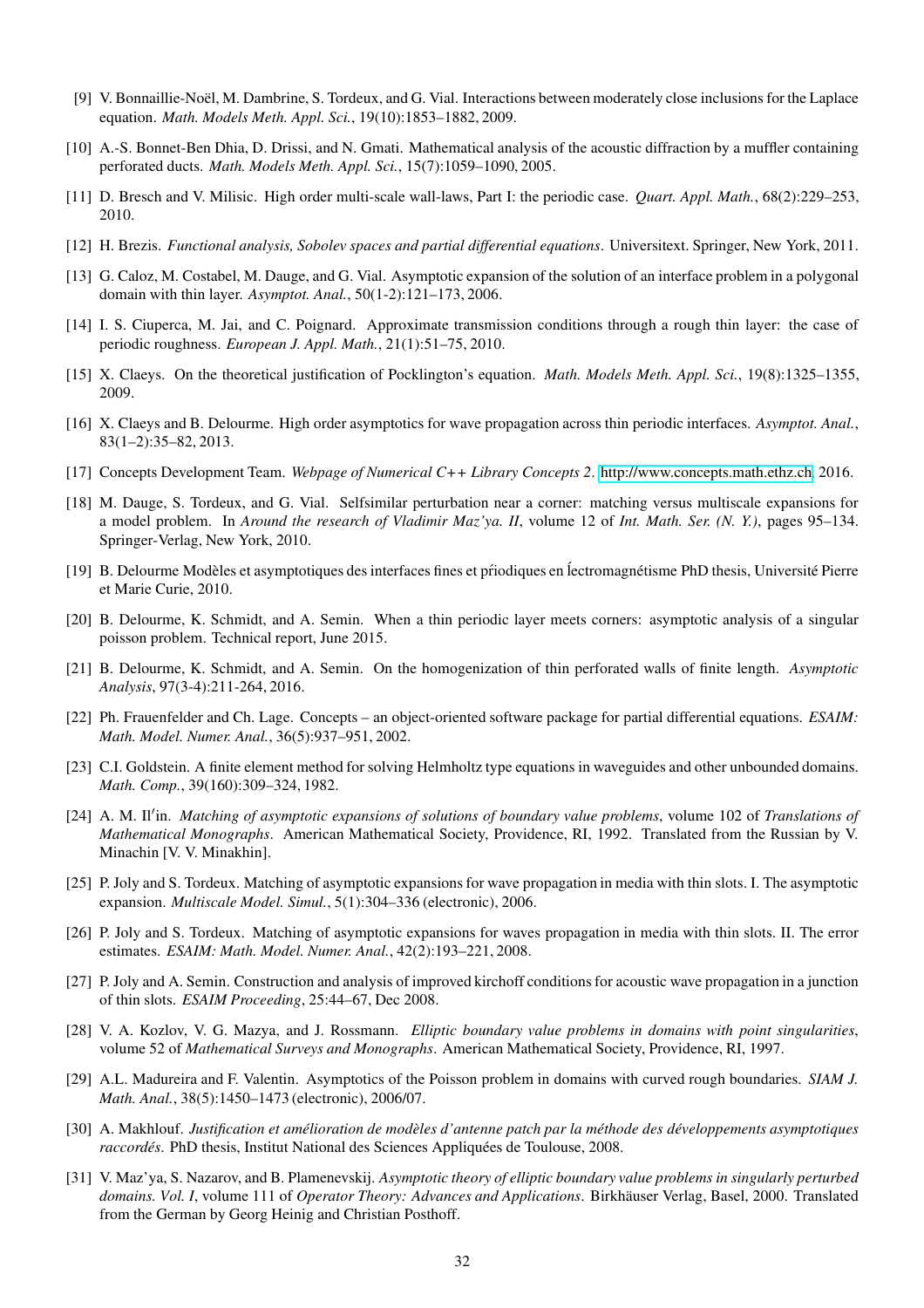[9] V. Bonnaillie-Noël, M. Dambrine, S. Tordeux, and G. Vial. Interactions between moderately close inclusions for the Laplace equation. *Math. Models Meth. Appl. Sci.*, 19(10):1853–1882, 2009.

[10] A.-S. Bonnet-Ben Dhia, D. Drissi, and N. Gmati. Mathematical analysis of the acoustic diffraction by a muffler containing perforated ducts. *Math. Models Meth. Appl. Sci.*, 15(7):1059–1090, 2005.

[11] D. Bresch and V. Milisic. High order multi-scale wall-laws, Part I: the periodic case. *Quart. Appl. Math.*, 68(2):229–253, 2010.

[12] H. Brezis. *Functional analysis, Sobolev spaces and partial differential equations*. Universitext. Springer, New York, 2011.

[13] G. Caloz, M. Costabel, M. Dauge, and G. Vial. Asymptotic expansion of the solution of an interface problem in a polygonal domain with thin layer. *Asymptot. Anal.*, 50(1-2):121–173, 2006.

[14] I. S. Ciuperca, M. Jai, and C. Poignard. Approximate transmission conditions through a rough thin layer: the case of periodic roughness. *European J. Appl. Math.*, 21(1):51–75, 2010.

[15] X. Claeys. On the theoretical justification of Pocklington's equation. *Math. Models Meth. Appl. Sci.*, 19(8):1325–1355, 2009.

[16] X. Claeys and B. Delourme. High order asymptotics for wave propagation across thin periodic interfaces. *Asymptot. Anal.*, 83(1–2):35–82, 2013.

[17] Concepts Development Team. *Webpage of Numerical C++ Library Concepts 2*. http://www.concepts.math.ethz.ch, 2016.

[18] M. Dauge, S. Tordeux, and G. Vial. Selfsimilar perturbation near a corner: matching versus multiscale expansions for a model problem. In *Around the research of Vladimir Maz'ya. II*, volume 12 of *Int. Math. Ser. (N. Y.)*, pages 95–134. Springer-Verlag, New York, 2010.

[19] B. Delourme Modèles et asymptotiques des interfaces fines et ṕriodiques en ĺectromagnétisme PhD thesis, Université Pierre et Marie Curie, 2010.

[20] B. Delourme, K. Schmidt, and A. Semin. When a thin periodic layer meets corners: asymptotic analysis of a singular poisson problem. Technical report, June 2015.

[21] B. Delourme, K. Schmidt, and A. Semin. On the homogenization of thin perforated walls of finite length. *Asymptotic Analysis*, 97(3-4):211-264, 2016.

[22] Ph. Frauenfelder and Ch. Lage. Concepts – an object-oriented software package for partial differential equations. *ESAIM: Math. Model. Numer. Anal.*, 36(5):937–951, 2002.

[23] C.I. Goldstein. A finite element method for solving Helmholtz type equations in waveguides and other unbounded domains. *Math. Comp.*, 39(160):309–324, 1982.

[24] A. M. Il′in. *Matching of asymptotic expansions of solutions of boundary value problems*, volume 102 of *Translations of Mathematical Monographs*. American Mathematical Society, Providence, RI, 1992. Translated from the Russian by V. Minachin [V. V. Minakhin].

[25] P. Joly and S. Tordeux. Matching of asymptotic expansions for wave propagation in media with thin slots. I. The asymptotic expansion. *Multiscale Model. Simul.*, 5(1):304–336 (electronic), 2006.

[26] P. Joly and S. Tordeux. Matching of asymptotic expansions for waves propagation in media with thin slots. II. The error estimates. *ESAIM: Math. Model. Numer. Anal.*, 42(2):193–221, 2008.

[27] P. Joly and A. Semin. Construction and analysis of improved kirchoff conditions for acoustic wave propagation in a junction of thin slots. *ESAIM Proceeding*, 25:44–67, Dec 2008.

[28] V. A. Kozlov, V. G. Mazya, and J. Rossmann. *Elliptic boundary value problems in domains with point singularities*, volume 52 of *Mathematical Surveys and Monographs*. American Mathematical Society, Providence, RI, 1997.

[29] A.L. Madureira and F. Valentin. Asymptotics of the Poisson problem in domains with curved rough boundaries. *SIAM J. Math. Anal.*, 38(5):1450–1473 (electronic), 2006/07.

[30] A. Makhlouf. *Justification et amélioration de modèles d'antenne patch par la méthode des développements asymptotiques raccordés*. PhD thesis, Institut National des Sciences Appliquées de Toulouse, 2008.

[31] V. Maz'ya, S. Nazarov, and B. Plamenevskij. *Asymptotic theory of elliptic boundary value problems in singularly perturbed domains. Vol. I*, volume 111 of *Operator Theory: Advances and Applications*. Birkhäuser Verlag, Basel, 2000. Translated from the German by Georg Heinig and Christian Posthoff.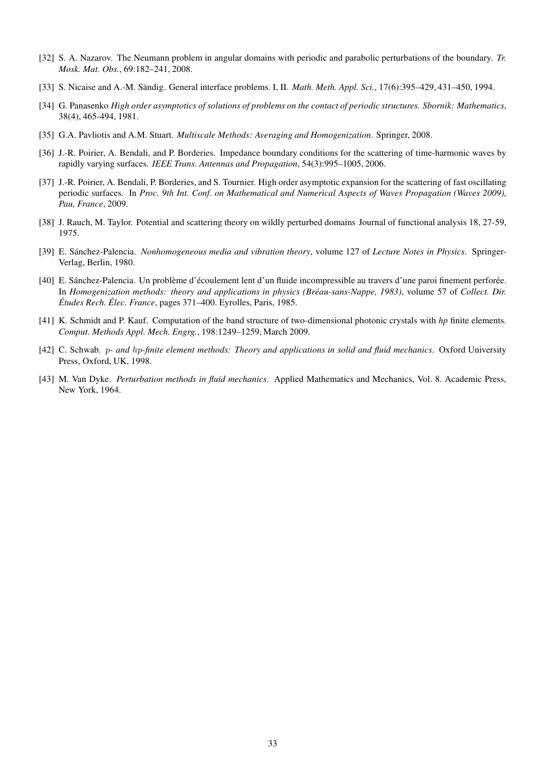[32] S. A. Nazarov. The Neumann problem in angular domains with periodic and parabolic perturbations of the boundary. *Tr. Mosk. Mat. Obs.*, 69:182–241, 2008.

[33] S. Nicaise and A.-M. Sändig. General interface problems. I, II. *Math. Meth. Appl. Sci.*, 17(6):395–429, 431–450, 1994.

[34] G. Panasenko *High order asymptotics of solutions of problems on the contact of periodic structures. Sbornik: Mathematics*, 38(4), 465-494, 1981.

[35] G.A. Pavliotis and A.M. Stuart. *Multiscale Methods: Averaging and Homogenization*. Springer, 2008.

[36] J.-R. Poirier, A. Bendali, and P. Borderies. Impedance boundary conditions for the scattering of time-harmonic waves by rapidly varying surfaces. *IEEE Trans. Antennas and Propagation*, 54(3):995–1005, 2006.

[37] J.-R. Poirier, A. Bendali, P. Borderies, and S. Tournier. High order asymptotic expansion for the scattering of fast oscillating periodic surfaces. In *Proc. 9th Int. Conf. on Mathematical and Numerical Aspects of Waves Propagation (Waves 2009), Pau, France*, 2009.

[38] J. Rauch, M. Taylor. Potential and scattering theory on wildly perturbed domains Journal of functional analysis 18, 27-59, 1975.

[39] E. Sánchez-Palencia. *Nonhomogeneous media and vibration theory*, volume 127 of *Lecture Notes in Physics*. Springer-Verlag, Berlin, 1980.

[40] E. Sánchez-Palencia. Un problème d'écoulement lent d'un fluide incompressible au travers d'une paroi finement perforée. In *Homogenization methods: theory and applications in physics (Bréau-sans-Nappe, 1983)*, volume 57 of *Collect. Dir. Études Rech. Élec. France*, pages 371–400. Eyrolles, Paris, 1985.

[41] K. Schmidt and P. Kauf. Computation of the band structure of two-dimensional photonic crystals with *hp* finite elements. *Comput. Methods Appl. Mech. Engrg.*, 198:1249–1259, March 2009.

[42] C. Schwab. *$p$- and $hp$-finite element methods: Theory and applications in solid and fluid mechanics*. Oxford University Press, Oxford, UK, 1998.

[43] M. Van Dyke. *Perturbation methods in fluid mechanics*. Applied Mathematics and Mechanics, Vol. 8. Academic Press, New York, 1964.